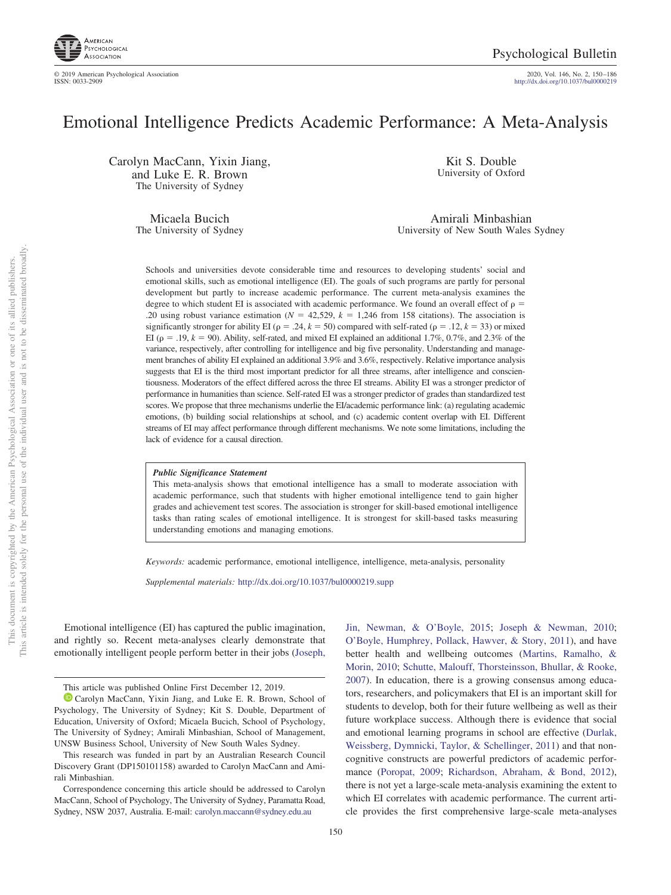# Emotional Intelligence Predicts Academic Performance: A Meta-Analysis

Carolyn MacCann, Yixin Jiang, and Luke E. R. Brown
The University of Sydney

Kit S. Double
University of Oxford

Micaela Bucich
The University of Sydney

Amirali Minbashian
University of New South Wales Sydney

Schools and universities devote considerable time and resources to developing students' social and emotional skills, such as emotional intelligence (EI). The goals of such programs are partly for personal development but partly to increase academic performance. The current meta-analysis examines the degree to which student EI is associated with academic performance. We found an overall effect of $\rho = .20$ using robust variance estimation ($N = 42{,}529$, $k = 1{,}246$ from 158 citations). The association is significantly stronger for ability EI ($\rho = .24$, $k = 50$) compared with self-rated ($\rho = .12$, $k = 33$) or mixed EI ($\rho = .19$, $k = 90$). Ability, self-rated, and mixed EI explained an additional 1.7%, 0.7%, and 2.3% of the variance, respectively, after controlling for intelligence and big five personality. Understanding and management branches of ability EI explained an additional 3.9% and 3.6%, respectively. Relative importance analysis suggests that EI is the third most important predictor for all three streams, after intelligence and conscientiousness. Moderators of the effect differed across the three EI streams. Ability EI was a stronger predictor of performance in humanities than science. Self-rated EI was a stronger predictor of grades than standardized test scores. We propose that three mechanisms underlie the EI/academic performance link: (a) regulating academic emotions, (b) building social relationships at school, and (c) academic content overlap with EI. Different streams of EI may affect performance through different mechanisms. We note some limitations, including the lack of evidence for a causal direction.

> ***Public Significance Statement***
> This meta-analysis shows that emotional intelligence has a small to moderate association with academic performance, such that students with higher emotional intelligence tend to gain higher grades and achievement test scores. The association is stronger for skill-based emotional intelligence tasks than rating scales of emotional intelligence. It is strongest for skill-based tasks measuring understanding emotions and managing emotions.

*Keywords:* academic performance, emotional intelligence, intelligence, meta-analysis, personality

*Supplemental materials:* http://dx.doi.org/10.1037/bul0000219.supp

Emotional intelligence (EI) has captured the public imagination, and rightly so. Recent meta-analyses clearly demonstrate that emotionally intelligent people perform better in their jobs (Joseph, Jin, Newman, & O'Boyle, 2015; Joseph & Newman, 2010; O'Boyle, Humphrey, Pollack, Hawver, & Story, 2011), and have better health and wellbeing outcomes (Martins, Ramalho, & Morin, 2010; Schutte, Malouff, Thorsteinsson, Bhullar, & Rooke, 2007). In education, there is a growing consensus among educators, researchers, and policymakers that EI is an important skill for students to develop, both for their future wellbeing as well as their future workplace success. Although there is evidence that social and emotional learning programs in school are effective (Durlak, Weissberg, Dymnicki, Taylor, & Schellinger, 2011) and that noncognitive constructs are powerful predictors of academic performance (Poropat, 2009; Richardson, Abraham, & Bond, 2012), there is not yet a large-scale meta-analysis examining the extent to which EI correlates with academic performance. The current article provides the first comprehensive large-scale meta-analyses

This article was published Online First December 12, 2019.

Carolyn MacCann, Yixin Jiang, and Luke E. R. Brown, School of Psychology, The University of Sydney; Kit S. Double, Department of Education, University of Oxford; Micaela Bucich, School of Psychology, The University of Sydney; Amirali Minbashian, School of Management, UNSW Business School, University of New South Wales Sydney.

This research was funded in part by an Australian Research Council Discovery Grant (DP150101158) awarded to Carolyn MacCann and Amirali Minbashian.

Correspondence concerning this article should be addressed to Carolyn MacCann, School of Psychology, The University of Sydney, Paramatta Road, Sydney, NSW 2037, Australia. E-mail: carolyn.maccann@sydney.edu.au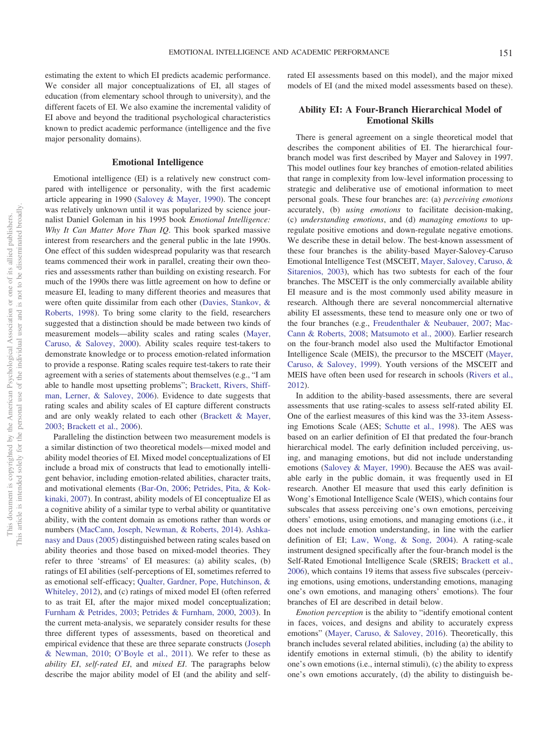estimating the extent to which EI predicts academic performance. We consider all major conceptualizations of EI, all stages of education (from elementary school through to university), and the different facets of EI. We also examine the incremental validity of EI above and beyond the traditional psychological characteristics known to predict academic performance (intelligence and the five major personality domains).

## Emotional Intelligence

Emotional intelligence (EI) is a relatively new construct compared with intelligence or personality, with the first academic article appearing in 1990 (Salovey & Mayer, 1990). The concept was relatively unknown until it was popularized by science journalist Daniel Goleman in his 1995 book *Emotional Intelligence: Why It Can Matter More Than IQ*. This book sparked massive interest from researchers and the general public in the late 1990s. One effect of this sudden widespread popularity was that research teams commenced their work in parallel, creating their own theories and assessments rather than building on existing research. For much of the 1990s there was little agreement on how to define or measure EI, leading to many different theories and measures that were often quite dissimilar from each other (Davies, Stankov, & Roberts, 1998). To bring some clarity to the field, researchers suggested that a distinction should be made between two kinds of measurement models—ability scales and rating scales (Mayer, Caruso, & Salovey, 2000). Ability scales require test-takers to demonstrate knowledge or to process emotion-related information to provide a response. Rating scales require test-takers to rate their agreement with a series of statements about themselves (e.g., "I am able to handle most upsetting problems"; Brackett, Rivers, Shiffman, Lerner, & Salovey, 2006). Evidence to date suggests that rating scales and ability scales of EI capture different constructs and are only weakly related to each other (Brackett & Mayer, 2003; Brackett et al., 2006).

Paralleling the distinction between two measurement models is a similar distinction of two theoretical models—mixed model and ability model theories of EI. Mixed model conceptualizations of EI include a broad mix of constructs that lead to emotionally intelligent behavior, including emotion-related abilities, character traits, and motivational elements (Bar-On, 2006; Petrides, Pita, & Kokkinaki, 2007). In contrast, ability models of EI conceptualize EI as a cognitive ability of a similar type to verbal ability or quantitative ability, with the content domain as emotions rather than words or numbers (MacCann, Joseph, Newman, & Roberts, 2014). Ashkanasy and Daus (2005) distinguished between rating scales based on ability theories and those based on mixed-model theories. They refer to three 'streams' of EI measures: (a) ability scales, (b) ratings of EI abilities (self-perceptions of EI, sometimes referred to as emotional self-efficacy; Qualter, Gardner, Pope, Hutchinson, & Whiteley, 2012), and (c) ratings of mixed model EI (often referred to as trait EI, after the major mixed model conceptualization; Furnham & Petrides, 2003; Petrides & Furnham, 2000, 2003). In the current meta-analysis, we separately consider results for these three different types of assessments, based on theoretical and empirical evidence that these are three separate constructs (Joseph & Newman, 2010; O'Boyle et al., 2011). We refer to these as *ability EI*, *self-rated EI*, and *mixed EI*. The paragraphs below describe the major ability model of EI (and the ability and self-rated EI assessments based on this model), and the major mixed models of EI (and the mixed model assessments based on these).

## Ability EI: A Four-Branch Hierarchical Model of Emotional Skills

There is general agreement on a single theoretical model that describes the component abilities of EI. The hierarchical four-branch model was first described by Mayer and Salovey in 1997. This model outlines four key branches of emotion-related abilities that range in complexity from low-level information processing to strategic and deliberative use of emotional information to meet personal goals. These four branches are: (a) *perceiving emotions* accurately, (b) *using emotions* to facilitate decision-making, (c) *understanding emotions*, and (d) *managing emotions* to up-regulate positive emotions and down-regulate negative emotions. We describe these in detail below. The best-known assessment of these four branches is the ability-based Mayer-Salovey-Caruso Emotional Intelligence Test (MSCEIT, Mayer, Salovey, Caruso, & Sitarenios, 2003), which has two subtests for each of the four branches. The MSCEIT is the only commercially available ability EI measure and is the most commonly used ability measure in research. Although there are several noncommercial alternative ability EI assessments, these tend to measure only one or two of the four branches (e.g., Freudenthaler & Neubauer, 2007; MacCann & Roberts, 2008; Matsumoto et al., 2000). Earlier research on the four-branch model also used the Multifactor Emotional Intelligence Scale (MEIS), the precursor to the MSCEIT (Mayer, Caruso, & Salovey, 1999). Youth versions of the MSCEIT and MEIS have often been used for research in schools (Rivers et al., 2012).

In addition to the ability-based assessments, there are several assessments that use rating-scales to assess self-rated ability EI. One of the earliest measures of this kind was the 33-item Assessing Emotions Scale (AES; Schutte et al., 1998). The AES was based on an earlier definition of EI that predated the four-branch hierarchical model. The early definition included perceiving, using, and managing emotions, but did not include understanding emotions (Salovey & Mayer, 1990). Because the AES was available early in the public domain, it was frequently used in EI research. Another EI measure that used this early definition is Wong's Emotional Intelligence Scale (WEIS), which contains four subscales that assess perceiving one's own emotions, perceiving others' emotions, using emotions, and managing emotions (i.e., it does not include emotion understanding, in line with the earlier definition of EI; Law, Wong, & Song, 2004). A rating-scale instrument designed specifically after the four-branch model is the Self-Rated Emotional Intelligence Scale (SREIS; Brackett et al., 2006), which contains 19 items that assess five subscales (perceiving emotions, using emotions, understanding emotions, managing one's own emotions, and managing others' emotions). The four branches of EI are described in detail below.

*Emotion perception* is the ability to "identify emotional content in faces, voices, and designs and ability to accurately express emotions" (Mayer, Caruso, & Salovey, 2016). Theoretically, this branch includes several related abilities, including (a) the ability to identify emotions in external stimuli, (b) the ability to identify one's own emotions (i.e., internal stimuli), (c) the ability to express one's own emotions accurately, (d) the ability to distinguish be-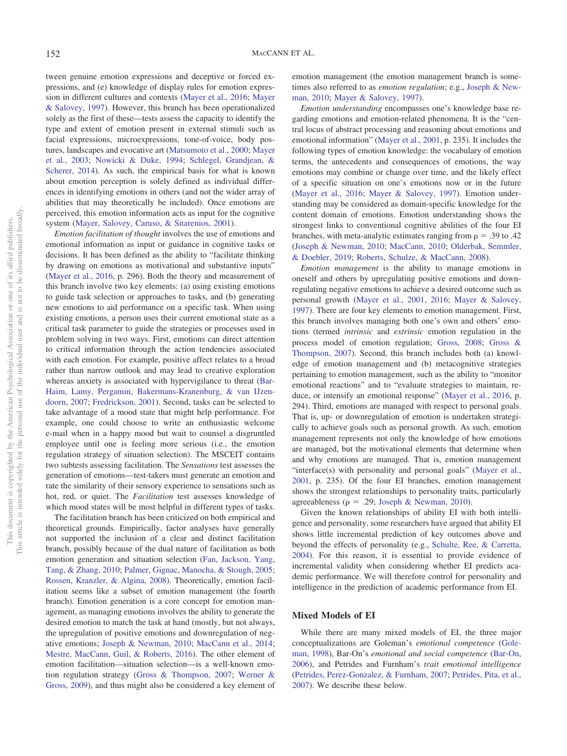tween genuine emotion expressions and deceptive or forced expressions, and (e) knowledge of display rules for emotion expression in different cultures and contexts (Mayer et al., 2016; Mayer & Salovey, 1997). However, this branch has been operationalized solely as the first of these—tests assess the capacity to identify the type and extent of emotion present in external stimuli such as facial expressions, microexpressions, tone-of-voice, body postures, landscapes and evocative art (Matsumoto et al., 2000; Mayer et al., 2003; Nowicki & Duke, 1994; Schlegel, Grandjean, & Scherer, 2014). As such, the empirical basis for what is known about emotion perception is solely defined as individual differences in identifying emotions in others (and not the wider array of abilities that may theoretically be included). Once emotions are perceived, this emotion information acts as input for the cognitive system (Mayer, Salovey, Caruso, & Sitarenios, 2001).

*Emotion facilitation of thought* involves the use of emotions and emotional information as input or guidance in cognitive tasks or decisions. It has been defined as the ability to "facilitate thinking by drawing on emotions as motivational and substantive inputs" (Mayer et al., 2016, p. 296). Both the theory and measurement of this branch involve two key elements: (a) using existing emotions to guide task selection or approaches to tasks, and (b) generating new emotions to aid performance on a specific task. When using existing emotions, a person uses their current emotional state as a critical task parameter to guide the strategies or processes used in problem solving in two ways. First, emotions can direct attention to critical information through the action tendencies associated with each emotion. For example, positive affect relates to a broad rather than narrow outlook and may lead to creative exploration whereas anxiety is associated with hypervigilance to threat (Bar-Haim, Lamy, Pergamin, Bakermans-Kranenburg, & van IJzendoorn, 2007; Fredrickson, 2001). Second, tasks can be selected to take advantage of a mood state that might help performance. For example, one could choose to write an enthusiastic welcome e-mail when in a happy mood but wait to counsel a disgruntled employee until one is feeling more serious (i.e., the emotion regulation strategy of situation selection). The MSCEIT contains two subtests assessing facilitation. The *Sensations* test assesses the generation of emotions—test-takers must generate an emotion and rate the similarity of their sensory experience to sensations such as hot, red, or quiet. The *Facilitation* test assesses knowledge of which mood states will be most helpful in different types of tasks.

The facilitation branch has been criticized on both empirical and theoretical grounds. Empirically, factor analyses have generally not supported the inclusion of a clear and distinct facilitation branch, possibly because of the dual nature of facilitation as both emotion generation and situation selection (Fan, Jackson, Yang, Tang, & Zhang, 2010; Palmer, Gignac, Manocha, & Stough, 2005; Rossen, Kranzler, & Algina, 2008). Theoretically, emotion facilitation seems like a subset of emotion management (the fourth branch). Emotion generation is a core concept for emotion management, as managing emotions involves the ability to generate the desired emotion to match the task at hand (mostly, but not always, the upregulation of positive emotions and downregulation of negative emotions; Joseph & Newman, 2010; MacCann et al., 2014; Mestre, MacCann, Guil, & Roberts, 2016). The other element of emotion facilitation—situation selection—is a well-known emotion regulation strategy (Gross & Thompson, 2007; Werner & Gross, 2009), and thus might also be considered a key element of emotion management (the emotion management branch is sometimes also referred to as *emotion regulation*; e.g., Joseph & Newman, 2010; Mayer & Salovey, 1997).

*Emotion understanding* encompasses one's knowledge base regarding emotions and emotion-related phenomena. It is the "central locus of abstract processing and reasoning about emotions and emotional information" (Mayer et al., 2001, p. 235). It includes the following types of emotion knowledge: the vocabulary of emotion terms, the antecedents and consequences of emotions, the way emotions may combine or change over time, and the likely effect of a specific situation on one's emotions now or in the future (Mayer et al., 2016; Mayer & Salovey, 1997). Emotion understanding may be considered as domain-specific knowledge for the content domain of emotions. Emotion understanding shows the strongest links to conventional cognitive abilities of the four EI branches, with meta-analytic estimates ranging from $\rho = .39$ to $.42$ (Joseph & Newman, 2010; MacCann, 2010; Olderbak, Semmler, & Doebler, 2019; Roberts, Schulze, & MacCann, 2008).

*Emotion management* is the ability to manage emotions in oneself and others by upregulating positive emotions and downregulating negative emotions to achieve a desired outcome such as personal growth (Mayer et al., 2001, 2016; Mayer & Salovey, 1997). There are four key elements to emotion management. First, this branch involves managing both one's own and others' emotions (termed *intrinsic* and *extrinsic* emotion regulation in the process model of emotion regulation; Gross, 2008; Gross & Thompson, 2007). Second, this branch includes both (a) knowledge of emotion management and (b) metacognitive strategies pertaining to emotion management, such as the ability to "monitor emotional reactions" and to "evaluate strategies to maintain, reduce, or intensify an emotional response" (Mayer et al., 2016, p. 294). Third, emotions are managed with respect to personal goals. That is, up- or downregulation of emotion is undertaken strategically to achieve goals such as personal growth. As such, emotion management represents not only the knowledge of how emotions are managed, but the motivational elements that determine when and why emotions are managed. That is, emotion management "interface(s) with personality and personal goals" (Mayer et al., 2001, p. 235). Of the four EI branches, emotion management shows the strongest relationships to personality traits, particularly agreeableness ($\rho = .29$; Joseph & Newman, 2010).

Given the known relationships of ability EI with both intelligence and personality, some researchers have argued that ability EI shows little incremental prediction of key outcomes above and beyond the effects of personality (e.g., Schulte, Ree, & Carretta, 2004). For this reason, it is essential to provide evidence of incremental validity when considering whether EI predicts academic performance. We will therefore control for personality and intelligence in the prediction of academic performance from EI.

## Mixed Models of EI

While there are many mixed models of EI, the three major conceptualizations are Goleman's *emotional competence* (Goleman, 1998), Bar-On's *emotional and social competence* (Bar-On, 2006), and Petrides and Furnham's *trait emotional intelligence* (Petrides, Perez-Gonzalez, & Furnham, 2007; Petrides, Pita, et al., 2007). We describe these below.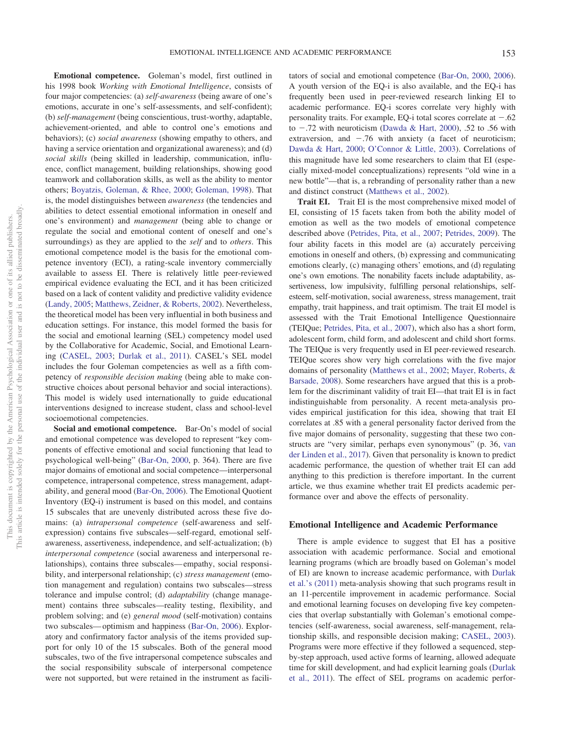**Emotional competence.** Goleman's model, first outlined in his 1998 book *Working with Emotional Intelligence*, consists of four major competencies: (a) *self-awareness* (being aware of one's emotions, accurate in one's self-assessments, and self-confident); (b) *self-management* (being conscientious, trust-worthy, adaptable, achievement-oriented, and able to control one's emotions and behaviors); (c) *social awareness* (showing empathy to others, and having a service orientation and organizational awareness); and (d) *social skills* (being skilled in leadership, communication, influence, conflict management, building relationships, showing good teamwork and collaboration skills, as well as the ability to mentor others; Boyatzis, Goleman, & Rhee, 2000; Goleman, 1998). That is, the model distinguishes between *awareness* (the tendencies and abilities to detect essential emotional information in oneself and one's environment) and *management* (being able to change or regulate the social and emotional content of oneself and one's surroundings) as they are applied to the *self* and to *others*. This emotional competence model is the basis for the emotional competence inventory (ECI), a rating-scale inventory commercially available to assess EI. There is relatively little peer-reviewed empirical evidence evaluating the ECI, and it has been criticized based on a lack of content validity and predictive validity evidence (Landy, 2005; Matthews, Zeidner, & Roberts, 2002). Nevertheless, the theoretical model has been very influential in both business and education settings. For instance, this model formed the basis for the social and emotional learning (SEL) competency model used by the Collaborative for Academic, Social, and Emotional Learning (CASEL, 2003; Durlak et al., 2011). CASEL's SEL model includes the four Goleman competencies as well as a fifth competency of *responsible decision making* (being able to make constructive choices about personal behavior and social interactions). This model is widely used internationally to guide educational interventions designed to increase student, class and school-level socioemotional competencies.

**Social and emotional competence.** Bar-On's model of social and emotional competence was developed to represent "key components of effective emotional and social functioning that lead to psychological well-being" (Bar-On, 2000, p. 364). There are five major domains of emotional and social competence—interpersonal competence, intrapersonal competence, stress management, adaptability, and general mood (Bar-On, 2006). The Emotional Quotient Inventory (EQ-i) instrument is based on this model, and contains 15 subscales that are unevenly distributed across these five domains: (a) *intrapersonal competence* (self-awareness and self-expression) contains five subscales—self-regard, emotional self-awareness, assertiveness, independence, and self-actualization; (b) *interpersonal competence* (social awareness and interpersonal relationships), contains three subscales—empathy, social responsibility, and interpersonal relationship; (c) *stress management* (emotion management and regulation) contains two subscales—stress tolerance and impulse control; (d) *adaptability* (change management) contains three subscales—reality testing, flexibility, and problem solving; and (e) *general mood* (self-motivation) contains two subscales—optimism and happiness (Bar-On, 2006). Exploratory and confirmatory factor analysis of the items provided support for only 10 of the 15 subscales. Both of the general mood subscales, two of the five intrapersonal competence subscales and the social responsibility subscale of interpersonal competence were not supported, but were retained in the instrument as facilitators of social and emotional competence (Bar-On, 2000, 2006). A youth version of the EQ-i is also available, and the EQ-i has frequently been used in peer-reviewed research linking EI to academic performance. EQ-i scores correlate very highly with personality traits. For example, EQ-i total scores correlate at −.62 to −.72 with neuroticism (Dawda & Hart, 2000), .52 to .56 with extraversion, and −.76 with anxiety (a facet of neuroticism; Dawda & Hart, 2000; O'Connor & Little, 2003). Correlations of this magnitude have led some researchers to claim that EI (especially mixed-model conceptualizations) represents "old wine in a new bottle"—that is, a rebranding of personality rather than a new and distinct construct (Matthews et al., 2002).

**Trait EI.** Trait EI is the most comprehensive mixed model of EI, consisting of 15 facets taken from both the ability model of emotion as well as the two models of emotional competence described above (Petrides, Pita, et al., 2007; Petrides, 2009). The four ability facets in this model are (a) accurately perceiving emotions in oneself and others, (b) expressing and communicating emotions clearly, (c) managing others' emotions, and (d) regulating one's own emotions. The nonability facets include adaptability, assertiveness, low impulsivity, fulfilling personal relationships, self-esteem, self-motivation, social awareness, stress management, trait empathy, trait happiness, and trait optimism. The trait EI model is assessed with the Trait Emotional Intelligence Questionnaire (TEIQue; Petrides, Pita, et al., 2007), which also has a short form, adolescent form, child form, and adolescent and child short forms. The TEIQue is very frequently used in EI peer-reviewed research. TEIQue scores show very high correlations with the five major domains of personality (Matthews et al., 2002; Mayer, Roberts, & Barsade, 2008). Some researchers have argued that this is a problem for the discriminant validity of trait EI—that trait EI is in fact indistinguishable from personality. A recent meta-analysis provides empirical justification for this idea, showing that trait EI correlates at .85 with a general personality factor derived from the five major domains of personality, suggesting that these two constructs are "very similar, perhaps even synonymous" (p. 36, van der Linden et al., 2017). Given that personality is known to predict academic performance, the question of whether trait EI can add anything to this prediction is therefore important. In the current article, we thus examine whether trait EI predicts academic performance over and above the effects of personality.

## Emotional Intelligence and Academic Performance

There is ample evidence to suggest that EI has a positive association with academic performance. Social and emotional learning programs (which are broadly based on Goleman's model of EI) are known to increase academic performance, with Durlak et al.'s (2011) meta-analysis showing that such programs result in an 11-percentile improvement in academic performance. Social and emotional learning focuses on developing five key competencies that overlap substantially with Goleman's emotional competencies (self-awareness, social awareness, self-management, relationship skills, and responsible decision making; CASEL, 2003). Programs were more effective if they followed a sequenced, step-by-step approach, used active forms of learning, allowed adequate time for skill development, and had explicit learning goals (Durlak et al., 2011). The effect of SEL programs on academic perfor-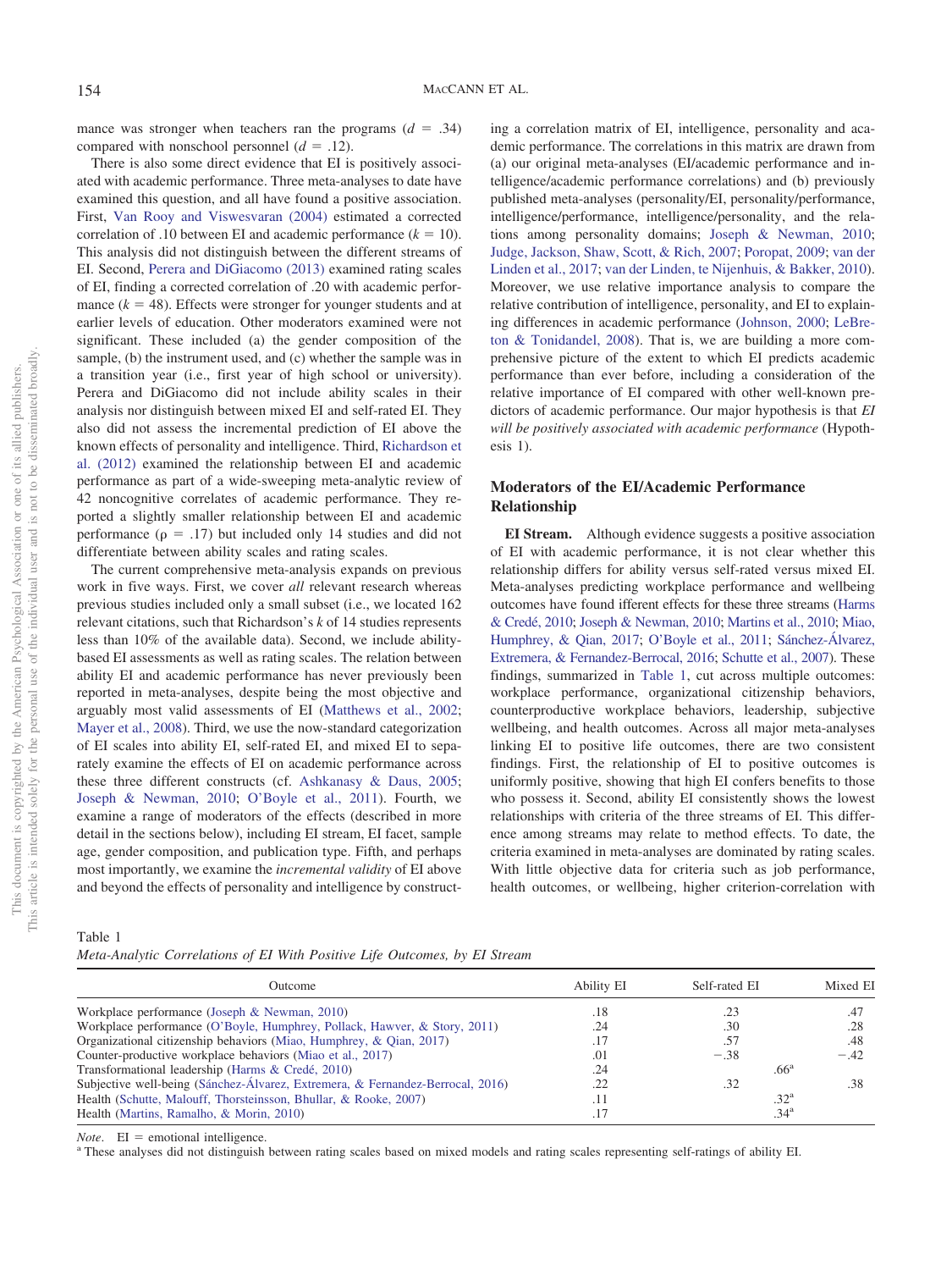mance was stronger when teachers ran the programs ($d = .34$) compared with nonschool personnel ($d = .12$).

There is also some direct evidence that EI is positively associated with academic performance. Three meta-analyses to date have examined this question, and all have found a positive association. First, Van Rooy and Viswesvaran (2004) estimated a corrected correlation of .10 between EI and academic performance ($k = 10$). This analysis did not distinguish between the different streams of EI. Second, Perera and DiGiacomo (2013) examined rating scales of EI, finding a corrected correlation of .20 with academic performance ($k = 48$). Effects were stronger for younger students and at earlier levels of education. Other moderators examined were not significant. These included (a) the gender composition of the sample, (b) the instrument used, and (c) whether the sample was in a transition year (i.e., first year of high school or university). Perera and DiGiacomo did not include ability scales in their analysis nor distinguish between mixed EI and self-rated EI. They also did not assess the incremental prediction of EI above the known effects of personality and intelligence. Third, Richardson et al. (2012) examined the relationship between EI and academic performance as part of a wide-sweeping meta-analytic review of 42 noncognitive correlates of academic performance. They reported a slightly smaller relationship between EI and academic performance ($\rho = .17$) but included only 14 studies and did not differentiate between ability scales and rating scales.

The current comprehensive meta-analysis expands on previous work in five ways. First, we cover *all* relevant research whereas previous studies included only a small subset (i.e., we located 162 relevant citations, such that Richardson's $k$ of 14 studies represents less than 10% of the available data). Second, we include ability-based EI assessments as well as rating scales. The relation between ability EI and academic performance has never previously been reported in meta-analyses, despite being the most objective and arguably most valid assessments of EI (Matthews et al., 2002; Mayer et al., 2008). Third, we use the now-standard categorization of EI scales into ability EI, self-rated EI, and mixed EI to separately examine the effects of EI on academic performance across these three different constructs (cf. Ashkanasy & Daus, 2005; Joseph & Newman, 2010; O'Boyle et al., 2011). Fourth, we examine a range of moderators of the effects (described in more detail in the sections below), including EI stream, EI facet, sample age, gender composition, and publication type. Fifth, and perhaps most importantly, we examine the *incremental validity* of EI above and beyond the effects of personality and intelligence by constructing a correlation matrix of EI, intelligence, personality and academic performance. The correlations in this matrix are drawn from (a) our original meta-analyses (EI/academic performance and intelligence/academic performance correlations) and (b) previously published meta-analyses (personality/EI, personality/performance, intelligence/performance, intelligence/personality, and the relations among personality domains; Joseph & Newman, 2010; Judge, Jackson, Shaw, Scott, & Rich, 2007; Poropat, 2009; van der Linden et al., 2017; van der Linden, te Nijenhuis, & Bakker, 2010). Moreover, we use relative importance analysis to compare the relative contribution of intelligence, personality, and EI to explaining differences in academic performance (Johnson, 2000; LeBreton & Tonidandel, 2008). That is, we are building a more comprehensive picture of the extent to which EI predicts academic performance than ever before, including a consideration of the relative importance of EI compared with other well-known predictors of academic performance. Our major hypothesis is that *EI will be positively associated with academic performance* (Hypothesis 1).

## Moderators of the EI/Academic Performance Relationship

**EI Stream.** Although evidence suggests a positive association of EI with academic performance, it is not clear whether this relationship differs for ability versus self-rated versus mixed EI. Meta-analyses predicting workplace performance and wellbeing outcomes have found ifferent effects for these three streams (Harms & Credé, 2010; Joseph & Newman, 2010; Martins et al., 2010; Miao, Humphrey, & Qian, 2017; O'Boyle et al., 2011; Sánchez-Álvarez, Extremera, & Fernandez-Berrocal, 2016; Schutte et al., 2007). These findings, summarized in Table 1, cut across multiple outcomes: workplace performance, organizational citizenship behaviors, counterproductive workplace behaviors, leadership, subjective wellbeing, and health outcomes. Across all major meta-analyses linking EI to positive life outcomes, there are two consistent findings. First, the relationship of EI to positive outcomes is uniformly positive, showing that high EI confers benefits to those who possess it. Second, ability EI consistently shows the lowest relationships with criteria of the three streams of EI. This difference among streams may relate to method effects. To date, the criteria examined in meta-analyses are dominated by rating scales. With little objective data for criteria such as job performance, health outcomes, or wellbeing, higher criterion-correlation with

Table 1
*Meta-Analytic Correlations of EI With Positive Life Outcomes, by EI Stream*

| Outcome | Ability EI | Self-rated EI | Mixed EI |
|---|---|---|---|
| Workplace performance (Joseph & Newman, 2010) | .18 | .23 | .47 |
| Workplace performance (O'Boyle, Humphrey, Pollack, Hawver, & Story, 2011) | .24 | .30 | .28 |
| Organizational citizenship behaviors (Miao, Humphrey, & Qian, 2017) | .17 | .57 | .48 |
| Counter-productive workplace behaviors (Miao et al., 2017) | .01 | −.38 | −.42 |
| Transformational leadership (Harms & Credé, 2010) | .24 | .66[a] | |
| Subjective well-being (Sánchez-Álvarez, Extremera, & Fernandez-Berrocal, 2016) | .22 | .32 | .38 |
| Health (Schutte, Malouff, Thorsteinsson, Bhullar, & Rooke, 2007) | .11 | .32[a] | |
| Health (Martins, Ramalho, & Morin, 2010) | .17 | .34[a] | |

*Note*. EI = emotional intelligence.
[a] These analyses did not distinguish between rating scales based on mixed models and rating scales representing self-ratings of ability EI.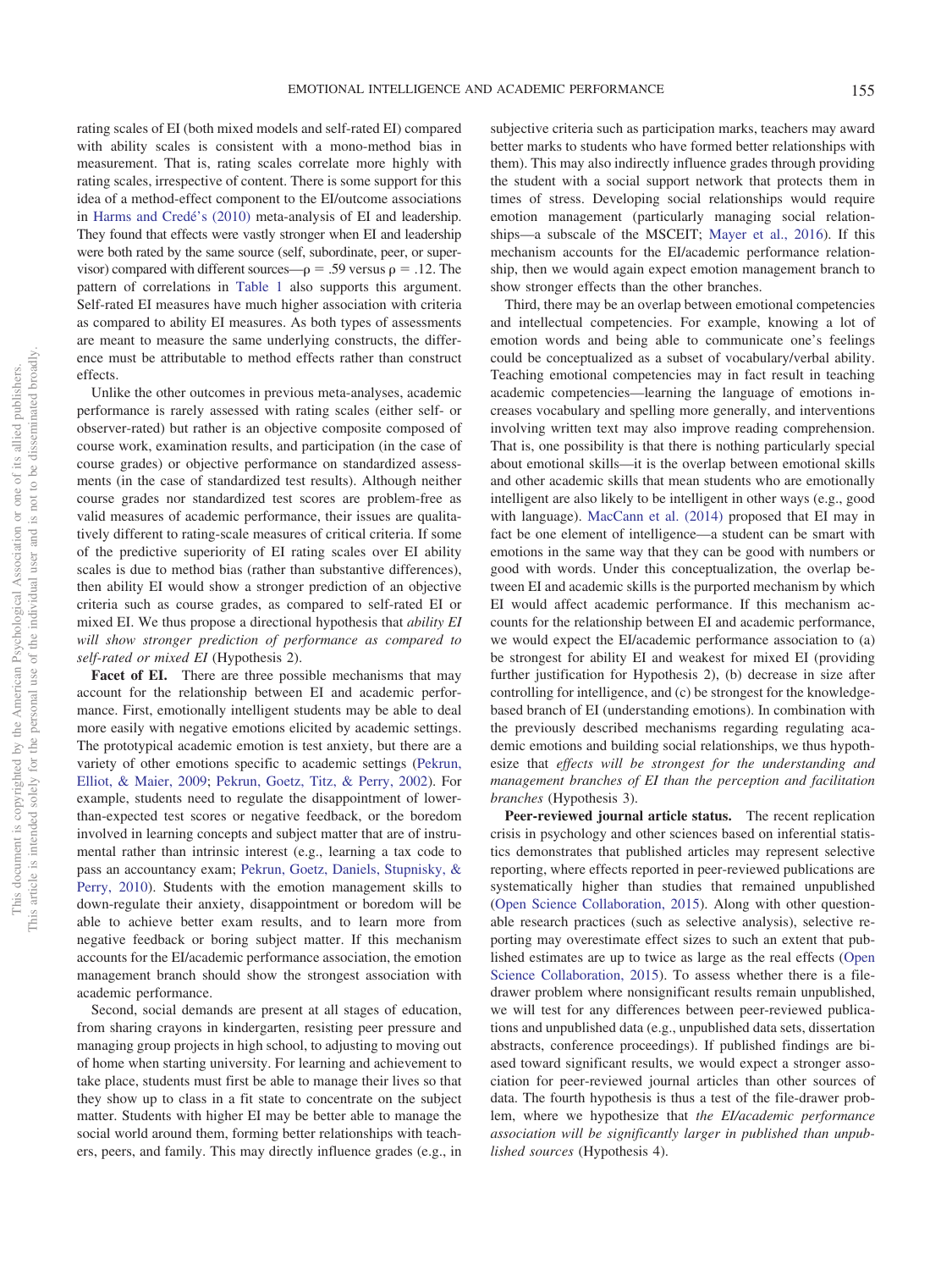rating scales of EI (both mixed models and self-rated EI) compared with ability scales is consistent with a mono-method bias in measurement. That is, rating scales correlate more highly with rating scales, irrespective of content. There is some support for this idea of a method-effect component to the EI/outcome associations in Harms and Credé's (2010) meta-analysis of EI and leadership. They found that effects were vastly stronger when EI and leadership were both rated by the same source (self, subordinate, peer, or supervisor) compared with different sources—$\rho = .59$ versus $\rho = .12$. The pattern of correlations in Table 1 also supports this argument. Self-rated EI measures have much higher association with criteria as compared to ability EI measures. As both types of assessments are meant to measure the same underlying constructs, the difference must be attributable to method effects rather than construct effects.

Unlike the other outcomes in previous meta-analyses, academic performance is rarely assessed with rating scales (either self- or observer-rated) but rather is an objective composite composed of course work, examination results, and participation (in the case of course grades) or objective performance on standardized assessments (in the case of standardized test results). Although neither course grades nor standardized test scores are problem-free as valid measures of academic performance, their issues are qualitatively different to rating-scale measures of critical criteria. If some of the predictive superiority of EI rating scales over EI ability scales is due to method bias (rather than substantive differences), then ability EI would show a stronger prediction of an objective criteria such as course grades, as compared to self-rated EI or mixed EI. We thus propose a directional hypothesis that *ability EI will show stronger prediction of performance as compared to self-rated or mixed EI* (Hypothesis 2).

**Facet of EI.** There are three possible mechanisms that may account for the relationship between EI and academic performance. First, emotionally intelligent students may be able to deal more easily with negative emotions elicited by academic settings. The prototypical academic emotion is test anxiety, but there are a variety of other emotions specific to academic settings (Pekrun, Elliot, & Maier, 2009; Pekrun, Goetz, Titz, & Perry, 2002). For example, students need to regulate the disappointment of lower-than-expected test scores or negative feedback, or the boredom involved in learning concepts and subject matter that are of instrumental rather than intrinsic interest (e.g., learning a tax code to pass an accountancy exam; Pekrun, Goetz, Daniels, Stupnisky, & Perry, 2010). Students with the emotion management skills to down-regulate their anxiety, disappointment or boredom will be able to achieve better exam results, and to learn more from negative feedback or boring subject matter. If this mechanism accounts for the EI/academic performance association, the emotion management branch should show the strongest association with academic performance.

Second, social demands are present at all stages of education, from sharing crayons in kindergarten, resisting peer pressure and managing group projects in high school, to adjusting to moving out of home when starting university. For learning and achievement to take place, students must first be able to manage their lives so that they show up to class in a fit state to concentrate on the subject matter. Students with higher EI may be better able to manage the social world around them, forming better relationships with teachers, peers, and family. This may directly influence grades (e.g., in subjective criteria such as participation marks, teachers may award better marks to students who have formed better relationships with them). This may also indirectly influence grades through providing the student with a social support network that protects them in times of stress. Developing social relationships would require emotion management (particularly managing social relationships—a subscale of the MSCEIT; Mayer et al., 2016). If this mechanism accounts for the EI/academic performance relationship, then we would again expect emotion management branch to show stronger effects than the other branches.

Third, there may be an overlap between emotional competencies and intellectual competencies. For example, knowing a lot of emotion words and being able to communicate one's feelings could be conceptualized as a subset of vocabulary/verbal ability. Teaching emotional competencies may in fact result in teaching academic competencies—learning the language of emotions increases vocabulary and spelling more generally, and interventions involving written text may also improve reading comprehension. That is, one possibility is that there is nothing particularly special about emotional skills—it is the overlap between emotional skills and other academic skills that mean students who are emotionally intelligent are also likely to be intelligent in other ways (e.g., good with language). MacCann et al. (2014) proposed that EI may in fact be one element of intelligence—a student can be smart with emotions in the same way that they can be good with numbers or good with words. Under this conceptualization, the overlap between EI and academic skills is the purported mechanism by which EI would affect academic performance. If this mechanism accounts for the relationship between EI and academic performance, we would expect the EI/academic performance association to (a) be strongest for ability EI and weakest for mixed EI (providing further justification for Hypothesis 2), (b) decrease in size after controlling for intelligence, and (c) be strongest for the knowledge-based branch of EI (understanding emotions). In combination with the previously described mechanisms regarding regulating academic emotions and building social relationships, we thus hypothesize that *effects will be strongest for the understanding and management branches of EI than the perception and facilitation branches* (Hypothesis 3).

**Peer-reviewed journal article status.** The recent replication crisis in psychology and other sciences based on inferential statistics demonstrates that published articles may represent selective reporting, where effects reported in peer-reviewed publications are systematically higher than studies that remained unpublished (Open Science Collaboration, 2015). Along with other questionable research practices (such as selective analysis), selective reporting may overestimate effect sizes to such an extent that published estimates are up to twice as large as the real effects (Open Science Collaboration, 2015). To assess whether there is a file-drawer problem where nonsignificant results remain unpublished, we will test for any differences between peer-reviewed publications and unpublished data (e.g., unpublished data sets, dissertation abstracts, conference proceedings). If published findings are biased toward significant results, we would expect a stronger association for peer-reviewed journal articles than other sources of data. The fourth hypothesis is thus a test of the file-drawer problem, where we hypothesize that *the EI/academic performance association will be significantly larger in published than unpublished sources* (Hypothesis 4).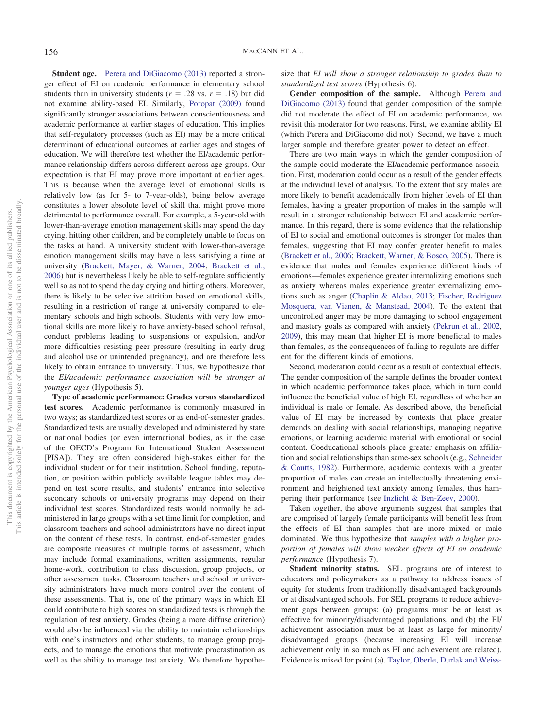**Student age.** Perera and DiGiacomo (2013) reported a stronger effect of EI on academic performance in elementary school students than in university students ($r = .28$ vs. $r = .18$) but did not examine ability-based EI. Similarly, Poropat (2009) found significantly stronger associations between conscientiousness and academic performance at earlier stages of education. This implies that self-regulatory processes (such as EI) may be a more critical determinant of educational outcomes at earlier ages and stages of education. We will therefore test whether the EI/academic performance relationship differs across different age groups. Our expectation is that EI may prove more important at earlier ages. This is because when the average level of emotional skills is relatively low (as for 5- to 7-year-olds), being below average constitutes a lower absolute level of skill that might prove more detrimental to performance overall. For example, a 5-year-old with lower-than-average emotion management skills may spend the day crying, hitting other children, and be completely unable to focus on the tasks at hand. A university student with lower-than-average emotion management skills may have a less satisfying a time at university (Brackett, Mayer, & Warner, 2004; Brackett et al., 2006) but is nevertheless likely be able to self-regulate sufficiently well so as not to spend the day crying and hitting others. Moreover, there is likely to be selective attrition based on emotional skills, resulting in a restriction of range at university compared to elementary schools and high schools. Students with very low emotional skills are more likely to have anxiety-based school refusal, conduct problems leading to suspensions or expulsion, and/or more difficulties resisting peer pressure (resulting in early drug and alcohol use or unintended pregnancy), and are therefore less likely to obtain entrance to university. Thus, we hypothesize that the *EI/academic performance association will be stronger at younger ages* (Hypothesis 5).

**Type of academic performance: Grades versus standardized test scores.** Academic performance is commonly measured in two ways; as standardized test scores or as end-of-semester grades. Standardized tests are usually developed and administered by state or national bodies (or even international bodies, as in the case of the OECD's Program for International Student Assessment [PISA]). They are often considered high-stakes either for the individual student or for their institution. School funding, reputation, or position within publicly available league tables may depend on test score results, and students' entrance into selective secondary schools or university programs may depend on their individual test scores. Standardized tests would normally be administered in large groups with a set time limit for completion, and classroom teachers and school administrators have no direct input on the content of these tests. In contrast, end-of-semester grades are composite measures of multiple forms of assessment, which may include formal examinations, written assignments, regular home-work, contribution to class discussion, group projects, or other assessment tasks. Classroom teachers and school or university administrators have much more control over the content of these assessments. That is, one of the primary ways in which EI could contribute to high scores on standardized tests is through the regulation of test anxiety. Grades (being a more diffuse criterion) would also be influenced via the ability to maintain relationships with one's instructors and other students, to manage group projects, and to manage the emotions that motivate procrastination as well as the ability to manage test anxiety. We therefore hypothesize that *EI will show a stronger relationship to grades than to standardized test scores* (Hypothesis 6).

**Gender composition of the sample.** Although Perera and DiGiacomo (2013) found that gender composition of the sample did not moderate the effect of EI on academic performance, we revisit this moderator for two reasons. First, we examine ability EI (which Perera and DiGiacomo did not). Second, we have a much larger sample and therefore greater power to detect an effect.

There are two main ways in which the gender composition of the sample could moderate the EI/academic performance association. First, moderation could occur as a result of the gender effects at the individual level of analysis. To the extent that say males are more likely to benefit academically from higher levels of EI than females, having a greater proportion of males in the sample will result in a stronger relationship between EI and academic performance. In this regard, there is some evidence that the relationship of EI to social and emotional outcomes is stronger for males than females, suggesting that EI may confer greater benefit to males (Brackett et al., 2006; Brackett, Warner, & Bosco, 2005). There is evidence that males and females experience different kinds of emotions—females experience greater internalizing emotions such as anxiety whereas males experience greater externalizing emotions such as anger (Chaplin & Aldao, 2013; Fischer, Rodriguez Mosquera, van Vianen, & Manstead, 2004). To the extent that uncontrolled anger may be more damaging to school engagement and mastery goals as compared with anxiety (Pekrun et al., 2002, 2009), this may mean that higher EI is more beneficial to males than females, as the consequences of failing to regulate are different for the different kinds of emotions.

Second, moderation could occur as a result of contextual effects. The gender composition of the sample defines the broader context in which academic performance takes place, which in turn could influence the beneficial value of high EI, regardless of whether an individual is male or female. As described above, the beneficial value of EI may be increased by contexts that place greater demands on dealing with social relationships, managing negative emotions, or learning academic material with emotional or social content. Coeducational schools place greater emphasis on affiliation and social relationships than same-sex schools (e.g., Schneider & Coutts, 1982). Furthermore, academic contexts with a greater proportion of males can create an intellectually threatening environment and heightened text anxiety among females, thus hampering their performance (see Inzlicht & Ben-Zeev, 2000).

Taken together, the above arguments suggest that samples that are comprised of largely female participants will benefit less from the effects of EI than samples that are more mixed or male dominated. We thus hypothesize that *samples with a higher proportion of females will show weaker effects of EI on academic performance* (Hypothesis 7).

**Student minority status.** SEL programs are of interest to educators and policymakers as a pathway to address issues of equity for students from traditionally disadvantaged backgrounds or at disadvantaged schools. For SEL programs to reduce achievement gaps between groups: (a) programs must be at least as effective for minority/disadvantaged populations, and (b) the EI/achievement association must be at least as large for minority/disadvantaged groups (because increasing EI will increase achievement only in so much as EI and achievement are related). Evidence is mixed for point (a). Taylor, Oberle, Durlak and Weiss-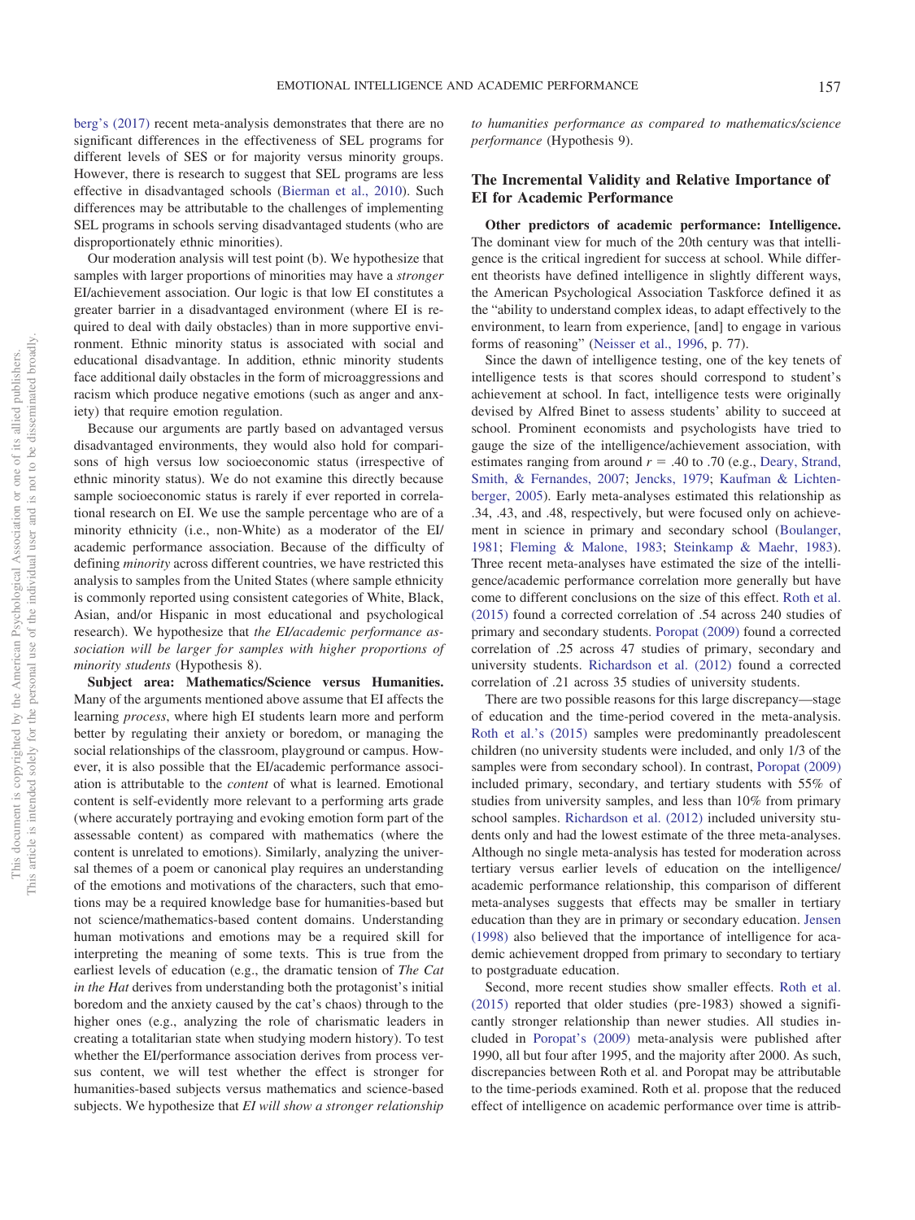berg's (2017) recent meta-analysis demonstrates that there are no significant differences in the effectiveness of SEL programs for different levels of SES or for majority versus minority groups. However, there is research to suggest that SEL programs are less effective in disadvantaged schools (Bierman et al., 2010). Such differences may be attributable to the challenges of implementing SEL programs in schools serving disadvantaged students (who are disproportionately ethnic minorities).

Our moderation analysis will test point (b). We hypothesize that samples with larger proportions of minorities may have a *stronger* EI/achievement association. Our logic is that low EI constitutes a greater barrier in a disadvantaged environment (where EI is required to deal with daily obstacles) than in more supportive environment. Ethnic minority status is associated with social and educational disadvantage. In addition, ethnic minority students face additional daily obstacles in the form of microaggressions and racism which produce negative emotions (such as anger and anxiety) that require emotion regulation.

Because our arguments are partly based on advantaged versus disadvantaged environments, they would also hold for comparisons of high versus low socioeconomic status (irrespective of ethnic minority status). We do not examine this directly because sample socioeconomic status is rarely if ever reported in correlational research on EI. We use the sample percentage who are of a minority ethnicity (i.e., non-White) as a moderator of the EI/academic performance association. Because of the difficulty of defining *minority* across different countries, we have restricted this analysis to samples from the United States (where sample ethnicity is commonly reported using consistent categories of White, Black, Asian, and/or Hispanic in most educational and psychological research). We hypothesize that *the EI/academic performance association will be larger for samples with higher proportions of minority students* (Hypothesis 8).

**Subject area: Mathematics/Science versus Humanities.** Many of the arguments mentioned above assume that EI affects the learning *process*, where high EI students learn more and perform better by regulating their anxiety or boredom, or managing the social relationships of the classroom, playground or campus. However, it is also possible that the EI/academic performance association is attributable to the *content* of what is learned. Emotional content is self-evidently more relevant to a performing arts grade (where accurately portraying and evoking emotion form part of the assessable content) as compared with mathematics (where the content is unrelated to emotions). Similarly, analyzing the universal themes of a poem or canonical play requires an understanding of the emotions and motivations of the characters, such that emotions may be a required knowledge base for humanities-based but not science/mathematics-based content domains. Understanding human motivations and emotions may be a required skill for interpreting the meaning of some texts. This is true from the earliest levels of education (e.g., the dramatic tension of *The Cat in the Hat* derives from understanding both the protagonist's initial boredom and the anxiety caused by the cat's chaos) through to the higher ones (e.g., analyzing the role of charismatic leaders in creating a totalitarian state when studying modern history). To test whether the EI/performance association derives from process versus content, we will test whether the effect is stronger for humanities-based subjects versus mathematics and science-based subjects. We hypothesize that *EI will show a stronger relationship to humanities performance as compared to mathematics/science performance* (Hypothesis 9).

## The Incremental Validity and Relative Importance of EI for Academic Performance

**Other predictors of academic performance: Intelligence.** The dominant view for much of the 20th century was that intelligence is the critical ingredient for success at school. While different theorists have defined intelligence in slightly different ways, the American Psychological Association Taskforce defined it as the "ability to understand complex ideas, to adapt effectively to the environment, to learn from experience, [and] to engage in various forms of reasoning" (Neisser et al., 1996, p. 77).

Since the dawn of intelligence testing, one of the key tenets of intelligence tests is that scores should correspond to student's achievement at school. In fact, intelligence tests were originally devised by Alfred Binet to assess students' ability to succeed at school. Prominent economists and psychologists have tried to gauge the size of the intelligence/achievement association, with estimates ranging from around $r = .40$ to .70 (e.g., Deary, Strand, Smith, & Fernandes, 2007; Jencks, 1979; Kaufman & Lichtenberger, 2005). Early meta-analyses estimated this relationship as .34, .43, and .48, respectively, but were focused only on achievement in science in primary and secondary school (Boulanger, 1981; Fleming & Malone, 1983; Steinkamp & Maehr, 1983). Three recent meta-analyses have estimated the size of the intelligence/academic performance correlation more generally but have come to different conclusions on the size of this effect. Roth et al. (2015) found a corrected correlation of .54 across 240 studies of primary and secondary students. Poropat (2009) found a corrected correlation of .25 across 47 studies of primary, secondary and university students. Richardson et al. (2012) found a corrected correlation of .21 across 35 studies of university students.

There are two possible reasons for this large discrepancy—stage of education and the time-period covered in the meta-analysis. Roth et al.'s (2015) samples were predominantly preadolescent children (no university students were included, and only 1/3 of the samples were from secondary school). In contrast, Poropat (2009) included primary, secondary, and tertiary students with 55% of studies from university samples, and less than 10% from primary school samples. Richardson et al. (2012) included university students only and had the lowest estimate of the three meta-analyses. Although no single meta-analysis has tested for moderation across tertiary versus earlier levels of education on the intelligence/academic performance relationship, this comparison of different meta-analyses suggests that effects may be smaller in tertiary education than they are in primary or secondary education. Jensen (1998) also believed that the importance of intelligence for academic achievement dropped from primary to secondary to tertiary to postgraduate education.

Second, more recent studies show smaller effects. Roth et al. (2015) reported that older studies (pre-1983) showed a significantly stronger relationship than newer studies. All studies included in Poropat's (2009) meta-analysis were published after 1990, all but four after 1995, and the majority after 2000. As such, discrepancies between Roth et al. and Poropat may be attributable to the time-periods examined. Roth et al. propose that the reduced effect of intelligence on academic performance over time is attrib-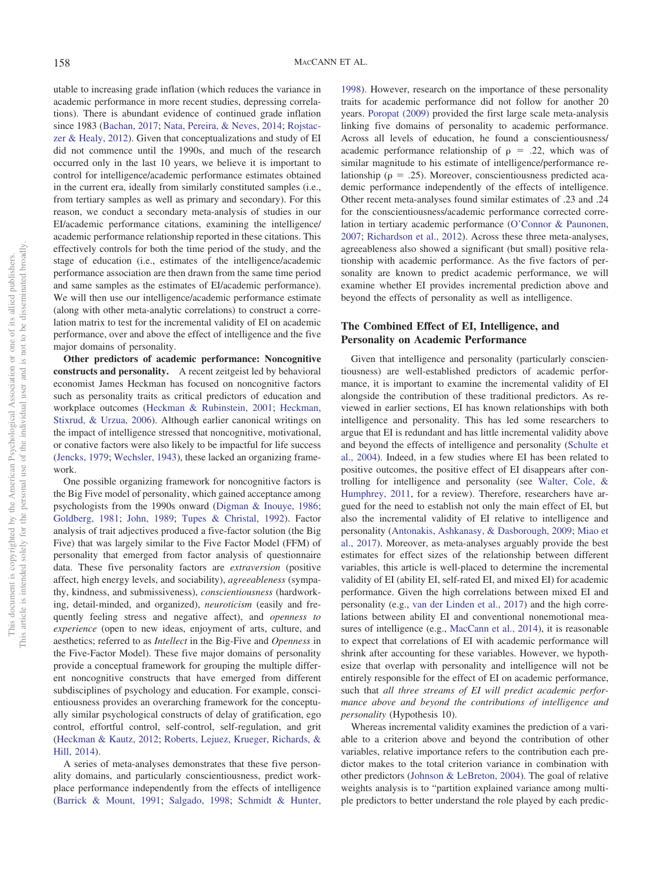utable to increasing grade inflation (which reduces the variance in academic performance in more recent studies, depressing correlations). There is abundant evidence of continued grade inflation since 1983 (Bachan, 2017; Nata, Pereira, & Neves, 2014; Rojstaczer & Healy, 2012). Given that conceptualizations and study of EI did not commence until the 1990s, and much of the research occurred only in the last 10 years, we believe it is important to control for intelligence/academic performance estimates obtained in the current era, ideally from similarly constituted samples (i.e., from tertiary samples as well as primary and secondary). For this reason, we conduct a secondary meta-analysis of studies in our EI/academic performance citations, examining the intelligence/academic performance relationship reported in these citations. This effectively controls for both the time period of the study, and the stage of education (i.e., estimates of the intelligence/academic performance association are then drawn from the same time period and same samples as the estimates of EI/academic performance). We will then use our intelligence/academic performance estimate (along with other meta-analytic correlations) to construct a correlation matrix to test for the incremental validity of EI on academic performance, over and above the effect of intelligence and the five major domains of personality.

**Other predictors of academic performance: Noncognitive constructs and personality.** A recent zeitgeist led by behavioral economist James Heckman has focused on noncognitive factors such as personality traits as critical predictors of education and workplace outcomes (Heckman & Rubinstein, 2001; Heckman, Stixrud, & Urzua, 2006). Although earlier canonical writings on the impact of intelligence stressed that noncognitive, motivational, or conative factors were also likely to be impactful for life success (Jencks, 1979; Wechsler, 1943), these lacked an organizing framework.

One possible organizing framework for noncognitive factors is the Big Five model of personality, which gained acceptance among psychologists from the 1990s onward (Digman & Inouye, 1986; Goldberg, 1981; John, 1989; Tupes & Christal, 1992). Factor analysis of trait adjectives produced a five-factor solution (the Big Five) that was largely similar to the Five Factor Model (FFM) of personality that emerged from factor analysis of questionnaire data. These five personality factors are *extraversion* (positive affect, high energy levels, and sociability), *agreeableness* (sympathy, kindness, and submissiveness), *conscientiousness* (hardworking, detail-minded, and organized), *neuroticism* (easily and frequently feeling stress and negative affect), and *openness to experience* (open to new ideas, enjoyment of arts, culture, and aesthetics; referred to as *Intellect* in the Big-Five and *Openness* in the Five-Factor Model). These five major domains of personality provide a conceptual framework for grouping the multiple different noncognitive constructs that have emerged from different subdisciplines of psychology and education. For example, conscientiousness provides an overarching framework for the conceptually similar psychological constructs of delay of gratification, ego control, effortful control, self-control, self-regulation, and grit (Heckman & Kautz, 2012; Roberts, Lejuez, Krueger, Richards, & Hill, 2014).

A series of meta-analyses demonstrates that these five personality domains, and particularly conscientiousness, predict workplace performance independently from the effects of intelligence (Barrick & Mount, 1991; Salgado, 1998; Schmidt & Hunter, 1998). However, research on the importance of these personality traits for academic performance did not follow for another 20 years. Poropat (2009) provided the first large scale meta-analysis linking five domains of personality to academic performance. Across all levels of education, he found a conscientiousness/academic performance relationship of $\rho$ = .22, which was of similar magnitude to his estimate of intelligence/performance relationship ($\rho$ = .25). Moreover, conscientiousness predicted academic performance independently of the effects of intelligence. Other recent meta-analyses found similar estimates of .23 and .24 for the conscientiousness/academic performance corrected correlation in tertiary academic performance (O'Connor & Paunonen, 2007; Richardson et al., 2012). Across these three meta-analyses, agreeableness also showed a significant (but small) positive relationship with academic performance. As the five factors of personality are known to predict academic performance, we will examine whether EI provides incremental prediction above and beyond the effects of personality as well as intelligence.

## The Combined Effect of EI, Intelligence, and Personality on Academic Performance

Given that intelligence and personality (particularly conscientiousness) are well-established predictors of academic performance, it is important to examine the incremental validity of EI alongside the contribution of these traditional predictors. As reviewed in earlier sections, EI has known relationships with both intelligence and personality. This has led some researchers to argue that EI is redundant and has little incremental validity above and beyond the effects of intelligence and personality (Schulte et al., 2004). Indeed, in a few studies where EI has been related to positive outcomes, the positive effect of EI disappears after controlling for intelligence and personality (see Walter, Cole, & Humphrey, 2011, for a review). Therefore, researchers have argued for the need to establish not only the main effect of EI, but also the incremental validity of EI relative to intelligence and personality (Antonakis, Ashkanasy, & Dasborough, 2009; Miao et al., 2017). Moreover, as meta-analyses arguably provide the best estimates for effect sizes of the relationship between different variables, this article is well-placed to determine the incremental validity of EI (ability EI, self-rated EI, and mixed EI) for academic performance. Given the high correlations between mixed EI and personality (e.g., van der Linden et al., 2017) and the high correlations between ability EI and conventional nonemotional measures of intelligence (e.g., MacCann et al., 2014), it is reasonable to expect that correlations of EI with academic performance will shrink after accounting for these variables. However, we hypothesize that overlap with personality and intelligence will not be entirely responsible for the effect of EI on academic performance, such that *all three streams of EI will predict academic performance above and beyond the contributions of intelligence and personality* (Hypothesis 10).

Whereas incremental validity examines the prediction of a variable to a criterion above and beyond the contribution of other variables, relative importance refers to the contribution each predictor makes to the total criterion variance in combination with other predictors (Johnson & LeBreton, 2004). The goal of relative weights analysis is to "partition explained variance among multiple predictors to better understand the role played by each predic-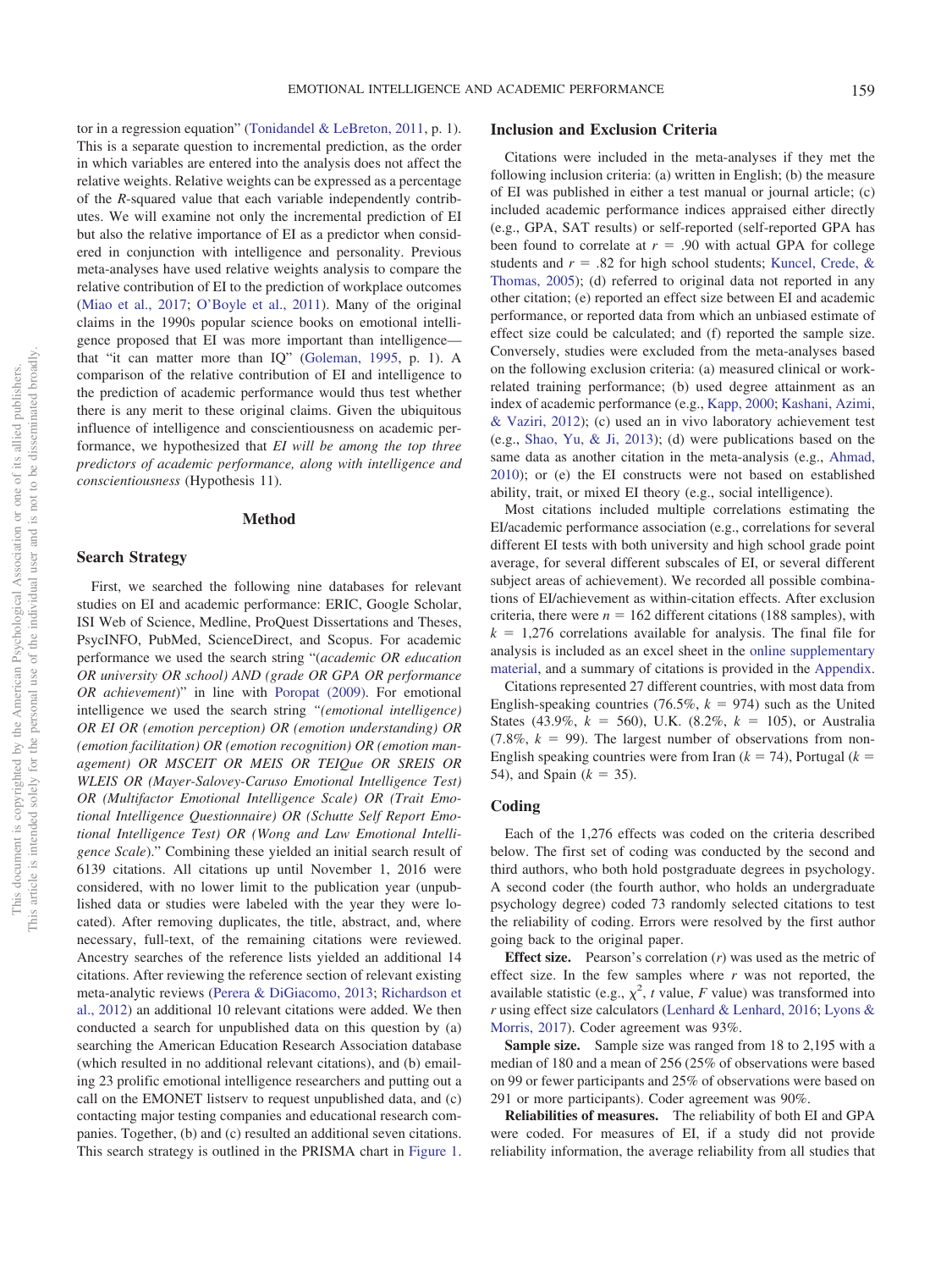tor in a regression equation" (Tonidandel & LeBreton, 2011, p. 1). This is a separate question to incremental prediction, as the order in which variables are entered into the analysis does not affect the relative weights. Relative weights can be expressed as a percentage of the $R$-squared value that each variable independently contributes. We will examine not only the incremental prediction of EI but also the relative importance of EI as a predictor when considered in conjunction with intelligence and personality. Previous meta-analyses have used relative weights analysis to compare the relative contribution of EI to the prediction of workplace outcomes (Miao et al., 2017; O'Boyle et al., 2011). Many of the original claims in the 1990s popular science books on emotional intelligence proposed that EI was more important than intelligence—that "it can matter more than IQ" (Goleman, 1995, p. 1). A comparison of the relative contribution of EI and intelligence to the prediction of academic performance would thus test whether there is any merit to these original claims. Given the ubiquitous influence of intelligence and conscientiousness on academic performance, we hypothesized that *EI will be among the top three predictors of academic performance, along with intelligence and conscientiousness* (Hypothesis 11).

## Method

### Search Strategy

First, we searched the following nine databases for relevant studies on EI and academic performance: ERIC, Google Scholar, ISI Web of Science, Medline, ProQuest Dissertations and Theses, PsycINFO, PubMed, ScienceDirect, and Scopus. For academic performance we used the search string "(*academic OR education OR university OR school) AND (grade OR GPA OR performance OR achievement)*" in line with Poropat (2009). For emotional intelligence we used the search string *"(emotional intelligence) OR EI OR (emotion perception) OR (emotion understanding) OR (emotion facilitation) OR (emotion recognition) OR (emotion management) OR MSCEIT OR MEIS OR TEIQue OR SREIS OR WLEIS OR (Mayer-Salovey-Caruso Emotional Intelligence Test) OR (Multifactor Emotional Intelligence Scale) OR (Trait Emotional Intelligence Questionnaire) OR (Schutte Self Report Emotional Intelligence Test) OR (Wong and Law Emotional Intelligence Scale)*." Combining these yielded an initial search result of 6139 citations. All citations up until November 1, 2016 were considered, with no lower limit to the publication year (unpublished data or studies were labeled with the year they were located). After removing duplicates, the title, abstract, and, where necessary, full-text, of the remaining citations were reviewed. Ancestry searches of the reference lists yielded an additional 14 citations. After reviewing the reference section of relevant existing meta-analytic reviews (Perera & DiGiacomo, 2013; Richardson et al., 2012) an additional 10 relevant citations were added. We then conducted a search for unpublished data on this question by (a) searching the American Education Research Association database (which resulted in no additional relevant citations), and (b) emailing 23 prolific emotional intelligence researchers and putting out a call on the EMONET listserv to request unpublished data, and (c) contacting major testing companies and educational research companies. Together, (b) and (c) resulted an additional seven citations. This search strategy is outlined in the PRISMA chart in Figure 1.

### Inclusion and Exclusion Criteria

Citations were included in the meta-analyses if they met the following inclusion criteria: (a) written in English; (b) the measure of EI was published in either a test manual or journal article; (c) included academic performance indices appraised either directly (e.g., GPA, SAT results) or self-reported (self-reported GPA has been found to correlate at $r$ = .90 with actual GPA for college students and $r$ = .82 for high school students; Kuncel, Crede, & Thomas, 2005); (d) referred to original data not reported in any other citation; (e) reported an effect size between EI and academic performance, or reported data from which an unbiased estimate of effect size could be calculated; and (f) reported the sample size. Conversely, studies were excluded from the meta-analyses based on the following exclusion criteria: (a) measured clinical or work-related training performance; (b) used degree attainment as an index of academic performance (e.g., Kapp, 2000; Kashani, Azimi, & Vaziri, 2012); (c) used an in vivo laboratory achievement test (e.g., Shao, Yu, & Ji, 2013); (d) were publications based on the same data as another citation in the meta-analysis (e.g., Ahmad, 2010); or (e) the EI constructs were not based on established ability, trait, or mixed EI theory (e.g., social intelligence).

Most citations included multiple correlations estimating the EI/academic performance association (e.g., correlations for several different EI tests with both university and high school grade point average, for several different subscales of EI, or several different subject areas of achievement). We recorded all possible combinations of EI/achievement as within-citation effects. After exclusion criteria, there were $n$ = 162 different citations (188 samples), with $k$ = 1,276 correlations available for analysis. The final file for analysis is included as an excel sheet in the online supplementary material, and a summary of citations is provided in the Appendix.

Citations represented 27 different countries, with most data from English-speaking countries (76.5%, $k$ = 974) such as the United States (43.9%, $k$ = 560), U.K. (8.2%, $k$ = 105), or Australia (7.8%, $k$ = 99). The largest number of observations from non-English speaking countries were from Iran ($k$ = 74), Portugal ($k$ = 54), and Spain ($k$ = 35).

### Coding

Each of the 1,276 effects was coded on the criteria described below. The first set of coding was conducted by the second and third authors, who both hold postgraduate degrees in psychology. A second coder (the fourth author, who holds an undergraduate psychology degree) coded 73 randomly selected citations to test the reliability of coding. Errors were resolved by the first author going back to the original paper.

**Effect size.** Pearson's correlation ($r$) was used as the metric of effect size. In the few samples where $r$ was not reported, the available statistic (e.g., $\chi^2$, $t$ value, $F$ value) was transformed into $r$ using effect size calculators (Lenhard & Lenhard, 2016; Lyons & Morris, 2017). Coder agreement was 93%.

**Sample size.** Sample size was ranged from 18 to 2,195 with a median of 180 and a mean of 256 (25% of observations were based on 99 or fewer participants and 25% of observations were based on 291 or more participants). Coder agreement was 90%.

**Reliabilities of measures.** The reliability of both EI and GPA were coded. For measures of EI, if a study did not provide reliability information, the average reliability from all studies that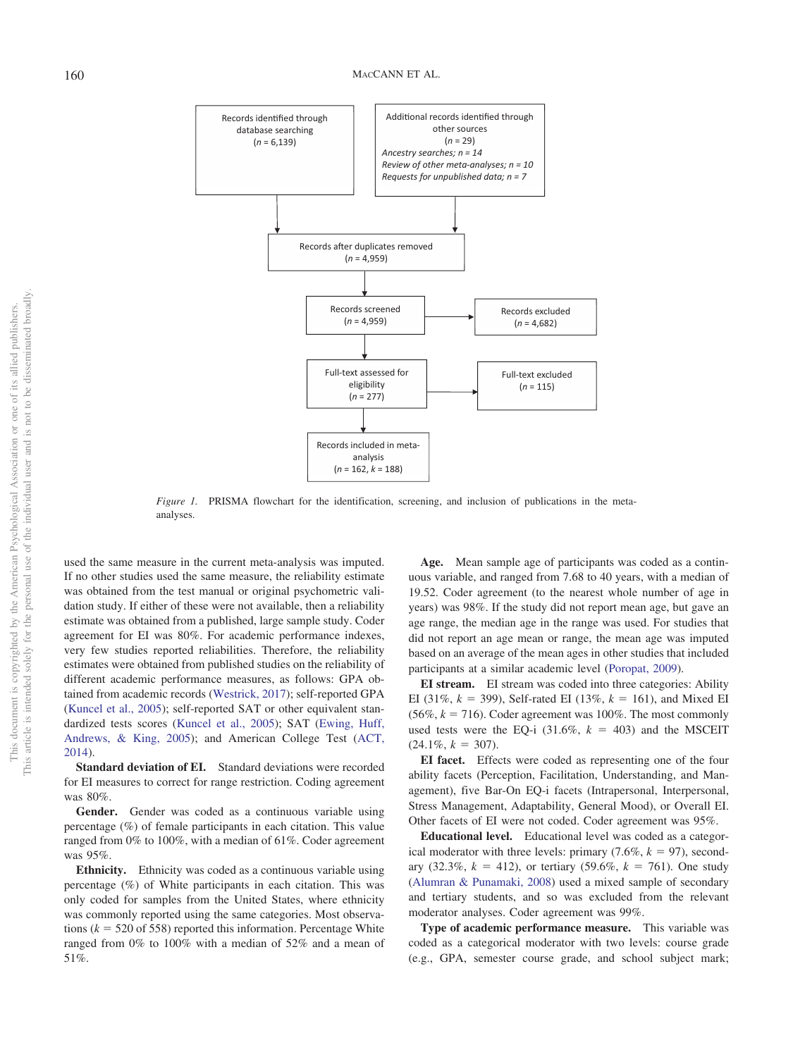Records identified through database searching ($n$ = 6,139)

Additional records identified through other sources ($n$ = 29)
*Ancestry searches; n = 14*
*Review of other meta-analyses; n = 10*
*Requests for unpublished data; n = 7*

Records after duplicates removed ($n$ = 4,959)

Records screened ($n$ = 4,959)

Records excluded ($n$ = 4,682)

Full-text assessed for eligibility ($n$ = 277)

Full-text excluded ($n$ = 115)

Records included in meta-analysis ($n$ = 162, $k$ = 188)

*Figure 1.* PRISMA flowchart for the identification, screening, and inclusion of publications in the meta-analyses.

used the same measure in the current meta-analysis was imputed. If no other studies used the same measure, the reliability estimate was obtained from the test manual or original psychometric validation study. If either of these were not available, then a reliability estimate was obtained from a published, large sample study. Coder agreement for EI was 80%. For academic performance indexes, very few studies reported reliabilities. Therefore, the reliability estimates were obtained from published studies on the reliability of different academic performance measures, as follows: GPA obtained from academic records (Westrick, 2017); self-reported GPA (Kuncel et al., 2005); self-reported SAT or other equivalent standardized tests scores (Kuncel et al., 2005); SAT (Ewing, Huff, Andrews, & King, 2005); and American College Test (ACT, 2014).

**Standard deviation of EI.** Standard deviations were recorded for EI measures to correct for range restriction. Coding agreement was 80%.

**Gender.** Gender was coded as a continuous variable using percentage (%) of female participants in each citation. This value ranged from 0% to 100%, with a median of 61%. Coder agreement was 95%.

**Ethnicity.** Ethnicity was coded as a continuous variable using percentage (%) of White participants in each citation. This was only coded for samples from the United States, where ethnicity was commonly reported using the same categories. Most observations ($k$ = 520 of 558) reported this information. Percentage White ranged from 0% to 100% with a median of 52% and a mean of 51%.

**Age.** Mean sample age of participants was coded as a continuous variable, and ranged from 7.68 to 40 years, with a median of 19.52. Coder agreement (to the nearest whole number of age in years) was 98%. If the study did not report mean age, but gave an age range, the median age in the range was used. For studies that did not report an age mean or range, the mean age was imputed based on an average of the mean ages in other studies that included participants at a similar academic level (Poropat, 2009).

**EI stream.** EI stream was coded into three categories: Ability EI (31%, $k$ = 399), Self-rated EI (13%, $k$ = 161), and Mixed EI (56%, $k$ = 716). Coder agreement was 100%. The most commonly used tests were the EQ-i (31.6%, $k$ = 403) and the MSCEIT (24.1%, $k$ = 307).

**EI facet.** Effects were coded as representing one of the four ability facets (Perception, Facilitation, Understanding, and Management), five Bar-On EQ-i facets (Intrapersonal, Interpersonal, Stress Management, Adaptability, General Mood), or Overall EI. Other facets of EI were not coded. Coder agreement was 95%.

**Educational level.** Educational level was coded as a categorical moderator with three levels: primary (7.6%, $k$ = 97), secondary (32.3%, $k$ = 412), or tertiary (59.6%, $k$ = 761). One study (Alumran & Punamaki, 2008) used a mixed sample of secondary and tertiary students, and so was excluded from the relevant moderator analyses. Coder agreement was 99%.

**Type of academic performance measure.** This variable was coded as a categorical moderator with two levels: course grade (e.g., GPA, semester course grade, and school subject mark;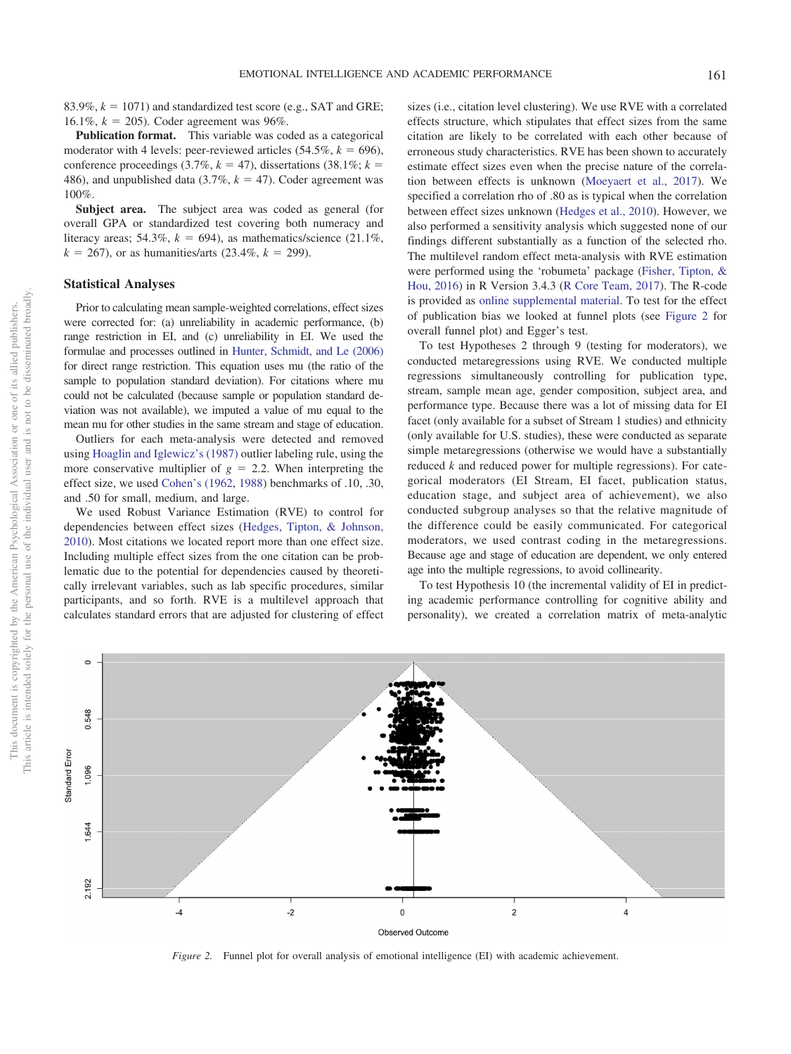83.9%, $k$ = 1071) and standardized test score (e.g., SAT and GRE; 16.1%, $k$ = 205). Coder agreement was 96%.

**Publication format.** This variable was coded as a categorical moderator with 4 levels: peer-reviewed articles (54.5%, $k$ = 696), conference proceedings (3.7%, $k$ = 47), dissertations (38.1%; $k$ = 486), and unpublished data (3.7%, $k$ = 47). Coder agreement was 100%.

**Subject area.** The subject area was coded as general (for overall GPA or standardized test covering both numeracy and literacy areas; 54.3%, $k$ = 694), as mathematics/science (21.1%, $k$ = 267), or as humanities/arts (23.4%, $k$ = 299).

## Statistical Analyses

Prior to calculating mean sample-weighted correlations, effect sizes were corrected for: (a) unreliability in academic performance, (b) range restriction in EI, and (c) unreliability in EI. We used the formulae and processes outlined in Hunter, Schmidt, and Le (2006) for direct range restriction. This equation uses mu (the ratio of the sample to population standard deviation). For citations where mu could not be calculated (because sample or population standard deviation was not available), we imputed a value of mu equal to the mean mu for other studies in the same stream and stage of education.

Outliers for each meta-analysis were detected and removed using Hoaglin and Iglewicz's (1987) outlier labeling rule, using the more conservative multiplier of $g$ = 2.2. When interpreting the effect size, we used Cohen's (1962, 1988) benchmarks of .10, .30, and .50 for small, medium, and large.

We used Robust Variance Estimation (RVE) to control for dependencies between effect sizes (Hedges, Tipton, & Johnson, 2010). Most citations we located report more than one effect size. Including multiple effect sizes from the one citation can be problematic due to the potential for dependencies caused by theoretically irrelevant variables, such as lab specific procedures, similar participants, and so forth. RVE is a multilevel approach that calculates standard errors that are adjusted for clustering of effect sizes (i.e., citation level clustering). We use RVE with a correlated effects structure, which stipulates that effect sizes from the same citation are likely to be correlated with each other because of erroneous study characteristics. RVE has been shown to accurately estimate effect sizes even when the precise nature of the correlation between effects is unknown (Moeyaert et al., 2017). We specified a correlation rho of .80 as is typical when the correlation between effect sizes unknown (Hedges et al., 2010). However, we also performed a sensitivity analysis which suggested none of our findings different substantially as a function of the selected rho. The multilevel random effect meta-analysis with RVE estimation were performed using the 'robumeta' package (Fisher, Tipton, & Hou, 2016) in R Version 3.4.3 (R Core Team, 2017). The R-code is provided as online supplemental material. To test for the effect of publication bias we looked at funnel plots (see Figure 2 for overall funnel plot) and Egger's test.

To test Hypotheses 2 through 9 (testing for moderators), we conducted metaregressions using RVE. We conducted multiple regressions simultaneously controlling for publication type, stream, sample mean age, gender composition, subject area, and performance type. Because there was a lot of missing data for EI facet (only available for a subset of Stream 1 studies) and ethnicity (only available for U.S. studies), these were conducted as separate simple metaregressions (otherwise we would have a substantially reduced $k$ and reduced power for multiple regressions). For categorical moderators (EI Stream, EI facet, publication status, education stage, and subject area of achievement), we also conducted subgroup analyses so that the relative magnitude of the difference could be easily communicated. For categorical moderators, we used contrast coding in the metaregressions. Because age and stage of education are dependent, we only entered age into the multiple regressions, to avoid collinearity.

To test Hypothesis 10 (the incremental validity of EI in predicting academic performance controlling for cognitive ability and personality), we created a correlation matrix of meta-analytic

Standard Error
0
0.548
1.096
1.644
2.192
-4
-2
0
2
4
Observed Outcome

*Figure 2.* Funnel plot for overall analysis of emotional intelligence (EI) with academic achievement.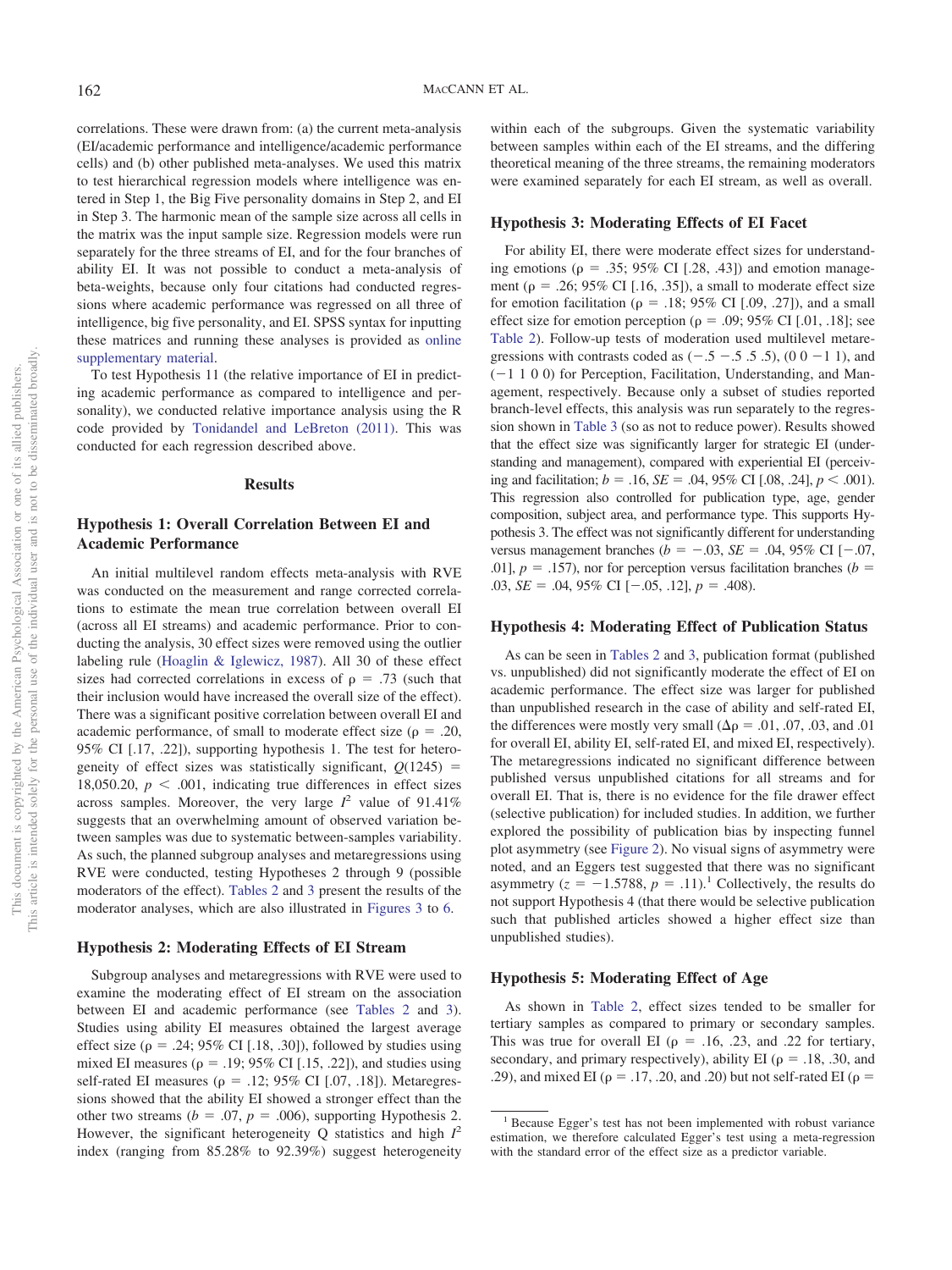correlations. These were drawn from: (a) the current meta-analysis (EI/academic performance and intelligence/academic performance cells) and (b) other published meta-analyses. We used this matrix to test hierarchical regression models where intelligence was entered in Step 1, the Big Five personality domains in Step 2, and EI in Step 3. The harmonic mean of the sample size across all cells in the matrix was the input sample size. Regression models were run separately for the three streams of EI, and for the four branches of ability EI. It was not possible to conduct a meta-analysis of beta-weights, because only four citations had conducted regressions where academic performance was regressed on all three of intelligence, big five personality, and EI. SPSS syntax for inputting these matrices and running these analyses is provided as online supplementary material.

To test Hypothesis 11 (the relative importance of EI in predicting academic performance as compared to intelligence and personality), we conducted relative importance analysis using the R code provided by Tonidandel and LeBreton (2011). This was conducted for each regression described above.

## Results

### Hypothesis 1: Overall Correlation Between EI and Academic Performance

An initial multilevel random effects meta-analysis with RVE was conducted on the measurement and range corrected correlations to estimate the mean true correlation between overall EI (across all EI streams) and academic performance. Prior to conducting the analysis, 30 effect sizes were removed using the outlier labeling rule (Hoaglin & Iglewicz, 1987). All 30 of these effect sizes had corrected correlations in excess of $\rho = .73$ (such that their inclusion would have increased the overall size of the effect). There was a significant positive correlation between overall EI and academic performance, of small to moderate effect size ($\rho = .20$, 95% CI [.17, .22]), supporting hypothesis 1. The test for heterogeneity of effect sizes was statistically significant, $Q(1245) = 18{,}050.20$, $p < .001$, indicating true differences in effect sizes across samples. Moreover, the very large $I^2$ value of 91.41% suggests that an overwhelming amount of observed variation between samples was due to systematic between-samples variability. As such, the planned subgroup analyses and metaregressions using RVE were conducted, testing Hypotheses 2 through 9 (possible moderators of the effect). Tables 2 and 3 present the results of the moderator analyses, which are also illustrated in Figures 3 to 6.

### Hypothesis 2: Moderating Effects of EI Stream

Subgroup analyses and metaregressions with RVE were used to examine the moderating effect of EI stream on the association between EI and academic performance (see Tables 2 and 3). Studies using ability EI measures obtained the largest average effect size ($\rho = .24$; 95% CI [.18, .30]), followed by studies using mixed EI measures ($\rho = .19$; 95% CI [.15, .22]), and studies using self-rated EI measures ($\rho = .12$; 95% CI [.07, .18]). Metaregressions showed that the ability EI showed a stronger effect than the other two streams ($b = .07$, $p = .006$), supporting Hypothesis 2. However, the significant heterogeneity Q statistics and high $I^2$ index (ranging from 85.28% to 92.39%) suggest heterogeneity within each of the subgroups. Given the systematic variability between samples within each of the EI streams, and the differing theoretical meaning of the three streams, the remaining moderators were examined separately for each EI stream, as well as overall.

### Hypothesis 3: Moderating Effects of EI Facet

For ability EI, there were moderate effect sizes for understanding emotions ($\rho = .35$; 95% CI [.28, .43]) and emotion management ($\rho = .26$; 95% CI [.16, .35]), a small to moderate effect size for emotion facilitation ($\rho = .18$; 95% CI [.09, .27]), and a small effect size for emotion perception ($\rho = .09$; 95% CI [.01, .18]; see Table 2). Follow-up tests of moderation used multilevel metaregressions with contrasts coded as $(-.5\ -.5\ .5\ .5)$, $(0\ 0\ -1\ 1)$, and $(-1\ 1\ 0\ 0)$ for Perception, Facilitation, Understanding, and Management, respectively. Because only a subset of studies reported branch-level effects, this analysis was run separately to the regression shown in Table 3 (so as not to reduce power). Results showed that the effect size was significantly larger for strategic EI (understanding and management), compared with experiential EI (perceiving and facilitation; $b = .16$, $SE = .04$, 95% CI [.08, .24], $p < .001$). This regression also controlled for publication type, age, gender composition, subject area, and performance type. This supports Hypothesis 3. The effect was not significantly different for understanding versus management branches ($b = -.03$, $SE = .04$, 95% CI [$-.07$, .01], $p = .157$), nor for perception versus facilitation branches ($b = .03$, $SE = .04$, 95% CI [$-.05$, .12], $p = .408$).

### Hypothesis 4: Moderating Effect of Publication Status

As can be seen in Tables 2 and 3, publication format (published vs. unpublished) did not significantly moderate the effect of EI on academic performance. The effect size was larger for published than unpublished research in the case of ability and self-rated EI, the differences were mostly very small ($\Delta\rho = .01$, .07, .03, and .01 for overall EI, ability EI, self-rated EI, and mixed EI, respectively). The metaregressions indicated no significant difference between published versus unpublished citations for all streams and for overall EI. That is, there is no evidence for the file drawer effect (selective publication) for included studies. In addition, we further explored the possibility of publication bias by inspecting funnel plot asymmetry (see Figure 2). No visual signs of asymmetry were noted, and an Eggers test suggested that there was no significant asymmetry ($z = -1.5788$, $p = .11$).[1] Collectively, the results do not support Hypothesis 4 (that there would be selective publication such that published articles showed a higher effect size than unpublished studies).

### Hypothesis 5: Moderating Effect of Age

As shown in Table 2, effect sizes tended to be smaller for tertiary samples as compared to primary or secondary samples. This was true for overall EI ($\rho = .16$, .23, and .22 for tertiary, secondary, and primary respectively), ability EI ($\rho = .18$, .30, and .29), and mixed EI ($\rho = .17$, .20, and .20) but not self-rated EI ($\rho =$

[1] Because Egger's test has not been implemented with robust variance estimation, we therefore calculated Egger's test using a meta-regression with the standard error of the effect size as a predictor variable.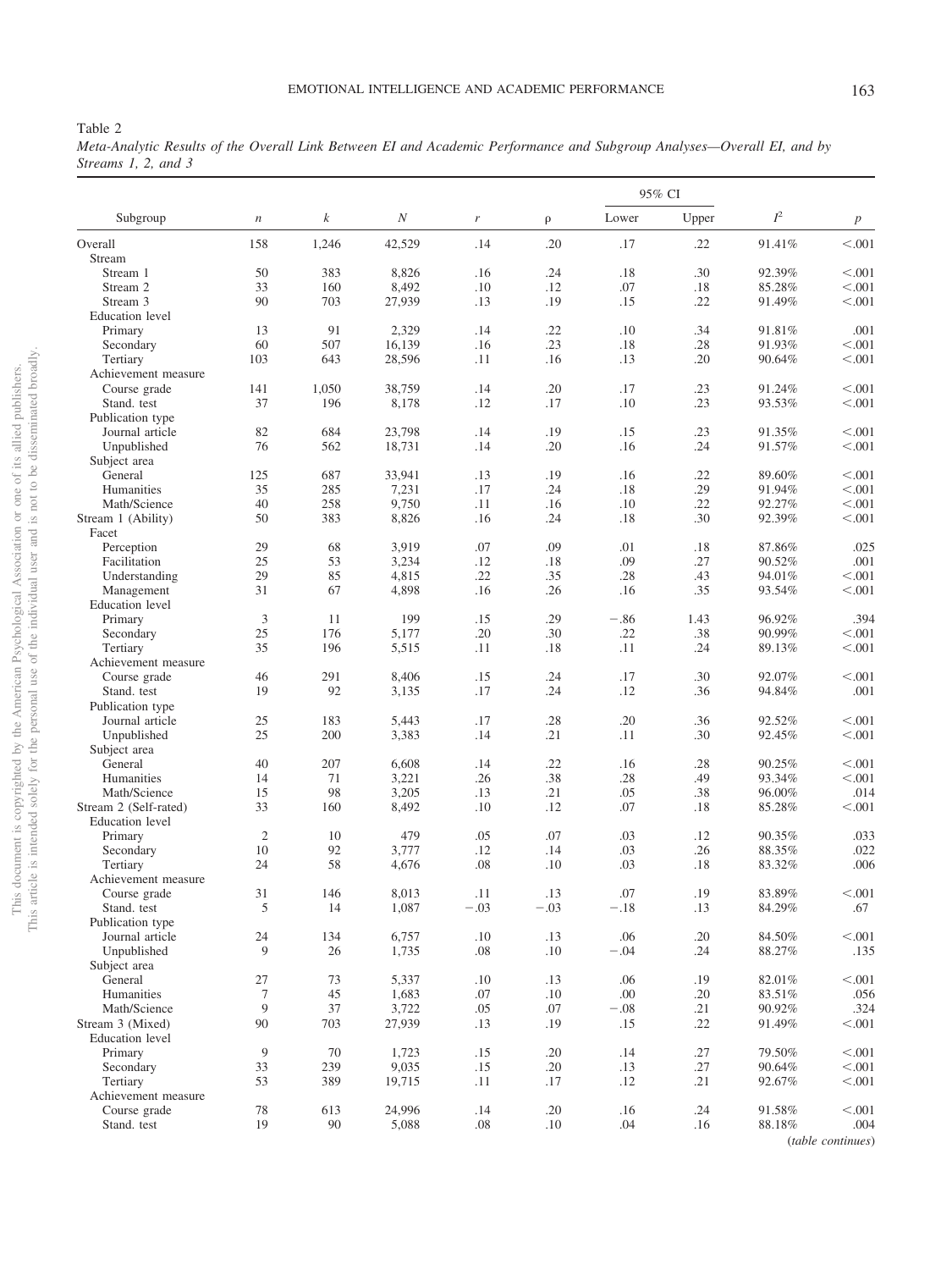Table 2
*Meta-Analytic Results of the Overall Link Between EI and Academic Performance and Subgroup Analyses—Overall EI, and by Streams 1, 2, and 3*

| Subgroup | *n* | *k* | *N* | *r* | ρ | 95% CI Lower | 95% CI Upper | $I^2$ | *p* |
|---|---|---|---|---|---|---|---|---|---|
| Overall | 158 | 1,246 | 42,529 | .14 | .20 | .17 | .22 | 91.41% | <.001 |
| Stream | | | | | | | | | |
| Stream 1 | 50 | 383 | 8,826 | .16 | .24 | .18 | .30 | 92.39% | <.001 |
| Stream 2 | 33 | 160 | 8,492 | .10 | .12 | .07 | .18 | 85.28% | <.001 |
| Stream 3 | 90 | 703 | 27,939 | .13 | .19 | .15 | .22 | 91.49% | <.001 |
| Education level | | | | | | | | | |
| Primary | 13 | 91 | 2,329 | .14 | .22 | .10 | .34 | 91.81% | .001 |
| Secondary | 60 | 507 | 16,139 | .16 | .23 | .18 | .28 | 91.93% | <.001 |
| Tertiary | 103 | 643 | 28,596 | .11 | .16 | .13 | .20 | 90.64% | <.001 |
| Achievement measure | | | | | | | | | |
| Course grade | 141 | 1,050 | 38,759 | .14 | .20 | .17 | .23 | 91.24% | <.001 |
| Stand. test | 37 | 196 | 8,178 | .12 | .17 | .10 | .23 | 93.53% | <.001 |
| Publication type | | | | | | | | | |
| Journal article | 82 | 684 | 23,798 | .14 | .19 | .15 | .23 | 91.35% | <.001 |
| Unpublished | 76 | 562 | 18,731 | .14 | .20 | .16 | .24 | 91.57% | <.001 |
| Subject area | | | | | | | | | |
| General | 125 | 687 | 33,941 | .13 | .19 | .16 | .22 | 89.60% | <.001 |
| Humanities | 35 | 285 | 7,231 | .17 | .24 | .18 | .29 | 91.94% | <.001 |
| Math/Science | 40 | 258 | 9,750 | .11 | .16 | .10 | .22 | 92.27% | <.001 |
| Stream 1 (Ability) | 50 | 383 | 8,826 | .16 | .24 | .18 | .30 | 92.39% | <.001 |
| Facet | | | | | | | | | |
| Perception | 29 | 68 | 3,919 | .07 | .09 | .01 | .18 | 87.86% | .025 |
| Facilitation | 25 | 53 | 3,234 | .12 | .18 | .09 | .27 | 90.52% | .001 |
| Understanding | 29 | 85 | 4,815 | .22 | .35 | .28 | .43 | 94.01% | <.001 |
| Management | 31 | 67 | 4,898 | .16 | .26 | .16 | .35 | 93.54% | <.001 |
| Education level | | | | | | | | | |
| Primary | 3 | 11 | 199 | .15 | .29 | −.86 | 1.43 | 96.92% | .394 |
| Secondary | 25 | 176 | 5,177 | .20 | .30 | .22 | .38 | 90.99% | <.001 |
| Tertiary | 35 | 196 | 5,515 | .11 | .18 | .11 | .24 | 89.13% | <.001 |
| Achievement measure | | | | | | | | | |
| Course grade | 46 | 291 | 8,406 | .15 | .24 | .17 | .30 | 92.07% | <.001 |
| Stand. test | 19 | 92 | 3,135 | .17 | .24 | .12 | .36 | 94.84% | .001 |
| Publication type | | | | | | | | | |
| Journal article | 25 | 183 | 5,443 | .17 | .28 | .20 | .36 | 92.52% | <.001 |
| Unpublished | 25 | 200 | 3,383 | .14 | .21 | .11 | .30 | 92.45% | <.001 |
| Subject area | | | | | | | | | |
| General | 40 | 207 | 6,608 | .14 | .22 | .16 | .28 | 90.25% | <.001 |
| Humanities | 14 | 71 | 3,221 | .26 | .38 | .28 | .49 | 93.34% | <.001 |
| Math/Science | 15 | 98 | 3,205 | .13 | .21 | .05 | .38 | 96.00% | .014 |
| Stream 2 (Self-rated) | 33 | 160 | 8,492 | .10 | .12 | .07 | .18 | 85.28% | <.001 |
| Education level | | | | | | | | | |
| Primary | 2 | 10 | 479 | .05 | .07 | .03 | .12 | 90.35% | .033 |
| Secondary | 10 | 92 | 3,777 | .12 | .14 | .03 | .26 | 88.35% | .022 |
| Tertiary | 24 | 58 | 4,676 | .08 | .10 | .03 | .18 | 83.32% | .006 |
| Achievement measure | | | | | | | | | |
| Course grade | 31 | 146 | 8,013 | .11 | .13 | .07 | .19 | 83.89% | <.001 |
| Stand. test | 5 | 14 | 1,087 | −.03 | −.03 | −.18 | .13 | 84.29% | .67 |
| Publication type | | | | | | | | | |
| Journal article | 24 | 134 | 6,757 | .10 | .13 | .06 | .20 | 84.50% | <.001 |
| Unpublished | 9 | 26 | 1,735 | .08 | .10 | −.04 | .24 | 88.27% | .135 |
| Subject area | | | | | | | | | |
| General | 27 | 73 | 5,337 | .10 | .13 | .06 | .19 | 82.01% | <.001 |
| Humanities | 7 | 45 | 1,683 | .07 | .10 | .00 | .20 | 83.51% | .056 |
| Math/Science | 9 | 37 | 3,722 | .05 | .07 | −.08 | .21 | 90.92% | .324 |
| Stream 3 (Mixed) | 90 | 703 | 27,939 | .13 | .19 | .15 | .22 | 91.49% | <.001 |
| Education level | | | | | | | | | |
| Primary | 9 | 70 | 1,723 | .15 | .20 | .14 | .27 | 79.50% | <.001 |
| Secondary | 33 | 239 | 9,035 | .15 | .20 | .13 | .27 | 90.64% | <.001 |
| Tertiary | 53 | 389 | 19,715 | .11 | .17 | .12 | .21 | 92.67% | <.001 |
| Achievement measure | | | | | | | | | |
| Course grade | 78 | 613 | 24,996 | .14 | .20 | .16 | .24 | 91.58% | <.001 |
| Stand. test | 19 | 90 | 5,088 | .08 | .10 | .04 | .16 | 88.18% | .004 |

(*table continues*)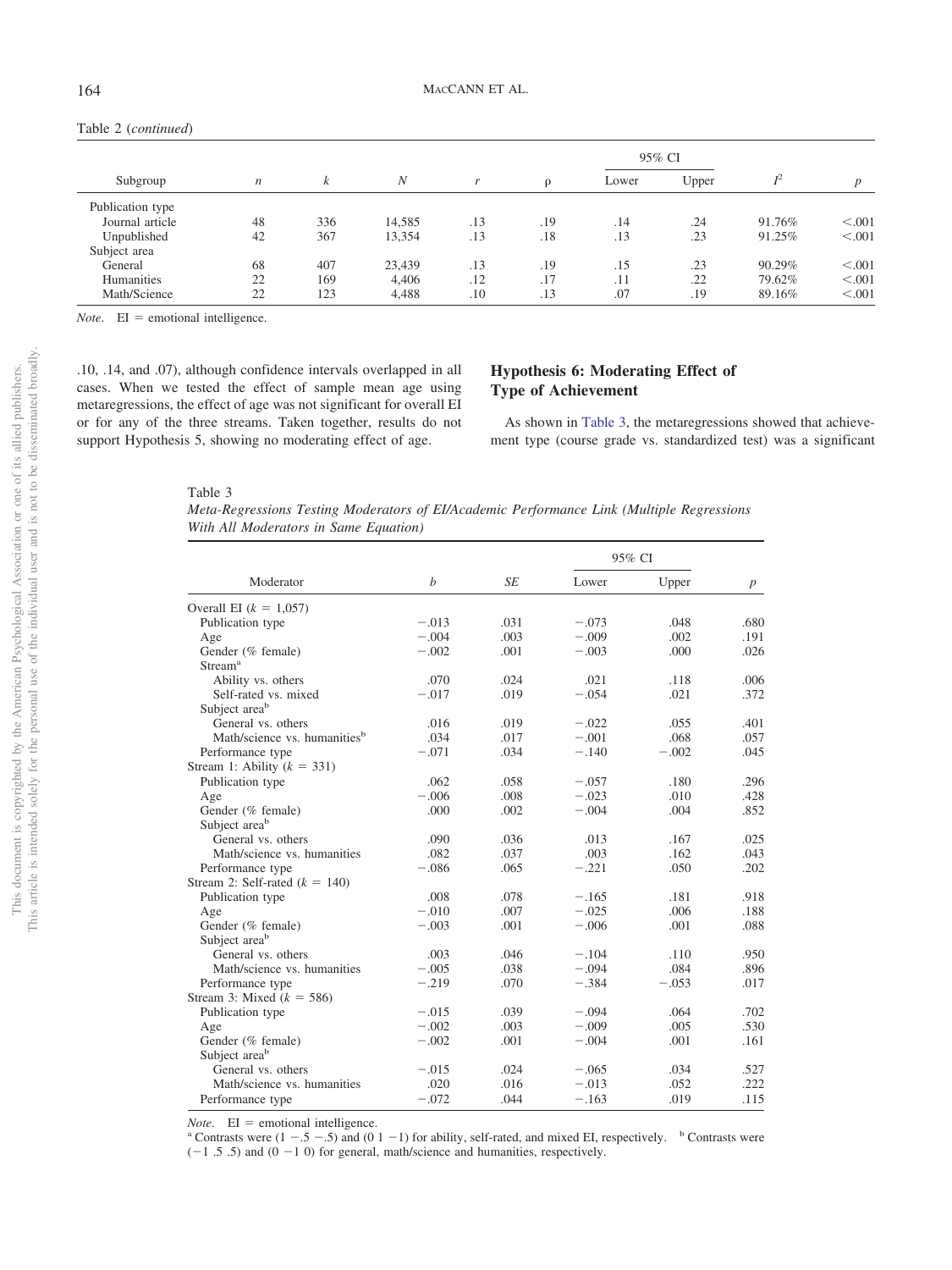Table 2 (*continued*)

| Subgroup | $n$ | $k$ | $N$ | $r$ | $\rho$ | 95% CI Lower | 95% CI Upper | $I^2$ | $p$ |
|---|---|---|---|---|---|---|---|---|---|
| Publication type | | | | | | | | | |
| Journal article | 48 | 336 | 14,585 | .13 | .19 | .14 | .24 | 91.76% | <.001 |
| Unpublished | 42 | 367 | 13,354 | .13 | .18 | .13 | .23 | 91.25% | <.001 |
| Subject area | | | | | | | | | |
| General | 68 | 407 | 23,439 | .13 | .19 | .15 | .23 | 90.29% | <.001 |
| Humanities | 22 | 169 | 4,406 | .12 | .17 | .11 | .22 | 79.62% | <.001 |
| Math/Science | 22 | 123 | 4,488 | .10 | .13 | .07 | .19 | 89.16% | <.001 |

*Note*. EI = emotional intelligence.

.10, .14, and .07), although confidence intervals overlapped in all cases. When we tested the effect of sample mean age using metaregressions, the effect of age was not significant for overall EI or for any of the three streams. Taken together, results do not support Hypothesis 5, showing no moderating effect of age.

## Hypothesis 6: Moderating Effect of Type of Achievement

As shown in Table 3, the metaregressions showed that achievement type (course grade vs. standardized test) was a significant

Table 3
*Meta-Regressions Testing Moderators of EI/Academic Performance Link (Multiple Regressions With All Moderators in Same Equation)*

| Moderator | $b$ | $SE$ | 95% CI Lower | 95% CI Upper | $p$ |
|---|---|---|---|---|---|
| Overall EI ($k$ = 1,057) | | | | | |
| Publication type | −.013 | .031 | −.073 | .048 | .680 |
| Age | −.004 | .003 | −.009 | .002 | .191 |
| Gender (% female) | −.002 | .001 | −.003 | .000 | .026 |
| Stream[a] | | | | | |
| Ability vs. others | .070 | .024 | .021 | .118 | .006 |
| Self-rated vs. mixed | −.017 | .019 | −.054 | .021 | .372 |
| Subject area[b] | | | | | |
| General vs. others | .016 | .019 | −.022 | .055 | .401 |
| Math/science vs. humanities[b] | .034 | .017 | −.001 | .068 | .057 |
| Performance type | −.071 | .034 | −.140 | −.002 | .045 |
| Stream 1: Ability ($k$ = 331) | | | | | |
| Publication type | .062 | .058 | −.057 | .180 | .296 |
| Age | −.006 | .008 | −.023 | .010 | .428 |
| Gender (% female) | .000 | .002 | −.004 | .004 | .852 |
| Subject area[b] | | | | | |
| General vs. others | .090 | .036 | .013 | .167 | .025 |
| Math/science vs. humanities | .082 | .037 | .003 | .162 | .043 |
| Performance type | −.086 | .065 | −.221 | .050 | .202 |
| Stream 2: Self-rated ($k$ = 140) | | | | | |
| Publication type | .008 | .078 | −.165 | .181 | .918 |
| Age | −.010 | .007 | −.025 | .006 | .188 |
| Gender (% female) | −.003 | .001 | −.006 | .001 | .088 |
| Subject area[b] | | | | | |
| General vs. others | .003 | .046 | −.104 | .110 | .950 |
| Math/science vs. humanities | −.005 | .038 | −.094 | .084 | .896 |
| Performance type | −.219 | .070 | −.384 | −.053 | .017 |
| Stream 3: Mixed ($k$ = 586) | | | | | |
| Publication type | −.015 | .039 | −.094 | .064 | .702 |
| Age | −.002 | .003 | −.009 | .005 | .530 |
| Gender (% female) | −.002 | .001 | −.004 | .001 | .161 |
| Subject area[b] | | | | | |
| General vs. others | −.015 | .024 | −.065 | .034 | .527 |
| Math/science vs. humanities | .020 | .016 | −.013 | .052 | .222 |
| Performance type | −.072 | .044 | −.163 | .019 | .115 |

*Note*. EI = emotional intelligence.
[a] Contrasts were (1 −.5 −.5) and (0 1 −1) for ability, self-rated, and mixed EI, respectively. [b] Contrasts were (−1 .5 .5) and (0 −1 0) for general, math/science and humanities, respectively.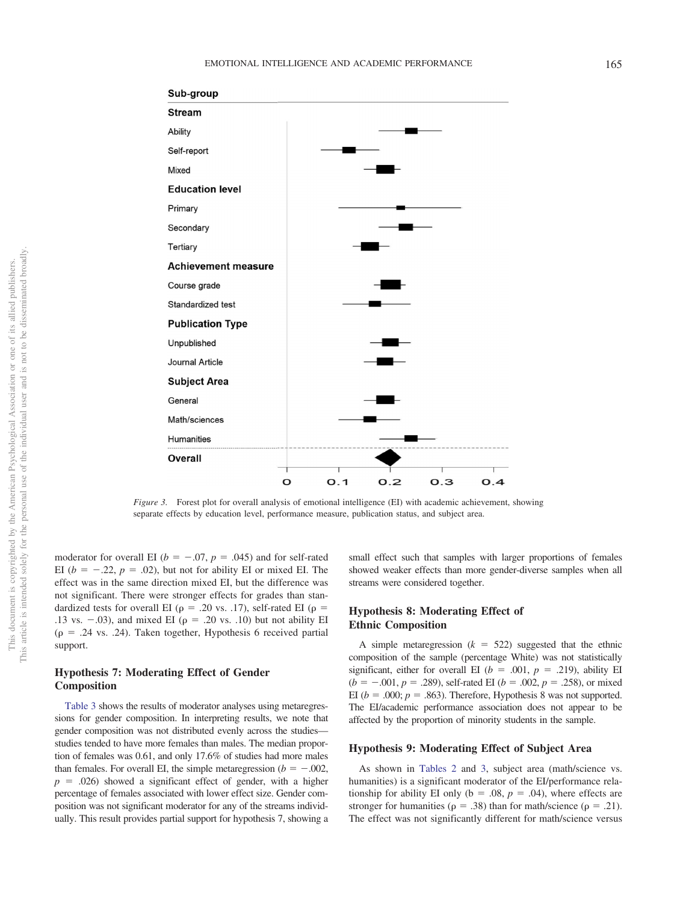Sub-group

Stream

Ability

Self-report

Mixed

Education level

Primary

Secondary

Tertiary

Achievement measure

Course grade

Standardized test

Publication Type

Unpublished

Journal Article

Subject Area

General

Math/sciences

Humanities

Overall

0 0.1 0.2 0.3 0.4

*Figure 3.* Forest plot for overall analysis of emotional intelligence (EI) with academic achievement, showing separate effects by education level, performance measure, publication status, and subject area.

moderator for overall EI ($b = -.07$, $p = .045$) and for self-rated EI ($b = -.22$, $p = .02$), but not for ability EI or mixed EI. The effect was in the same direction mixed EI, but the difference was not significant. There were stronger effects for grades than standardized tests for overall EI ($\rho = .20$ vs. .17), self-rated EI ($\rho = .13$ vs. $-.03$), and mixed EI ($\rho = .20$ vs. .10) but not ability EI ($\rho = .24$ vs. .24). Taken together, Hypothesis 6 received partial support.

### Hypothesis 7: Moderating Effect of Gender Composition

Table 3 shows the results of moderator analyses using metaregressions for gender composition. In interpreting results, we note that gender composition was not distributed evenly across the studies—studies tended to have more females than males. The median proportion of females was 0.61, and only 17.6% of studies had more males than females. For overall EI, the simple metaregression ($b = -.002$, $p = .026$) showed a significant effect of gender, with a higher percentage of females associated with lower effect size. Gender composition was not significant moderator for any of the streams individually. This result provides partial support for hypothesis 7, showing a small effect such that samples with larger proportions of females showed weaker effects than more gender-diverse samples when all streams were considered together.

### Hypothesis 8: Moderating Effect of Ethnic Composition

A simple metaregression ($k = 522$) suggested that the ethnic composition of the sample (percentage White) was not statistically significant, either for overall EI ($b = .001$, $p = .219$), ability EI ($b = -.001$, $p = .289$), self-rated EI ($b = .002$, $p = .258$), or mixed EI ($b = .000$; $p = .863$). Therefore, Hypothesis 8 was not supported. The EI/academic performance association does not appear to be affected by the proportion of minority students in the sample.

### Hypothesis 9: Moderating Effect of Subject Area

As shown in Tables 2 and 3, subject area (math/science vs. humanities) is a significant moderator of the EI/performance relationship for ability EI only (b = .08, $p = .04$), where effects are stronger for humanities ($\rho = .38$) than for math/science ($\rho = .21$). The effect was not significantly different for math/science versus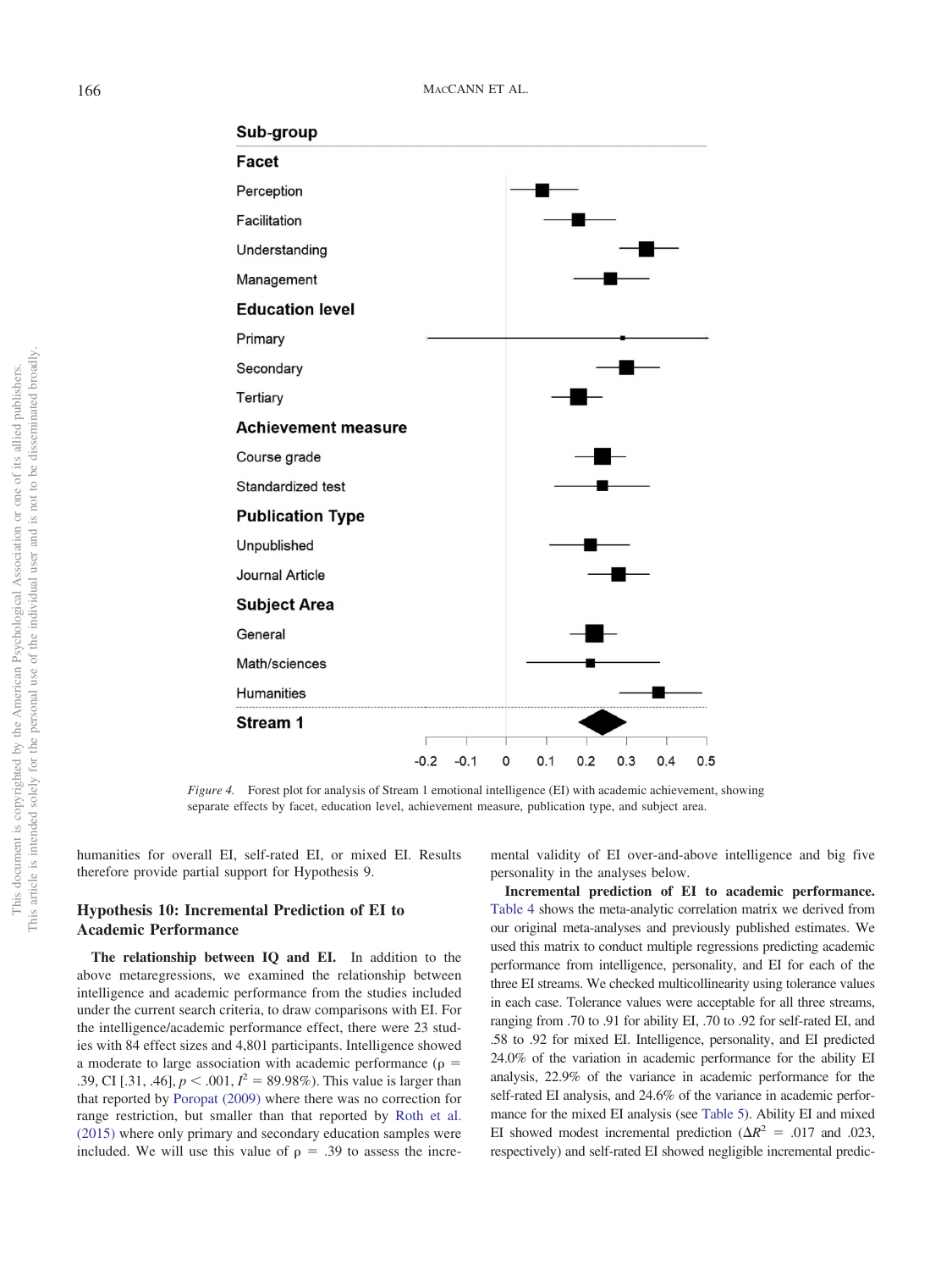Sub-group

Facet

Perception

Facilitation

Understanding

Management

Education level

Primary

Secondary

Tertiary

Achievement measure

Course grade

Standardized test

Publication Type

Unpublished

Journal Article

Subject Area

General

Math/sciences

Humanities

Stream 1

-0.2 -0.1 0 0.1 0.2 0.3 0.4 0.5

*Figure 4.* Forest plot for analysis of Stream 1 emotional intelligence (EI) with academic achievement, showing separate effects by facet, education level, achievement measure, publication type, and subject area.

humanities for overall EI, self-rated EI, or mixed EI. Results therefore provide partial support for Hypothesis 9.

### Hypothesis 10: Incremental Prediction of EI to Academic Performance

**The relationship between IQ and EI.** In addition to the above metaregressions, we examined the relationship between intelligence and academic performance from the studies included under the current search criteria, to draw comparisons with EI. For the intelligence/academic performance effect, there were 23 studies with 84 effect sizes and 4,801 participants. Intelligence showed a moderate to large association with academic performance ($\rho$ = .39, CI [.31, .46], $p < .001$, $I^2$ = 89.98%). This value is larger than that reported by Poropat (2009) where there was no correction for range restriction, but smaller than that reported by Roth et al. (2015) where only primary and secondary education samples were included. We will use this value of $\rho$ = .39 to assess the incremental validity of EI over-and-above intelligence and big five personality in the analyses below.

**Incremental prediction of EI to academic performance.** Table 4 shows the meta-analytic correlation matrix we derived from our original meta-analyses and previously published estimates. We used this matrix to conduct multiple regressions predicting academic performance from intelligence, personality, and EI for each of the three EI streams. We checked multicollinearity using tolerance values in each case. Tolerance values were acceptable for all three streams, ranging from .70 to .91 for ability EI, .70 to .92 for self-rated EI, and .58 to .92 for mixed EI. Intelligence, personality, and EI predicted 24.0% of the variation in academic performance for the ability EI analysis, 22.9% of the variance in academic performance for the self-rated EI analysis, and 24.6% of the variance in academic performance for the mixed EI analysis (see Table 5). Ability EI and mixed EI showed modest incremental prediction ($\Delta R^2$ = .017 and .023, respectively) and self-rated EI showed negligible incremental predic-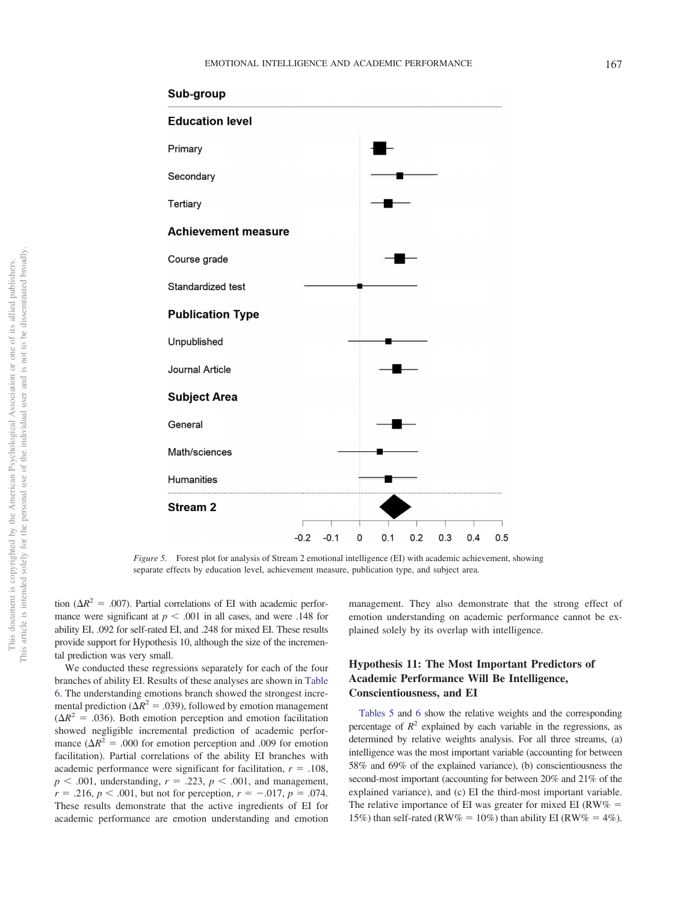Sub-group

Education level

Primary

Secondary

Tertiary

Achievement measure

Course grade

Standardized test

Publication Type

Unpublished

Journal Article

Subject Area

General

Math/sciences

Humanities

Stream 2

-0.2 -0.1 0 0.1 0.2 0.3 0.4 0.5

*Figure 5.* Forest plot for analysis of Stream 2 emotional intelligence (EI) with academic achievement, showing separate effects by education level, achievement measure, publication type, and subject area.

tion ($\Delta R^2$ = .007). Partial correlations of EI with academic performance were significant at $p$ < .001 in all cases, and were .148 for ability EI, .092 for self-rated EI, and .248 for mixed EI. These results provide support for Hypothesis 10, although the size of the incremental prediction was very small.

We conducted these regressions separately for each of the four branches of ability EI. Results of these analyses are shown in Table 6. The understanding emotions branch showed the strongest incremental prediction ($\Delta R^2$ = .039), followed by emotion management ($\Delta R^2$ = .036). Both emotion perception and emotion facilitation showed negligible incremental prediction of academic performance ($\Delta R^2$ = .000 for emotion perception and .009 for emotion facilitation). Partial correlations of the ability EI branches with academic performance were significant for facilitation, $r$ = .108, $p$ < .001, understanding, $r$ = .223, $p$ < .001, and management, $r$ = .216, $p$ < .001, but not for perception, $r$ = −.017, $p$ = .074. These results demonstrate that the active ingredients of EI for academic performance are emotion understanding and emotion management. They also demonstrate that the strong effect of emotion understanding on academic performance cannot be explained solely by its overlap with intelligence.

### Hypothesis 11: The Most Important Predictors of Academic Performance Will Be Intelligence, Conscientiousness, and EI

Tables 5 and 6 show the relative weights and the corresponding percentage of $R^2$ explained by each variable in the regressions, as determined by relative weights analysis. For all three streams, (a) intelligence was the most important variable (accounting for between 58% and 69% of the explained variance), (b) conscientiousness the second-most important (accounting for between 20% and 21% of the explained variance), and (c) EI the third-most important variable. The relative importance of EI was greater for mixed EI (RW% = 15%) than self-rated (RW% = 10%) than ability EI (RW% = 4%).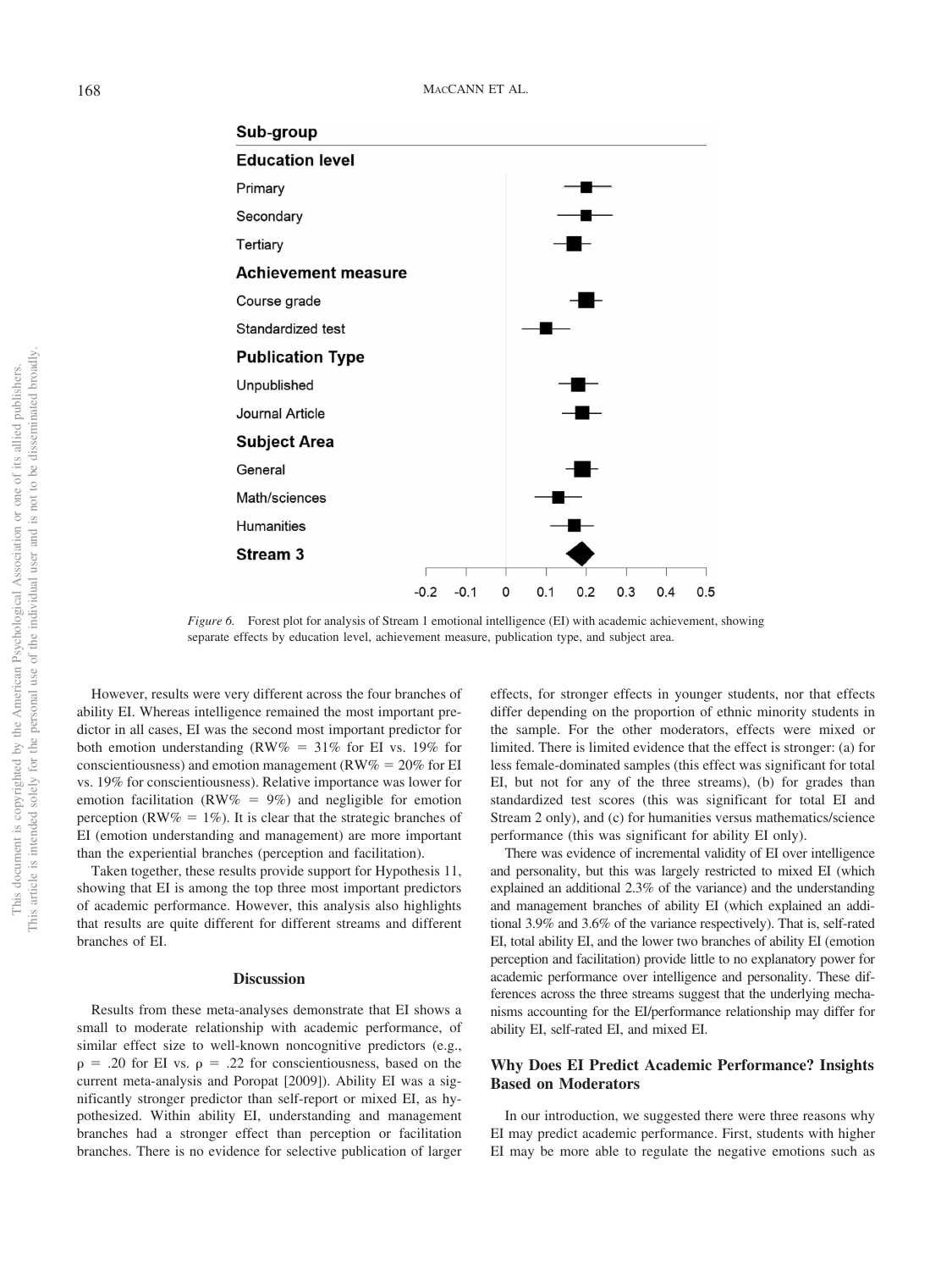Sub-group

Education level

Primary

Secondary

Tertiary

Achievement measure

Course grade

Standardized test

Publication Type

Unpublished

Journal Article

Subject Area

General

Math/sciences

Humanities

Stream 3

-0.2 -0.1 0 0.1 0.2 0.3 0.4 0.5

*Figure 6.* Forest plot for analysis of Stream 1 emotional intelligence (EI) with academic achievement, showing separate effects by education level, achievement measure, publication type, and subject area.

However, results were very different across the four branches of ability EI. Whereas intelligence remained the most important predictor in all cases, EI was the second most important predictor for both emotion understanding (RW% = 31% for EI vs. 19% for conscientiousness) and emotion management (RW% = 20% for EI vs. 19% for conscientiousness). Relative importance was lower for emotion facilitation (RW% = 9%) and negligible for emotion perception (RW% = 1%). It is clear that the strategic branches of EI (emotion understanding and management) are more important than the experiential branches (perception and facilitation).

Taken together, these results provide support for Hypothesis 11, showing that EI is among the top three most important predictors of academic performance. However, this analysis also highlights that results are quite different for different streams and different branches of EI.

## Discussion

Results from these meta-analyses demonstrate that EI shows a small to moderate relationship with academic performance, of similar effect size to well-known noncognitive predictors (e.g., $\rho = .20$ for EI vs. $\rho = .22$ for conscientiousness, based on the current meta-analysis and Poropat [2009]). Ability EI was a significantly stronger predictor than self-report or mixed EI, as hypothesized. Within ability EI, understanding and management branches had a stronger effect than perception or facilitation branches. There is no evidence for selective publication of larger effects, for stronger effects in younger students, nor that effects differ depending on the proportion of ethnic minority students in the sample. For the other moderators, effects were mixed or limited. There is limited evidence that the effect is stronger: (a) for less female-dominated samples (this effect was significant for total EI, but not for any of the three streams), (b) for grades than standardized test scores (this was significant for total EI and Stream 2 only), and (c) for humanities versus mathematics/science performance (this was significant for ability EI only).

There was evidence of incremental validity of EI over intelligence and personality, but this was largely restricted to mixed EI (which explained an additional 2.3% of the variance) and the understanding and management branches of ability EI (which explained an additional 3.9% and 3.6% of the variance respectively). That is, self-rated EI, total ability EI, and the lower two branches of ability EI (emotion perception and facilitation) provide little to no explanatory power for academic performance over intelligence and personality. These differences across the three streams suggest that the underlying mechanisms accounting for the EI/performance relationship may differ for ability EI, self-rated EI, and mixed EI.

### Why Does EI Predict Academic Performance? Insights Based on Moderators

In our introduction, we suggested there were three reasons why EI may predict academic performance. First, students with higher EI may be more able to regulate the negative emotions such as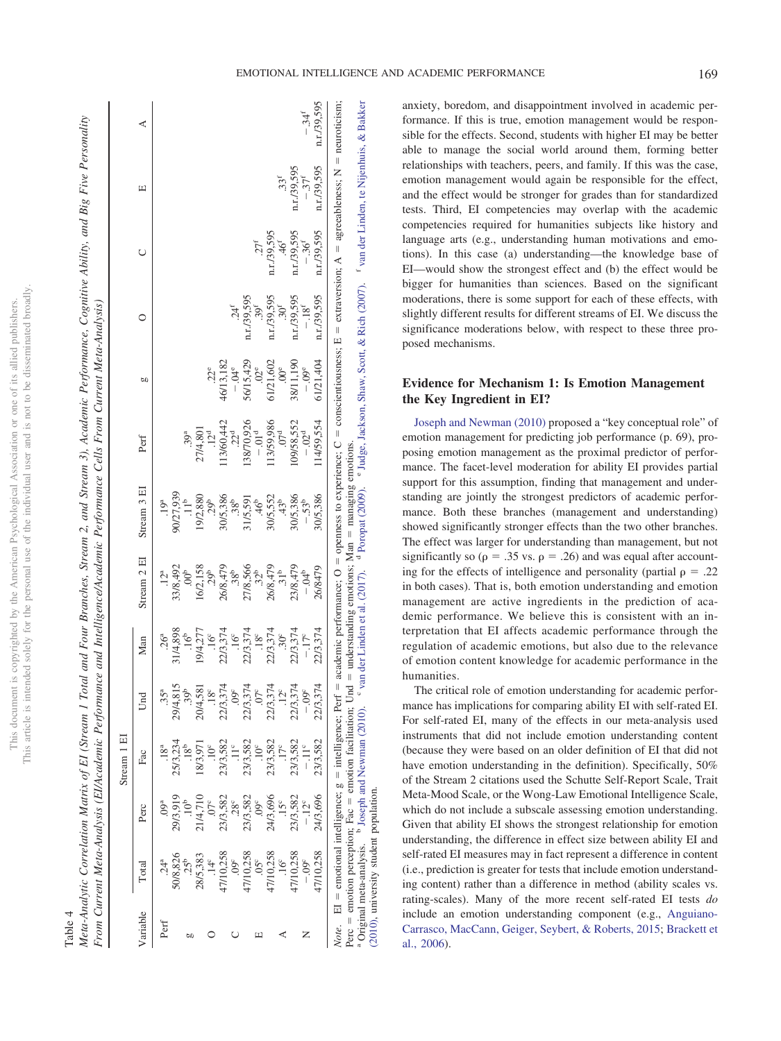Table 4

*Meta-Analytic Correlation Matrix of EI (Stream 1 Total and Four Branches, Stream 2, and Stream 3), Academic Performance, Cognitive Ability, and Big Five Personality From Current Meta-Analysis (EI/Academic Performance and Intelligence/Academic Performance Cells From Current Meta-Analysis)*

| Variable | Stream 1 EI | | | | | Stream 2 EI | Stream 3 EI | Perf | g | O | C | E | A |
|---|---|---|---|---|---|---|---|---|---|---|---|---|---|
| | Total | Perc | Fac | Und | Man | | | | | | | | |
| Perf | .24[a] | .09[a] | .18[a] | .35[a] | .26[a] | .12[a] | .19[a] | | | | | | |
| | 50/8,826 | 29/3,919 | 25/3,234 | 29/4,815 | 31/4,898 | 33/8,492 | 90/27,939 | | | | | | |
| g | .25[b] | .10[b] | .18[b] | .39[b] | .16[b] | .00[b] | .11[b] | .39[a] | | | | | |
| | 28/5,383 | 21/4,710 | 18/3,971 | 20/4,581 | 19/4,277 | 16/2,158 | 19/2,880 | 27/4,801 | | | | | |
| O | .14[c] | .07[c] | .10[c] | .18[c] | .16[c] | .29[b] | .29[b] | .12[d] | .22[e] | | | | |
| | 47/10,258 | 23/3,582 | 23/3,582 | 22/3,374 | 22/3,374 | 26/8,479 | 30/5,386 | 113/60,442 | 46/13,182 | | | | |
| C | .09[c] | .28[c] | .11[c] | .09[c] | .16[c] | .38[b] | .38[b] | .22[d] | −.04[e] | .24[f] | | | |
| | 47/10,258 | 23/3,582 | 23/3,582 | 22/3,374 | 22/3,374 | 27/8,566 | 31/5,591 | 138/70,926 | 56/15,429 | n.r./39,595 | | | |
| E | .05[c] | .09[c] | .10[c] | .07[c] | .18[c] | .32[b] | .46[b] | −.01[d] | .02[e] | .39[f] | .27[f] | | |
| | 47/10,258 | 24/3,696 | 23/3,582 | 22/3,374 | 22/3,374 | 26/8,479 | 30/5,552 | 113/59,986 | 61/21,602 | n.r./39,595 | n.r./39,595 | | |
| A | .16[c] | .15[c] | .17[c] | .12[c] | .30[c] | .31[b] | .43[b] | .07[d] | .00[e] | .30[f] | .46[f] | .33[f] | |
| | 47/10,258 | 23/3,582 | 23/3,582 | 22/3,374 | 22/3,374 | 23/8,479 | 30/5,386 | 109/58,552 | 38/11,190 | n.r./39,595 | n.r./39,595 | n.r./39,595 | |
| N | −.09[c] | −.12[c] | −.11[c] | −.09[c] | −.17[c] | −.04[b] | −.53[b] | −.02[d] | −.09[e] | −.18[f] | −.36[f] | −.37[f] | −.34[f] |
| | 47/10,258 | 24/3,696 | 23/3,582 | 22/3,374 | 22/3,374 | 26/8479 | 30/5,386 | 114/59,554 | 61/21,404 | n.r./39,595 | n.r./39,595 | n.r./39,595 | n.r./39,595 |

*Note.* EI = emotional intelligence; g = intelligence; Perf = academic performance; O = openness to experience; C = conscientiousness; E = extraversion; A = agreeableness; N = neuroticism; Perc = emotion perception; Fac = emotion facilitation; Und = understanding emotions; Man = managing emotions.
[a] Original meta-analysis. [b] Joseph and Newman (2010). [c] van der Linden et al. (2017). [d] Poropat (2009). [e] Judge, Jackson, Shaw, Scott, & Rich (2007). [f] van der Linden, te Nijenhuis, & Bakker (2010), university student population.

anxiety, boredom, and disappointment involved in academic performance. If this is true, emotion management would be responsible for the effects. Second, students with higher EI may be better able to manage the social world around them, forming better relationships with teachers, peers, and family. If this was the case, emotion management would again be responsible for the effect, and the effect would be stronger for grades than for standardized tests. Third, EI competencies may overlap with the academic competencies required for humanities subjects like history and language arts (e.g., understanding human motivations and emotions). In this case (a) understanding—the knowledge base of EI—would show the strongest effect and (b) the effect would be bigger for humanities than sciences. Based on the significant moderations, there is some support for each of these effects, with slightly different results for different streams of EI. We discuss the significance moderations below, with respect to these three proposed mechanisms.

## Evidence for Mechanism 1: Is Emotion Management the Key Ingredient in EI?

Joseph and Newman (2010) proposed a "key conceptual role" of emotion management for predicting job performance (p. 69), proposing emotion management as the proximal predictor of performance. The facet-level moderation for ability EI provides partial support for this assumption, finding that management and understanding are jointly the strongest predictors of academic performance. Both these branches (management and understanding) showed significantly stronger effects than the two other branches. The effect was larger for understanding than management, but not significantly so ($\rho = .35$ vs. $\rho = .26$) and was equal after accounting for the effects of intelligence and personality (partial $\rho = .22$ in both cases). That is, both emotion understanding and emotion management are active ingredients in the prediction of academic performance. We believe this is consistent with an interpretation that EI affects academic performance through the regulation of academic emotions, but also due to the relevance of emotion content knowledge for academic performance in the humanities.

The critical role of emotion understanding for academic performance has implications for comparing ability EI with self-rated EI. For self-rated EI, many of the effects in our meta-analysis used instruments that did not include emotion understanding content (because they were based on an older definition of EI that did not have emotion understanding in the definition). Specifically, 50% of the Stream 2 citations used the Schutte Self-Report Scale, Trait Meta-Mood Scale, or the Wong-Law Emotional Intelligence Scale, which do not include a subscale assessing emotion understanding. Given that ability EI shows the strongest relationship for emotion understanding, the difference in effect size between ability EI and self-rated EI measures may in fact represent a difference in content (i.e., prediction is greater for tests that include emotion understanding content) rather than a difference in method (ability scales vs. rating-scales). Many of the more recent self-rated EI tests *do* include an emotion understanding component (e.g., Anguiano-Carrasco, MacCann, Geiger, Seybert, & Roberts, 2015; Brackett et al., 2006).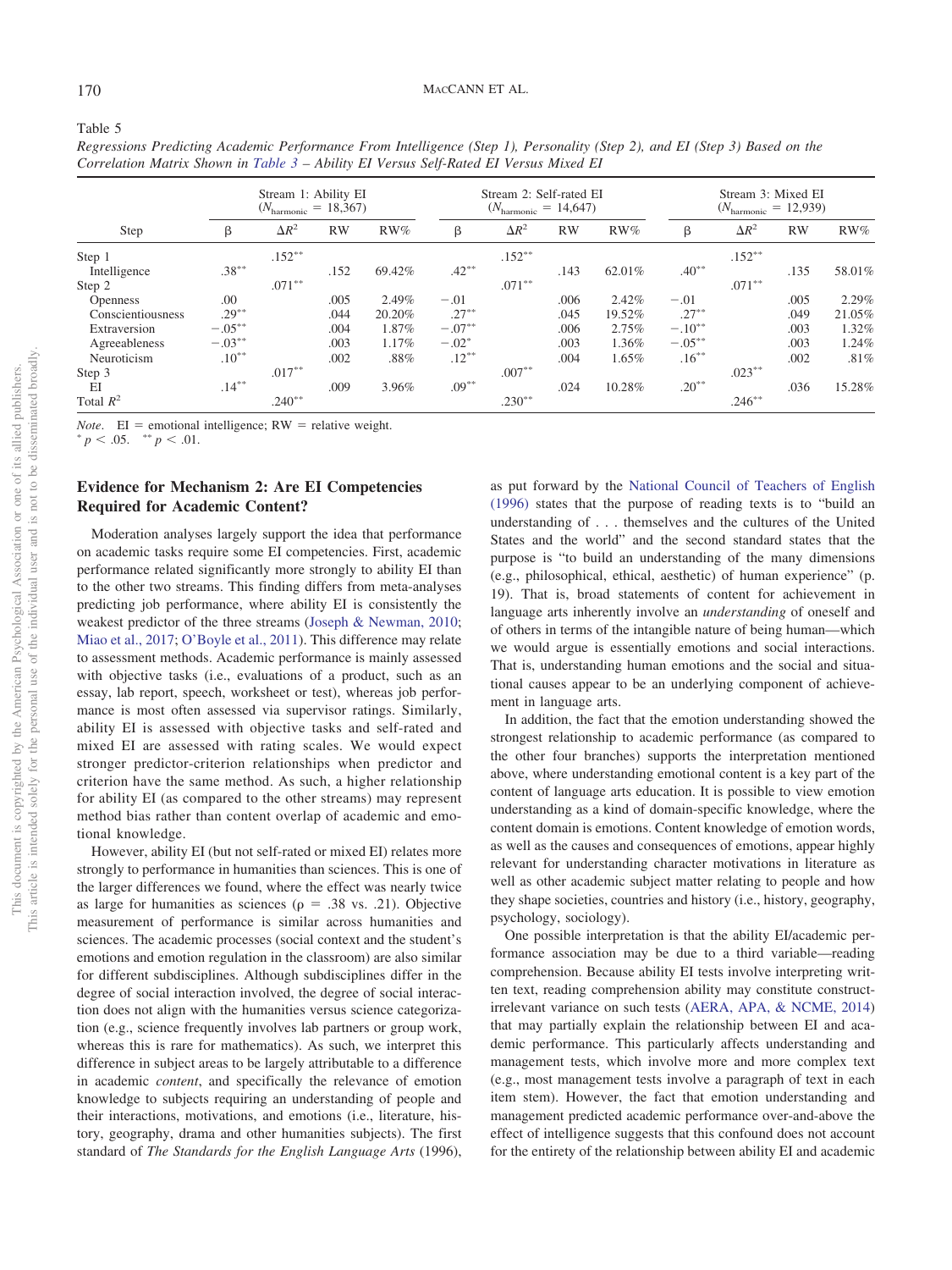Table 5

*Regressions Predicting Academic Performance From Intelligence (Step 1), Personality (Step 2), and EI (Step 3) Based on the Correlation Matrix Shown in Table 3 – Ability EI Versus Self-Rated EI Versus Mixed EI*

| | Stream 1: Ability EI ($N_{harmonic}$ = 18,367) | | | | Stream 2: Self-rated EI ($N_{harmonic}$ = 14,647) | | | | Stream 3: Mixed EI ($N_{harmonic}$ = 12,939) | | | |
|---|---|---|---|---|---|---|---|---|---|---|---|---|
| Step | β | $\Delta R^2$ | RW | RW% | β | $\Delta R^2$ | RW | RW% | β | $\Delta R^2$ | RW | RW% |
| Step 1 | | .152** | | | | .152** | | | | .152** | | |
| Intelligence | .38** | | .152 | 69.42% | .42** | | .143 | 62.01% | .40** | | .135 | 58.01% |
| Step 2 | | .071** | | | | .071** | | | | .071** | | |
| Openness | .00 | | .005 | 2.49% | −.01 | | .006 | 2.42% | −.01 | | .005 | 2.29% |
| Conscientiousness | .29** | | .044 | 20.20% | .27** | | .045 | 19.52% | .27** | | .049 | 21.05% |
| Extraversion | −.05** | | .004 | 1.87% | −.07** | | .006 | 2.75% | −.10** | | .003 | 1.32% |
| Agreeableness | −.03** | | .003 | 1.17% | −.02* | | .003 | 1.36% | −.05** | | .003 | 1.24% |
| Neuroticism | .10** | | .002 | .88% | .12** | | .004 | 1.65% | .16** | | .002 | .81% |
| Step 3 | | .017** | | | | .007** | | | | .023** | | |
| EI | .14** | | .009 | 3.96% | .09** | | .024 | 10.28% | .20** | | .036 | 15.28% |
| Total $R^2$ | | .240** | | | | .230** | | | | .246** | | |

*Note.* EI = emotional intelligence; RW = relative weight.
\* $p < .05$. \*\* $p < .01$.

## Evidence for Mechanism 2: Are EI Competencies Required for Academic Content?

Moderation analyses largely support the idea that performance on academic tasks require some EI competencies. First, academic performance related significantly more strongly to ability EI than to the other two streams. This finding differs from meta-analyses predicting job performance, where ability EI is consistently the weakest predictor of the three streams (Joseph & Newman, 2010; Miao et al., 2017; O'Boyle et al., 2011). This difference may relate to assessment methods. Academic performance is mainly assessed with objective tasks (i.e., evaluations of a product, such as an essay, lab report, speech, worksheet or test), whereas job performance is most often assessed via supervisor ratings. Similarly, ability EI is assessed with objective tasks and self-rated and mixed EI are assessed with rating scales. We would expect stronger predictor-criterion relationships when predictor and criterion have the same method. As such, a higher relationship for ability EI (as compared to the other streams) may represent method bias rather than content overlap of academic and emotional knowledge.

However, ability EI (but not self-rated or mixed EI) relates more strongly to performance in humanities than sciences. This is one of the larger differences we found, where the effect was nearly twice as large for humanities as sciences (ρ = .38 vs. .21). Objective measurement of performance is similar across humanities and sciences. The academic processes (social context and the student's emotions and emotion regulation in the classroom) are also similar for different subdisciplines. Although subdisciplines differ in the degree of social interaction involved, the degree of social interaction does not align with the humanities versus science categorization (e.g., science frequently involves lab partners or group work, whereas this is rare for mathematics). As such, we interpret this difference in subject areas to be largely attributable to a difference in academic *content*, and specifically the relevance of emotion knowledge to subjects requiring an understanding of people and their interactions, motivations, and emotions (i.e., literature, history, geography, drama and other humanities subjects). The first standard of *The Standards for the English Language Arts* (1996), as put forward by the National Council of Teachers of English (1996) states that the purpose of reading texts is to "build an understanding of . . . themselves and the cultures of the United States and the world" and the second standard states that the purpose is "to build an understanding of the many dimensions (e.g., philosophical, ethical, aesthetic) of human experience" (p. 19). That is, broad statements of content for achievement in language arts inherently involve an *understanding* of oneself and of others in terms of the intangible nature of being human—which we would argue is essentially emotions and social interactions. That is, understanding human emotions and the social and situational causes appear to be an underlying component of achievement in language arts.

In addition, the fact that the emotion understanding showed the strongest relationship to academic performance (as compared to the other four branches) supports the interpretation mentioned above, where understanding emotional content is a key part of the content of language arts education. It is possible to view emotion understanding as a kind of domain-specific knowledge, where the content domain is emotions. Content knowledge of emotion words, as well as the causes and consequences of emotions, appear highly relevant for understanding character motivations in literature as well as other academic subject matter relating to people and how they shape societies, countries and history (i.e., history, geography, psychology, sociology).

One possible interpretation is that the ability EI/academic performance association may be due to a third variable—reading comprehension. Because ability EI tests involve interpreting written text, reading comprehension ability may constitute construct-irrelevant variance on such tests (AERA, APA, & NCME, 2014) that may partially explain the relationship between EI and academic performance. This particularly affects understanding and management tests, which involve more and more complex text (e.g., most management tests involve a paragraph of text in each item stem). However, the fact that emotion understanding and management predicted academic performance over-and-above the effect of intelligence suggests that this confound does not account for the entirety of the relationship between ability EI and academic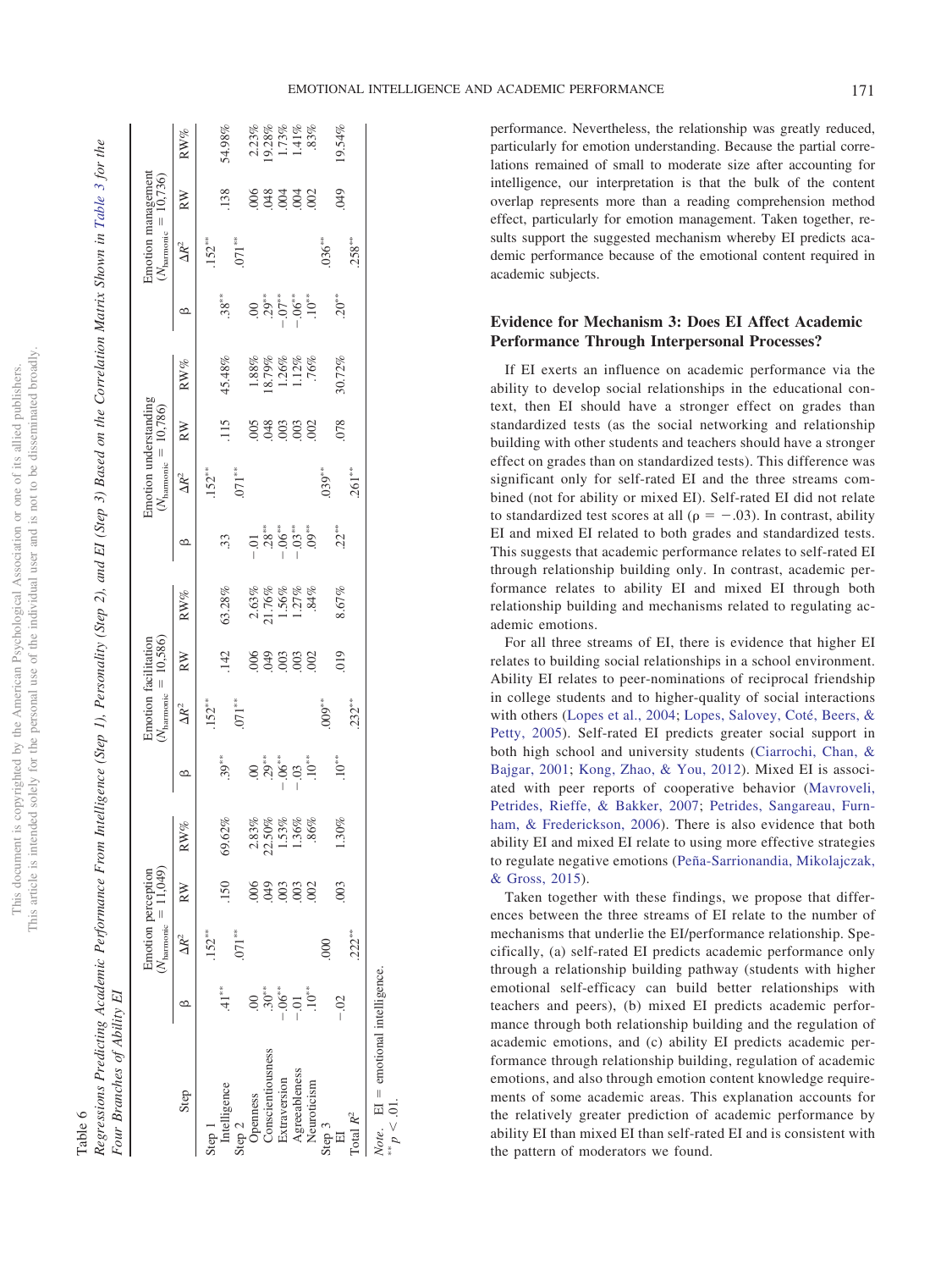Table 6

*Regressions Predicting Academic Performance From Intelligence (Step 1), Personality (Step 2), and EI (Step 3) Based on the Correlation Matrix Shown in Table 3 for the Four Branches of Ability EI*

| Step | Emotion perception ($N_{\text{harmonic}} = 11{,}049$) | | | | Emotion facilitation ($N_{\text{harmonic}} = 10{,}586$) | | | | Emotion understanding ($N_{\text{harmonic}} = 10{,}786$) | | | | Emotion management ($N_{\text{harmonic}} = 10{,}736$) | | | |
|---|---|---|---|---|---|---|---|---|---|---|---|---|---|---|---|---|
| | β | $\Delta R^2$ | RW | RW% | β | $\Delta R^2$ | RW | RW% | β | $\Delta R^2$ | RW | RW% | β | $\Delta R^2$ | RW | RW% |
| Step 1 | | .152** | | | | .152** | | | | .152** | | | | .152** | | |
| Intelligence | .41** | | .150 | 69.62% | .39** | | .142 | 63.28% | .33 | | .115 | 45.48% | .38** | | .138 | 54.98% |
| Step 2 | | .071** | | | | .071** | | | | .071** | | | | .071** | | |
| Openness | .00 | | .006 | 2.83% | .00 | | .006 | 2.63% | −.01 | | .005 | 1.88% | .00 | | .006 | 2.23% |
| Conscientiousness | .30** | | .049 | 22.50% | .29** | | .049 | 21.76% | .28** | | .048 | 18.79% | .29** | | .048 | 19.28% |
| Extraversion | −.06** | | .003 | 1.53% | −.06** | | .003 | 1.56% | −.06** | | .003 | 1.26% | −.07** | | .004 | 1.73% |
| Agreeableness | −.01 | | .003 | 1.36% | −.03 | | .003 | 1.27% | −.03** | | .003 | 1.12% | −.06** | | .004 | 1.41% |
| Neuroticism | .10** | | .002 | .86% | .10** | | .002 | .84% | .09** | | .002 | .76% | .10** | | .002 | .83% |
| Step 3 | | .000 | | | | .009** | | | | .039** | | | | .036** | | |
| EI | −.02 | | .003 | 1.30% | .10** | | .019 | 8.67% | .22** | | .078 | 30.72% | .20** | | .049 | 19.54% |
| Total $R^2$ | | .222** | | | | .232** | | | | .261** | | | | .258** | | |

*Note.* EI = emotional intelligence.
** $p < .01$.

performance. Nevertheless, the relationship was greatly reduced, particularly for emotion understanding. Because the partial correlations remained of small to moderate size after accounting for intelligence, our interpretation is that the bulk of the content overlap represents more than a reading comprehension method effect, particularly for emotion management. Taken together, results support the suggested mechanism whereby EI predicts academic performance because of the emotional content required in academic subjects.

## Evidence for Mechanism 3: Does EI Affect Academic Performance Through Interpersonal Processes?

If EI exerts an influence on academic performance via the ability to develop social relationships in the educational context, then EI should have a stronger effect on grades than standardized tests (as the social networking and relationship building with other students and teachers should have a stronger effect on grades than on standardized tests). This difference was significant only for self-rated EI and the three streams combined (not for ability or mixed EI). Self-rated EI did not relate to standardized test scores at all ($\rho = -.03$). In contrast, ability EI and mixed EI related to both grades and standardized tests. This suggests that academic performance relates to self-rated EI through relationship building only. In contrast, academic performance relates to ability EI and mixed EI through both relationship building and mechanisms related to regulating academic emotions.

For all three streams of EI, there is evidence that higher EI relates to building social relationships in a school environment. Ability EI relates to peer-nominations of reciprocal friendship in college students and to higher-quality of social interactions with others (Lopes et al., 2004; Lopes, Salovey, Coté, Beers, & Petty, 2005). Self-rated EI predicts greater social support in both high school and university students (Ciarrochi, Chan, & Bajgar, 2001; Kong, Zhao, & You, 2012). Mixed EI is associated with peer reports of cooperative behavior (Mavroveli, Petrides, Rieffe, & Bakker, 2007; Petrides, Sangareau, Furnham, & Frederickson, 2006). There is also evidence that both ability EI and mixed EI relate to using more effective strategies to regulate negative emotions (Peña-Sarrionandia, Mikolajczak, & Gross, 2015).

Taken together with these findings, we propose that differences between the three streams of EI relate to the number of mechanisms that underlie the EI/performance relationship. Specifically, (a) self-rated EI predicts academic performance only through a relationship building pathway (students with higher emotional self-efficacy can build better relationships with teachers and peers), (b) mixed EI predicts academic performance through both relationship building and the regulation of academic emotions, and (c) ability EI predicts academic performance through relationship building, regulation of academic emotions, and also through emotion content knowledge requirements of some academic areas. This explanation accounts for the relatively greater prediction of academic performance by ability EI than mixed EI than self-rated EI and is consistent with the pattern of moderators we found.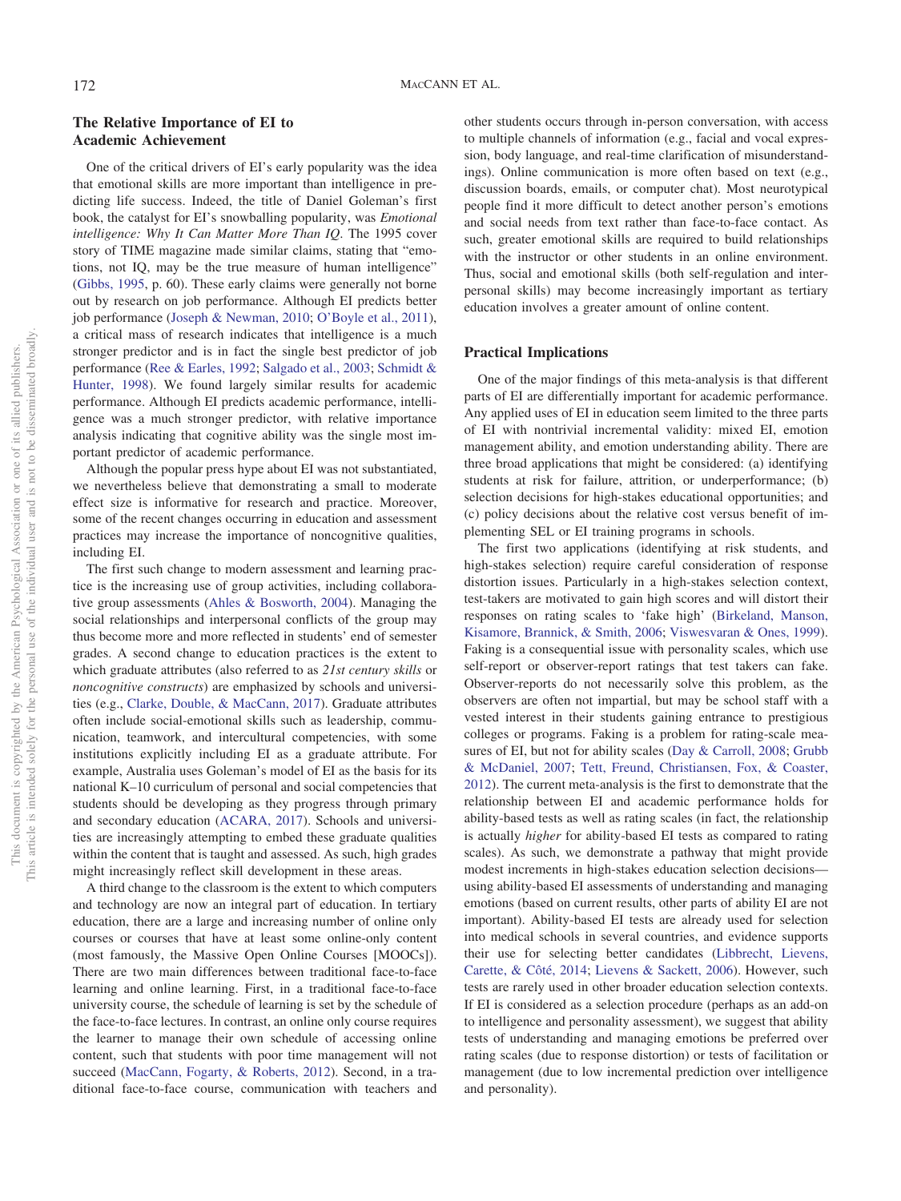## The Relative Importance of EI to Academic Achievement

One of the critical drivers of EI's early popularity was the idea that emotional skills are more important than intelligence in predicting life success. Indeed, the title of Daniel Goleman's first book, the catalyst for EI's snowballing popularity, was *Emotional intelligence: Why It Can Matter More Than IQ*. The 1995 cover story of TIME magazine made similar claims, stating that "emotions, not IQ, may be the true measure of human intelligence" (Gibbs, 1995, p. 60). These early claims were generally not borne out by research on job performance. Although EI predicts better job performance (Joseph & Newman, 2010; O'Boyle et al., 2011), a critical mass of research indicates that intelligence is a much stronger predictor and is in fact the single best predictor of job performance (Ree & Earles, 1992; Salgado et al., 2003; Schmidt & Hunter, 1998). We found largely similar results for academic performance. Although EI predicts academic performance, intelligence was a much stronger predictor, with relative importance analysis indicating that cognitive ability was the single most important predictor of academic performance.

Although the popular press hype about EI was not substantiated, we nevertheless believe that demonstrating a small to moderate effect size is informative for research and practice. Moreover, some of the recent changes occurring in education and assessment practices may increase the importance of noncognitive qualities, including EI.

The first such change to modern assessment and learning practice is the increasing use of group activities, including collaborative group assessments (Ahles & Bosworth, 2004). Managing the social relationships and interpersonal conflicts of the group may thus become more and more reflected in students' end of semester grades. A second change to education practices is the extent to which graduate attributes (also referred to as *21st century skills* or *noncognitive constructs*) are emphasized by schools and universities (e.g., Clarke, Double, & MacCann, 2017). Graduate attributes often include social-emotional skills such as leadership, communication, teamwork, and intercultural competencies, with some institutions explicitly including EI as a graduate attribute. For example, Australia uses Goleman's model of EI as the basis for its national K–10 curriculum of personal and social competencies that students should be developing as they progress through primary and secondary education (ACARA, 2017). Schools and universities are increasingly attempting to embed these graduate qualities within the content that is taught and assessed. As such, high grades might increasingly reflect skill development in these areas.

A third change to the classroom is the extent to which computers and technology are now an integral part of education. In tertiary education, there are a large and increasing number of online only courses or courses that have at least some online-only content (most famously, the Massive Open Online Courses [MOOCs]). There are two main differences between traditional face-to-face learning and online learning. First, in a traditional face-to-face university course, the schedule of learning is set by the schedule of the face-to-face lectures. In contrast, an online only course requires the learner to manage their own schedule of accessing online content, such that students with poor time management will not succeed (MacCann, Fogarty, & Roberts, 2012). Second, in a traditional face-to-face course, communication with teachers and other students occurs through in-person conversation, with access to multiple channels of information (e.g., facial and vocal expression, body language, and real-time clarification of misunderstandings). Online communication is more often based on text (e.g., discussion boards, emails, or computer chat). Most neurotypical people find it more difficult to detect another person's emotions and social needs from text rather than face-to-face contact. As such, greater emotional skills are required to build relationships with the instructor or other students in an online environment. Thus, social and emotional skills (both self-regulation and interpersonal skills) may become increasingly important as tertiary education involves a greater amount of online content.

## Practical Implications

One of the major findings of this meta-analysis is that different parts of EI are differentially important for academic performance. Any applied uses of EI in education seem limited to the three parts of EI with nontrivial incremental validity: mixed EI, emotion management ability, and emotion understanding ability. There are three broad applications that might be considered: (a) identifying students at risk for failure, attrition, or underperformance; (b) selection decisions for high-stakes educational opportunities; and (c) policy decisions about the relative cost versus benefit of implementing SEL or EI training programs in schools.

The first two applications (identifying at risk students, and high-stakes selection) require careful consideration of response distortion issues. Particularly in a high-stakes selection context, test-takers are motivated to gain high scores and will distort their responses on rating scales to 'fake high' (Birkeland, Manson, Kisamore, Brannick, & Smith, 2006; Viswesvaran & Ones, 1999). Faking is a consequential issue with personality scales, which use self-report or observer-report ratings that test takers can fake. Observer-reports do not necessarily solve this problem, as the observers are often not impartial, but may be school staff with a vested interest in their students gaining entrance to prestigious colleges or programs. Faking is a problem for rating-scale measures of EI, but not for ability scales (Day & Carroll, 2008; Grubb & McDaniel, 2007; Tett, Freund, Christiansen, Fox, & Coaster, 2012). The current meta-analysis is the first to demonstrate that the relationship between EI and academic performance holds for ability-based tests as well as rating scales (in fact, the relationship is actually *higher* for ability-based EI tests as compared to rating scales). As such, we demonstrate a pathway that might provide modest increments in high-stakes education selection decisions—using ability-based EI assessments of understanding and managing emotions (based on current results, other parts of ability EI are not important). Ability-based EI tests are already used for selection into medical schools in several countries, and evidence supports their use for selecting better candidates (Libbrecht, Lievens, Carette, & Côté, 2014; Lievens & Sackett, 2006). However, such tests are rarely used in other broader education selection contexts. If EI is considered as a selection procedure (perhaps as an add-on to intelligence and personality assessment), we suggest that ability tests of understanding and managing emotions be preferred over rating scales (due to response distortion) or tests of facilitation or management (due to low incremental prediction over intelligence and personality).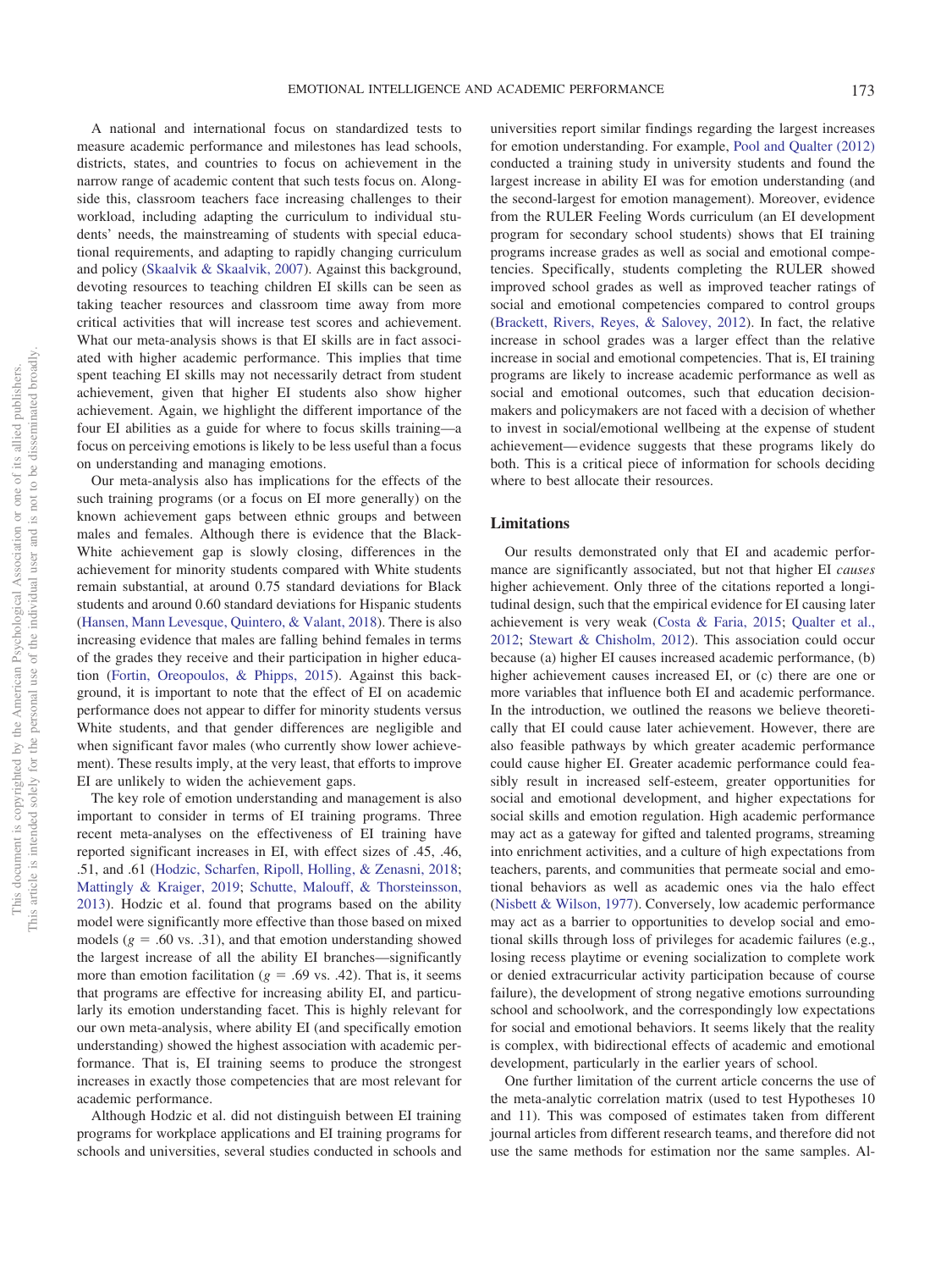A national and international focus on standardized tests to measure academic performance and milestones has lead schools, districts, states, and countries to focus on achievement in the narrow range of academic content that such tests focus on. Alongside this, classroom teachers face increasing challenges to their workload, including adapting the curriculum to individual students' needs, the mainstreaming of students with special educational requirements, and adapting to rapidly changing curriculum and policy (Skaalvik & Skaalvik, 2007). Against this background, devoting resources to teaching children EI skills can be seen as taking teacher resources and classroom time away from more critical activities that will increase test scores and achievement. What our meta-analysis shows is that EI skills are in fact associated with higher academic performance. This implies that time spent teaching EI skills may not necessarily detract from student achievement, given that higher EI students also show higher achievement. Again, we highlight the different importance of the four EI abilities as a guide for where to focus skills training—a focus on perceiving emotions is likely to be less useful than a focus on understanding and managing emotions.

Our meta-analysis also has implications for the effects of the such training programs (or a focus on EI more generally) on the known achievement gaps between ethnic groups and between males and females. Although there is evidence that the Black-White achievement gap is slowly closing, differences in the achievement for minority students compared with White students remain substantial, at around 0.75 standard deviations for Black students and around 0.60 standard deviations for Hispanic students (Hansen, Mann Levesque, Quintero, & Valant, 2018). There is also increasing evidence that males are falling behind females in terms of the grades they receive and their participation in higher education (Fortin, Oreopoulos, & Phipps, 2015). Against this background, it is important to note that the effect of EI on academic performance does not appear to differ for minority students versus White students, and that gender differences are negligible and when significant favor males (who currently show lower achievement). These results imply, at the very least, that efforts to improve EI are unlikely to widen the achievement gaps.

The key role of emotion understanding and management is also important to consider in terms of EI training programs. Three recent meta-analyses on the effectiveness of EI training have reported significant increases in EI, with effect sizes of .45, .46, .51, and .61 (Hodzic, Scharfen, Ripoll, Holling, & Zenasni, 2018; Mattingly & Kraiger, 2019; Schutte, Malouff, & Thorsteinsson, 2013). Hodzic et al. found that programs based on the ability model were significantly more effective than those based on mixed models ($g$ = .60 vs. .31), and that emotion understanding showed the largest increase of all the ability EI branches—significantly more than emotion facilitation ($g$ = .69 vs. .42). That is, it seems that programs are effective for increasing ability EI, and particularly its emotion understanding facet. This is highly relevant for our own meta-analysis, where ability EI (and specifically emotion understanding) showed the highest association with academic performance. That is, EI training seems to produce the strongest increases in exactly those competencies that are most relevant for academic performance.

Although Hodzic et al. did not distinguish between EI training programs for workplace applications and EI training programs for schools and universities, several studies conducted in schools and universities report similar findings regarding the largest increases for emotion understanding. For example, Pool and Qualter (2012) conducted a training study in university students and found the largest increase in ability EI was for emotion understanding (and the second-largest for emotion management). Moreover, evidence from the RULER Feeling Words curriculum (an EI development program for secondary school students) shows that EI training programs increase grades as well as social and emotional competencies. Specifically, students completing the RULER showed improved school grades as well as improved teacher ratings of social and emotional competencies compared to control groups (Brackett, Rivers, Reyes, & Salovey, 2012). In fact, the relative increase in school grades was a larger effect than the relative increase in social and emotional competencies. That is, EI training programs are likely to increase academic performance as well as social and emotional outcomes, such that education decision-makers and policymakers are not faced with a decision of whether to invest in social/emotional wellbeing at the expense of student achievement—evidence suggests that these programs likely do both. This is a critical piece of information for schools deciding where to best allocate their resources.

## Limitations

Our results demonstrated only that EI and academic performance are significantly associated, but not that higher EI *causes* higher achievement. Only three of the citations reported a longitudinal design, such that the empirical evidence for EI causing later achievement is very weak (Costa & Faria, 2015; Qualter et al., 2012; Stewart & Chisholm, 2012). This association could occur because (a) higher EI causes increased academic performance, (b) higher achievement causes increased EI, or (c) there are one or more variables that influence both EI and academic performance. In the introduction, we outlined the reasons we believe theoretically that EI could cause later achievement. However, there are also feasible pathways by which greater academic performance could cause higher EI. Greater academic performance could feasibly result in increased self-esteem, greater opportunities for social and emotional development, and higher expectations for social skills and emotion regulation. High academic performance may act as a gateway for gifted and talented programs, streaming into enrichment activities, and a culture of high expectations from teachers, parents, and communities that permeate social and emotional behaviors as well as academic ones via the halo effect (Nisbett & Wilson, 1977). Conversely, low academic performance may act as a barrier to opportunities to develop social and emotional skills through loss of privileges for academic failures (e.g., losing recess playtime or evening socialization to complete work or denied extracurricular activity participation because of course failure), the development of strong negative emotions surrounding school and schoolwork, and the correspondingly low expectations for social and emotional behaviors. It seems likely that the reality is complex, with bidirectional effects of academic and emotional development, particularly in the earlier years of school.

One further limitation of the current article concerns the use of the meta-analytic correlation matrix (used to test Hypotheses 10 and 11). This was composed of estimates taken from different journal articles from different research teams, and therefore did not use the same methods for estimation nor the same samples. Al-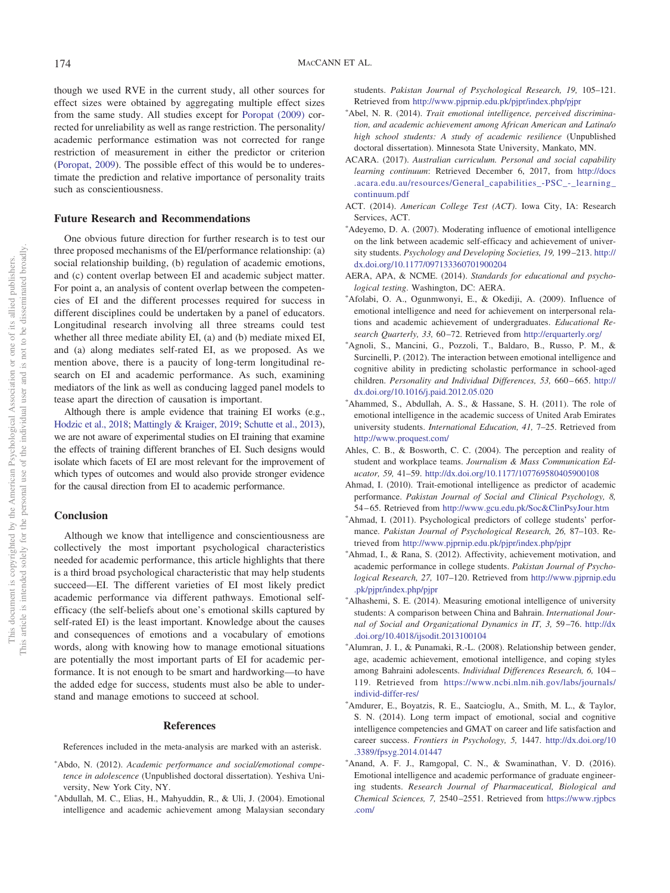though we used RVE in the current study, all other sources for effect sizes were obtained by aggregating multiple effect sizes from the same study. All studies except for Poropat (2009) corrected for unreliability as well as range restriction. The personality/academic performance estimation was not corrected for range restriction of measurement in either the predictor or criterion (Poropat, 2009). The possible effect of this would be to underestimate the prediction and relative importance of personality traits such as conscientiousness.

## Future Research and Recommendations

One obvious future direction for further research is to test our three proposed mechanisms of the EI/performance relationship: (a) social relationship building, (b) regulation of academic emotions, and (c) content overlap between EI and academic subject matter. For point a, an analysis of content overlap between the competencies of EI and the different processes required for success in different disciplines could be undertaken by a panel of educators. Longitudinal research involving all three streams could test whether all three mediate ability EI, (a) and (b) mediate mixed EI, and (a) along mediates self-rated EI, as we proposed. As we mention above, there is a paucity of long-term longitudinal research on EI and academic performance. As such, examining mediators of the link as well as conducing lagged panel models to tease apart the direction of causation is important.

Although there is ample evidence that training EI works (e.g., Hodzic et al., 2018; Mattingly & Kraiger, 2019; Schutte et al., 2013), we are not aware of experimental studies on EI training that examine the effects of training different branches of EI. Such designs would isolate which facets of EI are most relevant for the improvement of which types of outcomes and would also provide stronger evidence for the causal direction from EI to academic performance.

## Conclusion

Although we know that intelligence and conscientiousness are collectively the most important psychological characteristics needed for academic performance, this article highlights that there is a third broad psychological characteristic that may help students succeed—EI. The different varieties of EI most likely predict academic performance via different pathways. Emotional self-efficacy (the self-beliefs about one's emotional skills captured by self-rated EI) is the least important. Knowledge about the causes and consequences of emotions and a vocabulary of emotions words, along with knowing how to manage emotional situations are potentially the most important parts of EI for academic performance. It is not enough to be smart and hardworking—to have the added edge for success, students must also be able to understand and manage emotions to succeed at school.

## References

References included in the meta-analysis are marked with an asterisk.

*Abdo, N. (2012). *Academic performance and social/emotional competence in adolescence* (Unpublished doctoral dissertation). Yeshiva University, New York City, NY.

*Abdullah, M. C., Elias, H., Mahyuddin, R., & Uli, J. (2004). Emotional intelligence and academic achievement among Malaysian secondary students. *Pakistan Journal of Psychological Research, 19,* 105–121. Retrieved from http://www.pjprnip.edu.pk/pjpr/index.php/pjpr

*Abel, N. R. (2014). *Trait emotional intelligence, perceived discrimination, and academic achievement among African American and Latina/o high school students: A study of academic resilience* (Unpublished doctoral dissertation). Minnesota State University, Mankato, MN.

ACARA. (2017). *Australian curriculum. Personal and social capability learning continuum*: Retrieved December 6, 2017, from http://docs.acara.edu.au/resources/General_capabilities_-PSC_-_learning_continuum.pdf

ACT. (2014). *American College Test (ACT)*. Iowa City, IA: Research Services, ACT.

*Adeyemo, D. A. (2007). Moderating influence of emotional intelligence on the link between academic self-efficacy and achievement of university students. *Psychology and Developing Societies, 19,* 199–213. http://dx.doi.org/10.1177/097133360701900204

AERA, APA, & NCME. (2014). *Standards for educational and psychological testing*. Washington, DC: AERA.

*Afolabi, O. A., Ogunmwonyi, E., & Okediji, A. (2009). Influence of emotional intelligence and need for achievement on interpersonal relations and academic achievement of undergraduates. *Educational Research Quarterly, 33,* 60–72. Retrieved from http://erquarterly.org/

*Agnoli, S., Mancini, G., Pozzoli, T., Baldaro, B., Russo, P. M., & Surcinelli, P. (2012). The interaction between emotional intelligence and cognitive ability in predicting scholastic performance in school-aged children. *Personality and Individual Differences, 53,* 660–665. http://dx.doi.org/10.1016/j.paid.2012.05.020

*Ahammed, S., Abdullah, A. S., & Hassane, S. H. (2011). The role of emotional intelligence in the academic success of United Arab Emirates university students. *International Education, 41,* 7–25. Retrieved from http://www.proquest.com/

Ahles, C. B., & Bosworth, C. C. (2004). The perception and reality of student and workplace teams. *Journalism & Mass Communication Educator, 59,* 41–59. http://dx.doi.org/10.1177/107769580405900108

Ahmad, I. (2010). Trait-emotional intelligence as predictor of academic performance. *Pakistan Journal of Social and Clinical Psychology, 8,* 54–65. Retrieved from http://www.gcu.edu.pk/Soc&ClinPsyJour.htm

*Ahmad, I. (2011). Psychological predictors of college students' performance. *Pakistan Journal of Psychological Research, 26,* 87–103. Retrieved from http://www.pjprnip.edu.pk/pjpr/index.php/pjpr

*Ahmad, I., & Rana, S. (2012). Affectivity, achievement motivation, and academic performance in college students. *Pakistan Journal of Psychological Research, 27,* 107–120. Retrieved from http://www.pjprnip.edu.pk/pjpr/index.php/pjpr

*Alhashemi, S. E. (2014). Measuring emotional intelligence of university students: A comparison between China and Bahrain. *International Journal of Social and Organizational Dynamics in IT, 3,* 59–76. http://dx.doi.org/10.4018/ijsodit.2013100104

*Alumran, J. I., & Punamaki, R.-L. (2008). Relationship between gender, age, academic achievement, emotional intelligence, and coping styles among Bahraini adolescents. *Individual Differences Research, 6,* 104–119. Retrieved from https://www.ncbi.nlm.nih.gov/labs/journals/individ-differ-res/

*Amdurer, E., Boyatzis, R. E., Saatcioglu, A., Smith, M. L., & Taylor, S. N. (2014). Long term impact of emotional, social and cognitive intelligence competencies and GMAT on career and life satisfaction and career success. *Frontiers in Psychology, 5,* 1447. http://dx.doi.org/10.3389/fpsyg.2014.01447

*Anand, A. F. J., Ramgopal, C. N., & Swaminathan, V. D. (2016). Emotional intelligence and academic performance of graduate engineering students. *Research Journal of Pharmaceutical, Biological and Chemical Sciences, 7,* 2540–2551. Retrieved from https://www.rjpbcs.com/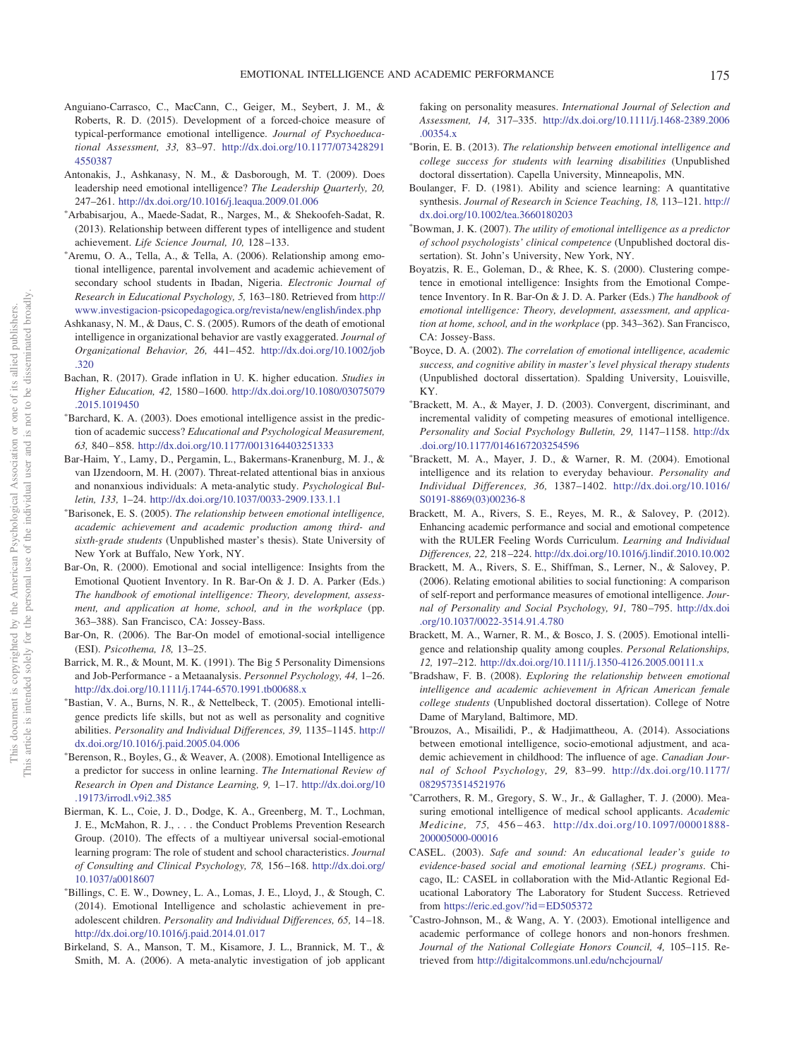Anguiano-Carrasco, C., MacCann, C., Geiger, M., Seybert, J. M., & Roberts, R. D. (2015). Development of a forced-choice measure of typical-performance emotional intelligence. *Journal of Psychoeducational Assessment, 33,* 83–97. http://dx.doi.org/10.1177/0734282914550387

Antonakis, J., Ashkanasy, N. M., & Dasborough, M. T. (2009). Does leadership need emotional intelligence? *The Leadership Quarterly, 20,* 247–261. http://dx.doi.org/10.1016/j.leaqua.2009.01.006

*Arbabisarjou, A., Maede-Sadat, R., Narges, M., & Shekoofeh-Sadat, R. (2013). Relationship between different types of intelligence and student achievement. *Life Science Journal, 10,* 128–133.

*Aremu, O. A., Tella, A., & Tella, A. (2006). Relationship among emotional intelligence, parental involvement and academic achievement of secondary school students in Ibadan, Nigeria. *Electronic Journal of Research in Educational Psychology, 5,* 163–180. Retrieved from http://www.investigacion-psicopedagogica.org/revista/new/english/index.php

Ashkanasy, N. M., & Daus, C. S. (2005). Rumors of the death of emotional intelligence in organizational behavior are vastly exaggerated. *Journal of Organizational Behavior, 26,* 441–452. http://dx.doi.org/10.1002/job.320

Bachan, R. (2017). Grade inflation in U. K. higher education. *Studies in Higher Education, 42,* 1580–1600. http://dx.doi.org/10.1080/03075079.2015.1019450

*Barchard, K. A. (2003). Does emotional intelligence assist in the prediction of academic success? *Educational and Psychological Measurement, 63,* 840–858. http://dx.doi.org/10.1177/0013164403251333

Bar-Haim, Y., Lamy, D., Pergamin, L., Bakermans-Kranenburg, M. J., & van IJzendoorn, M. H. (2007). Threat-related attentional bias in anxious and nonanxious individuals: A meta-analytic study. *Psychological Bulletin, 133,* 1–24. http://dx.doi.org/10.1037/0033-2909.133.1.1

*Barisonek, E. S. (2005). *The relationship between emotional intelligence, academic achievement and academic production among third- and sixth-grade students* (Unpublished master's thesis). State University of New York at Buffalo, New York, NY.

Bar-On, R. (2000). Emotional and social intelligence: Insights from the Emotional Quotient Inventory. In R. Bar-On & J. D. A. Parker (Eds.) *The handbook of emotional intelligence: Theory, development, assessment, and application at home, school, and in the workplace* (pp. 363–388). San Francisco, CA: Jossey-Bass.

Bar-On, R. (2006). The Bar-On model of emotional-social intelligence (ESI). *Psicothema, 18,* 13–25.

Barrick, M. R., & Mount, M. K. (1991). The Big 5 Personality Dimensions and Job-Performance - a Metaanalysis. *Personnel Psychology, 44,* 1–26. http://dx.doi.org/10.1111/j.1744-6570.1991.tb00688.x

*Bastian, V. A., Burns, N. R., & Nettelbeck, T. (2005). Emotional intelligence predicts life skills, but not as well as personality and cognitive abilities. *Personality and Individual Differences, 39,* 1135–1145. http://dx.doi.org/10.1016/j.paid.2005.04.006

*Berenson, R., Boyles, G., & Weaver, A. (2008). Emotional Intelligence as a predictor for success in online learning. *The International Review of Research in Open and Distance Learning, 9,* 1–17. http://dx.doi.org/10.19173/irrodl.v9i2.385

Bierman, K. L., Coie, J. D., Dodge, K. A., Greenberg, M. T., Lochman, J. E., McMahon, R. J., . . . the Conduct Problems Prevention Research Group. (2010). The effects of a multiyear universal social-emotional learning program: The role of student and school characteristics. *Journal of Consulting and Clinical Psychology, 78,* 156–168. http://dx.doi.org/10.1037/a0018607

*Billings, C. E. W., Downey, L. A., Lomas, J. E., Lloyd, J., & Stough, C. (2014). Emotional Intelligence and scholastic achievement in pre-adolescent children. *Personality and Individual Differences, 65,* 14–18. http://dx.doi.org/10.1016/j.paid.2014.01.017

Birkeland, S. A., Manson, T. M., Kisamore, J. L., Brannick, M. T., & Smith, M. A. (2006). A meta-analytic investigation of job applicant faking on personality measures. *International Journal of Selection and Assessment, 14,* 317–335. http://dx.doi.org/10.1111/j.1468-2389.2006.00354.x

*Borin, E. B. (2013). *The relationship between emotional intelligence and college success for students with learning disabilities* (Unpublished doctoral dissertation). Capella University, Minneapolis, MN.

Boulanger, F. D. (1981). Ability and science learning: A quantitative synthesis. *Journal of Research in Science Teaching, 18,* 113–121. http://dx.doi.org/10.1002/tea.3660180203

*Bowman, J. K. (2007). *The utility of emotional intelligence as a predictor of school psychologists' clinical competence* (Unpublished doctoral dissertation). St. John's University, New York, NY.

Boyatzis, R. E., Goleman, D., & Rhee, K. S. (2000). Clustering competence in emotional intelligence: Insights from the Emotional Competence Inventory. In R. Bar-On & J. D. A. Parker (Eds.) *The handbook of emotional intelligence: Theory, development, assessment, and application at home, school, and in the workplace* (pp. 343–362). San Francisco, CA: Jossey-Bass.

*Boyce, D. A. (2002). *The correlation of emotional intelligence, academic success, and cognitive ability in master's level physical therapy students* (Unpublished doctoral dissertation). Spalding University, Louisville, KY.

*Brackett, M. A., & Mayer, J. D. (2003). Convergent, discriminant, and incremental validity of competing measures of emotional intelligence. *Personality and Social Psychology Bulletin, 29,* 1147–1158. http://dx.doi.org/10.1177/0146167203254596

*Brackett, M. A., Mayer, J. D., & Warner, R. M. (2004). Emotional intelligence and its relation to everyday behaviour. *Personality and Individual Differences, 36,* 1387–1402. http://dx.doi.org/10.1016/S0191-8869(03)00236-8

Brackett, M. A., Rivers, S. E., Reyes, M. R., & Salovey, P. (2012). Enhancing academic performance and social and emotional competence with the RULER Feeling Words Curriculum. *Learning and Individual Differences, 22,* 218–224. http://dx.doi.org/10.1016/j.lindif.2010.10.002

Brackett, M. A., Rivers, S. E., Shiffman, S., Lerner, N., & Salovey, P. (2006). Relating emotional abilities to social functioning: A comparison of self-report and performance measures of emotional intelligence. *Journal of Personality and Social Psychology, 91,* 780–795. http://dx.doi.org/10.1037/0022-3514.91.4.780

Brackett, M. A., Warner, R. M., & Bosco, J. S. (2005). Emotional intelligence and relationship quality among couples. *Personal Relationships, 12,* 197–212. http://dx.doi.org/10.1111/j.1350-4126.2005.00111.x

*Bradshaw, F. B. (2008). *Exploring the relationship between emotional intelligence and academic achievement in African American female college students* (Unpublished doctoral dissertation). College of Notre Dame of Maryland, Baltimore, MD.

*Brouzos, A., Misailidi, P., & Hadjimattheou, A. (2014). Associations between emotional intelligence, socio-emotional adjustment, and academic achievement in childhood: The influence of age. *Canadian Journal of School Psychology, 29,* 83–99. http://dx.doi.org/10.1177/0829573514521976

*Carrothers, R. M., Gregory, S. W., Jr., & Gallagher, T. J. (2000). Measuring emotional intelligence of medical school applicants. *Academic Medicine, 75,* 456–463. http://dx.doi.org/10.1097/00001888-200005000-00016

CASEL. (2003). *Safe and sound: An educational leader's guide to evidence-based social and emotional learning (SEL) programs*. Chicago, IL: CASEL in collaboration with the Mid-Atlantic Regional Educational Laboratory The Laboratory for Student Success. Retrieved from https://eric.ed.gov/?id=ED505372

*Castro-Johnson, M., & Wang, A. Y. (2003). Emotional intelligence and academic performance of college honors and non-honors freshmen. *Journal of the National Collegiate Honors Council, 4,* 105–115. Retrieved from http://digitalcommons.unl.edu/nchcjournal/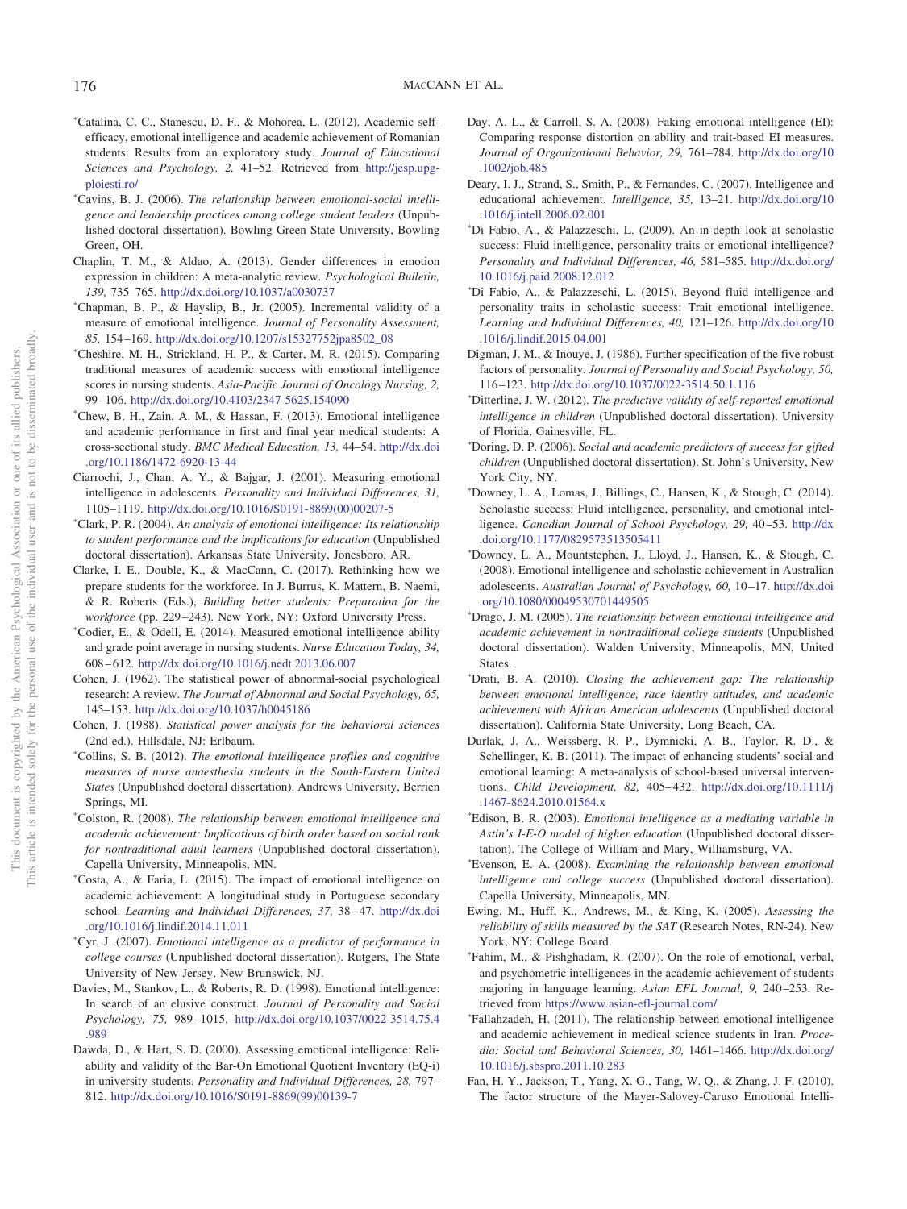*Catalina, C. C., Stanescu, D. F., & Mohorea, L. (2012). Academic self-efficacy, emotional intelligence and academic achievement of Romanian students: Results from an exploratory study. *Journal of Educational Sciences and Psychology, 2,* 41–52. Retrieved from http://jesp.upg-ploiesti.ro/

*Cavins, B. J. (2006). *The relationship between emotional-social intelligence and leadership practices among college student leaders* (Unpublished doctoral dissertation). Bowling Green State University, Bowling Green, OH.

Chaplin, T. M., & Aldao, A. (2013). Gender differences in emotion expression in children: A meta-analytic review. *Psychological Bulletin, 139,* 735–765. http://dx.doi.org/10.1037/a0030737

*Chapman, B. P., & Hayslip, B., Jr. (2005). Incremental validity of a measure of emotional intelligence. *Journal of Personality Assessment, 85,* 154–169. http://dx.doi.org/10.1207/s15327752jpa8502_08

*Cheshire, M. H., Strickland, H. P., & Carter, M. R. (2015). Comparing traditional measures of academic success with emotional intelligence scores in nursing students. *Asia-Pacific Journal of Oncology Nursing, 2,* 99–106. http://dx.doi.org/10.4103/2347-5625.154090

*Chew, B. H., Zain, A. M., & Hassan, F. (2013). Emotional intelligence and academic performance in first and final year medical students: A cross-sectional study. *BMC Medical Education, 13,* 44–54. http://dx.doi.org/10.1186/1472-6920-13-44

Ciarrochi, J., Chan, A. Y., & Bajgar, J. (2001). Measuring emotional intelligence in adolescents. *Personality and Individual Differences, 31,* 1105–1119. http://dx.doi.org/10.1016/S0191-8869(00)00207-5

*Clark, P. R. (2004). *An analysis of emotional intelligence: Its relationship to student performance and the implications for education* (Unpublished doctoral dissertation). Arkansas State University, Jonesboro, AR.

Clarke, I. E., Double, K., & MacCann, C. (2017). Rethinking how we prepare students for the workforce. In J. Burrus, K. Mattern, B. Naemi, & R. Roberts (Eds.), *Building better students: Preparation for the workforce* (pp. 229–243). New York, NY: Oxford University Press.

*Codier, E., & Odell, E. (2014). Measured emotional intelligence ability and grade point average in nursing students. *Nurse Education Today, 34,* 608–612. http://dx.doi.org/10.1016/j.nedt.2013.06.007

Cohen, J. (1962). The statistical power of abnormal-social psychological research: A review. *The Journal of Abnormal and Social Psychology, 65,* 145–153. http://dx.doi.org/10.1037/h0045186

Cohen, J. (1988). *Statistical power analysis for the behavioral sciences* (2nd ed.). Hillsdale, NJ: Erlbaum.

*Collins, S. B. (2012). *The emotional intelligence profiles and cognitive measures of nurse anaesthesia students in the South-Eastern United States* (Unpublished doctoral dissertation). Andrews University, Berrien Springs, MI.

*Colston, R. (2008). *The relationship between emotional intelligence and academic achievement: Implications of birth order based on social rank for nontraditional adult learners* (Unpublished doctoral dissertation). Capella University, Minneapolis, MN.

*Costa, A., & Faria, L. (2015). The impact of emotional intelligence on academic achievement: A longitudinal study in Portuguese secondary school. *Learning and Individual Differences, 37,* 38–47. http://dx.doi.org/10.1016/j.lindif.2014.11.011

*Cyr, J. (2007). *Emotional intelligence as a predictor of performance in college courses* (Unpublished doctoral dissertation). Rutgers, The State University of New Jersey, New Brunswick, NJ.

Davies, M., Stankov, L., & Roberts, R. D. (1998). Emotional intelligence: In search of an elusive construct. *Journal of Personality and Social Psychology, 75,* 989–1015. http://dx.doi.org/10.1037/0022-3514.75.4.989

Dawda, D., & Hart, S. D. (2000). Assessing emotional intelligence: Reliability and validity of the Bar-On Emotional Quotient Inventory (EQ-i) in university students. *Personality and Individual Differences, 28,* 797–812. http://dx.doi.org/10.1016/S0191-8869(99)00139-7

Day, A. L., & Carroll, S. A. (2008). Faking emotional intelligence (EI): Comparing response distortion on ability and trait-based EI measures. *Journal of Organizational Behavior, 29,* 761–784. http://dx.doi.org/10.1002/job.485

Deary, I. J., Strand, S., Smith, P., & Fernandes, C. (2007). Intelligence and educational achievement. *Intelligence, 35,* 13–21. http://dx.doi.org/10.1016/j.intell.2006.02.001

*Di Fabio, A., & Palazzeschi, L. (2009). An in-depth look at scholastic success: Fluid intelligence, personality traits or emotional intelligence? *Personality and Individual Differences, 46,* 581–585. http://dx.doi.org/10.1016/j.paid.2008.12.012

*Di Fabio, A., & Palazzeschi, L. (2015). Beyond fluid intelligence and personality traits in scholastic success: Trait emotional intelligence. *Learning and Individual Differences, 40,* 121–126. http://dx.doi.org/10.1016/j.lindif.2015.04.001

Digman, J. M., & Inouye, J. (1986). Further specification of the five robust factors of personality. *Journal of Personality and Social Psychology, 50,* 116–123. http://dx.doi.org/10.1037/0022-3514.50.1.116

*Ditterline, J. W. (2012). *The predictive validity of self-reported emotional intelligence in children* (Unpublished doctoral dissertation). University of Florida, Gainesville, FL.

*Doring, D. P. (2006). *Social and academic predictors of success for gifted children* (Unpublished doctoral dissertation). St. John's University, New York City, NY.

*Downey, L. A., Lomas, J., Billings, C., Hansen, K., & Stough, C. (2014). Scholastic success: Fluid intelligence, personality, and emotional intelligence. *Canadian Journal of School Psychology, 29,* 40–53. http://dx.doi.org/10.1177/0829573513505411

*Downey, L. A., Mountstephen, J., Lloyd, J., Hansen, K., & Stough, C. (2008). Emotional intelligence and scholastic achievement in Australian adolescents. *Australian Journal of Psychology, 60,* 10–17. http://dx.doi.org/10.1080/00049530701449505

*Drago, J. M. (2005). *The relationship between emotional intelligence and academic achievement in nontraditional college students* (Unpublished doctoral dissertation). Walden University, Minneapolis, MN, United States.

*Drati, B. A. (2010). *Closing the achievement gap: The relationship between emotional intelligence, race identity attitudes, and academic achievement with African American adolescents* (Unpublished doctoral dissertation). California State University, Long Beach, CA.

Durlak, J. A., Weissberg, R. P., Dymnicki, A. B., Taylor, R. D., & Schellinger, K. B. (2011). The impact of enhancing students' social and emotional learning: A meta-analysis of school-based universal interventions. *Child Development, 82,* 405–432. http://dx.doi.org/10.1111/j.1467-8624.2010.01564.x

*Edison, B. R. (2003). *Emotional intelligence as a mediating variable in Astin's I-E-O model of higher education* (Unpublished doctoral dissertation). The College of William and Mary, Williamsburg, VA.

*Evenson, E. A. (2008). *Examining the relationship between emotional intelligence and college success* (Unpublished doctoral dissertation). Capella University, Minneapolis, MN.

Ewing, M., Huff, K., Andrews, M., & King, K. (2005). *Assessing the reliability of skills measured by the SAT* (Research Notes, RN-24). New York, NY: College Board.

*Fahim, M., & Pishghadam, R. (2007). On the role of emotional, verbal, and psychometric intelligences in the academic achievement of students majoring in language learning. *Asian EFL Journal, 9,* 240–253. Retrieved from https://www.asian-efl-journal.com/

*Fallahzadeh, H. (2011). The relationship between emotional intelligence and academic achievement in medical science students in Iran. *Procedia: Social and Behavioral Sciences, 30,* 1461–1466. http://dx.doi.org/10.1016/j.sbspro.2011.10.283

Fan, H. Y., Jackson, T., Yang, X. G., Tang, W. Q., & Zhang, J. F. (2010). The factor structure of the Mayer-Salovey-Caruso Emotional Intelli-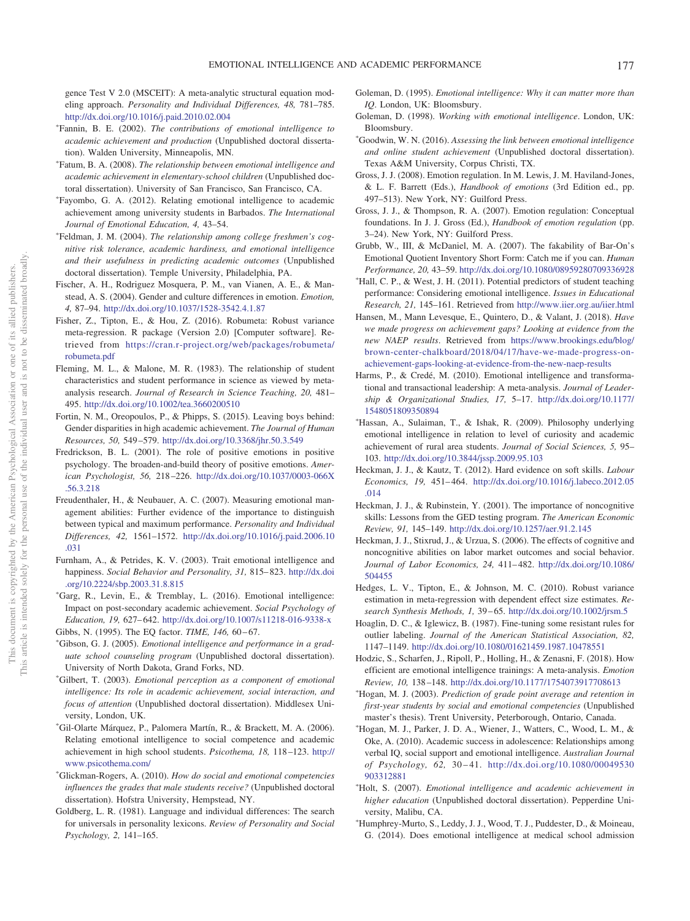gence Test V 2.0 (MSCEIT): A meta-analytic structural equation modeling approach. *Personality and Individual Differences, 48,* 781–785. http://dx.doi.org/10.1016/j.paid.2010.02.004

*Fannin, B. E. (2002). *The contributions of emotional intelligence to academic achievement and production* (Unpublished doctoral dissertation). Walden University, Minneapolis, MN.

*Fatum, B. A. (2008). *The relationship between emotional intelligence and academic achievement in elementary-school children* (Unpublished doctoral dissertation). University of San Francisco, San Francisco, CA.

*Fayombo, G. A. (2012). Relating emotional intelligence to academic achievement among university students in Barbados. *The International Journal of Emotional Education, 4,* 43–54.

*Feldman, J. M. (2004). *The relationship among college freshmen's cognitive risk tolerance, academic hardiness, and emotional intelligence and their usefulness in predicting academic outcomes* (Unpublished doctoral dissertation). Temple University, Philadelphia, PA.

Fischer, A. H., Rodriguez Mosquera, P. M., van Vianen, A. E., & Manstead, A. S. (2004). Gender and culture differences in emotion. *Emotion, 4,* 87–94. http://dx.doi.org/10.1037/1528-3542.4.1.87

Fisher, Z., Tipton, E., & Hou, Z. (2016). Robumeta: Robust variance meta-regression. R package (Version 2.0) [Computer software]. Retrieved from https://cran.r-project.org/web/packages/robumeta/robumeta.pdf

Fleming, M. L., & Malone, M. R. (1983). The relationship of student characteristics and student performance in science as viewed by meta-analysis research. *Journal of Research in Science Teaching, 20,* 481–495. http://dx.doi.org/10.1002/tea.3660200510

Fortin, N. M., Oreopoulos, P., & Phipps, S. (2015). Leaving boys behind: Gender disparities in high academic achievement. *The Journal of Human Resources, 50,* 549–579. http://dx.doi.org/10.3368/jhr.50.3.549

Fredrickson, B. L. (2001). The role of positive emotions in positive psychology. The broaden-and-build theory of positive emotions. *American Psychologist, 56,* 218–226. http://dx.doi.org/10.1037/0003-066X.56.3.218

Freudenthaler, H., & Neubauer, A. C. (2007). Measuring emotional management abilities: Further evidence of the importance to distinguish between typical and maximum performance. *Personality and Individual Differences, 42,* 1561–1572. http://dx.doi.org/10.1016/j.paid.2006.10.031

Furnham, A., & Petrides, K. V. (2003). Trait emotional intelligence and happiness. *Social Behavior and Personality, 31,* 815–823. http://dx.doi.org/10.2224/sbp.2003.31.8.815

*Garg, R., Levin, E., & Tremblay, L. (2016). Emotional intelligence: Impact on post-secondary academic achievement. *Social Psychology of Education, 19,* 627–642. http://dx.doi.org/10.1007/s11218-016-9338-x

Gibbs, N. (1995). The EQ factor. *TIME, 146,* 60–67.

*Gibson, G. J. (2005). *Emotional intelligence and performance in a graduate school counseling program* (Unpublished doctoral dissertation). University of North Dakota, Grand Forks, ND.

*Gilbert, T. (2003). *Emotional perception as a component of emotional intelligence: Its role in academic achievement, social interaction, and focus of attention* (Unpublished doctoral dissertation). Middlesex University, London, UK.

*Gil-Olarte Márquez, P., Palomera Martín, R., & Brackett, M. A. (2006). Relating emotional intelligence to social competence and academic achievement in high school students. *Psicothema, 18,* 118–123. http://www.psicothema.com/

*Glickman-Rogers, A. (2010). *How do social and emotional competencies influences the grades that male students receive?* (Unpublished doctoral dissertation). Hofstra University, Hempstead, NY.

Goldberg, L. R. (1981). Language and individual differences: The search for universals in personality lexicons. *Review of Personality and Social Psychology, 2,* 141–165.

Goleman, D. (1995). *Emotional intelligence: Why it can matter more than IQ*. London, UK: Bloomsbury.

Goleman, D. (1998). *Working with emotional intelligence*. London, UK: Bloomsbury.

*Goodwin, W. N. (2016). *Assessing the link between emotional intelligence and online student achievement* (Unpublished doctoral dissertation). Texas A&M University, Corpus Christi, TX.

Gross, J. J. (2008). Emotion regulation. In M. Lewis, J. M. Haviland-Jones, & L. F. Barrett (Eds.), *Handbook of emotions* (3rd Edition ed., pp. 497–513). New York, NY: Guilford Press.

Gross, J. J., & Thompson, R. A. (2007). Emotion regulation: Conceptual foundations. In J. J. Gross (Ed.), *Handbook of emotion regulation* (pp. 3–24). New York, NY: Guilford Press.

Grubb, W., III, & McDaniel, M. A. (2007). The fakability of Bar-On's Emotional Quotient Inventory Short Form: Catch me if you can. *Human Performance, 20,* 43–59. http://dx.doi.org/10.1080/08959280709336928

*Hall, C. P., & West, J. H. (2011). Potential predictors of student teaching performance: Considering emotional intelligence. *Issues in Educational Research, 21,* 145–161. Retrieved from http://www.iier.org.au/iier.html

Hansen, M., Mann Levesque, E., Quintero, D., & Valant, J. (2018). *Have we made progress on achievement gaps? Looking at evidence from the new NAEP results*. Retrieved from https://www.brookings.edu/blog/brown-center-chalkboard/2018/04/17/have-we-made-progress-on-achievement-gaps-looking-at-evidence-from-the-new-naep-results

Harms, P., & Credé, M. (2010). Emotional intelligence and transformational and transactional leadership: A meta-analysis. *Journal of Leadership & Organizational Studies, 17,* 5–17. http://dx.doi.org/10.1177/1548051809350894

*Hassan, A., Sulaiman, T., & Ishak, R. (2009). Philosophy underlying emotional intelligence in relation to level of curiosity and academic achievement of rural area students. *Journal of Social Sciences, 5,* 95–103. http://dx.doi.org/10.3844/jssp.2009.95.103

Heckman, J. J., & Kautz, T. (2012). Hard evidence on soft skills. *Labour Economics, 19,* 451–464. http://dx.doi.org/10.1016/j.labeco.2012.05.014

Heckman, J. J., & Rubinstein, Y. (2001). The importance of noncognitive skills: Lessons from the GED testing program. *The American Economic Review, 91,* 145–149. http://dx.doi.org/10.1257/aer.91.2.145

Heckman, J. J., Stixrud, J., & Urzua, S. (2006). The effects of cognitive and noncognitive abilities on labor market outcomes and social behavior. *Journal of Labor Economics, 24,* 411–482. http://dx.doi.org/10.1086/504455

Hedges, L. V., Tipton, E., & Johnson, M. C. (2010). Robust variance estimation in meta-regression with dependent effect size estimates. *Research Synthesis Methods, 1,* 39–65. http://dx.doi.org/10.1002/jrsm.5

Hoaglin, D. C., & Iglewicz, B. (1987). Fine-tuning some resistant rules for outlier labeling. *Journal of the American Statistical Association, 82,* 1147–1149. http://dx.doi.org/10.1080/01621459.1987.10478551

Hodzic, S., Scharfen, J., Ripoll, P., Holling, H., & Zenasni, F. (2018). How efficient are emotional intelligence trainings: A meta-analysis. *Emotion Review, 10,* 138–148. http://dx.doi.org/10.1177/1754073917708613

*Hogan, M. J. (2003). *Prediction of grade point average and retention in first-year students by social and emotional competencies* (Unpublished master's thesis). Trent University, Peterborough, Ontario, Canada.

*Hogan, M. J., Parker, J. D. A., Wiener, J., Watters, C., Wood, L. M., & Oke, A. (2010). Academic success in adolescence: Relationships among verbal IQ, social support and emotional intelligence. *Australian Journal of Psychology, 62,* 30–41. http://dx.doi.org/10.1080/00049530903312881

*Holt, S. (2007). *Emotional intelligence and academic achievement in higher education* (Unpublished doctoral dissertation). Pepperdine University, Malibu, CA.

*Humphrey-Murto, S., Leddy, J. J., Wood, T. J., Puddester, D., & Moineau, G. (2014). Does emotional intelligence at medical school admission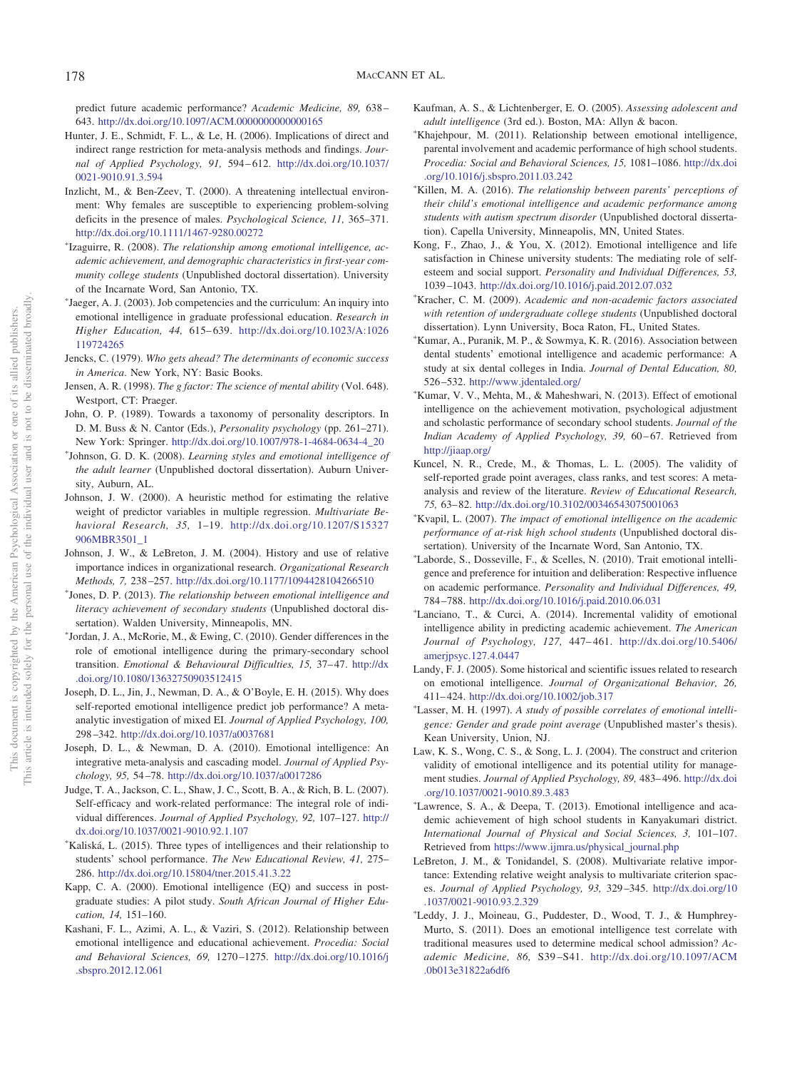predict future academic performance? *Academic Medicine, 89,* 638–643. http://dx.doi.org/10.1097/ACM.0000000000000165

Hunter, J. E., Schmidt, F. L., & Le, H. (2006). Implications of direct and indirect range restriction for meta-analysis methods and findings. *Journal of Applied Psychology, 91,* 594–612. http://dx.doi.org/10.1037/0021-9010.91.3.594

Inzlicht, M., & Ben-Zeev, T. (2000). A threatening intellectual environment: Why females are susceptible to experiencing problem-solving deficits in the presence of males. *Psychological Science, 11,* 365–371. http://dx.doi.org/10.1111/1467-9280.00272

*Izaguirre, R. (2008). *The relationship among emotional intelligence, academic achievement, and demographic characteristics in first-year community college students* (Unpublished doctoral dissertation). University of the Incarnate Word, San Antonio, TX.

*Jaeger, A. J. (2003). Job competencies and the curriculum: An inquiry into emotional intelligence in graduate professional education. *Research in Higher Education, 44,* 615–639. http://dx.doi.org/10.1023/A:1026119724265

Jencks, C. (1979). *Who gets ahead? The determinants of economic success in America*. New York, NY: Basic Books.

Jensen, A. R. (1998). *The g factor: The science of mental ability* (Vol. 648). Westport, CT: Praeger.

John, O. P. (1989). Towards a taxonomy of personality descriptors. In D. M. Buss & N. Cantor (Eds.), *Personality psychology* (pp. 261–271). New York: Springer. http://dx.doi.org/10.1007/978-1-4684-0634-4_20

*Johnson, G. D. K. (2008). *Learning styles and emotional intelligence of the adult learner* (Unpublished doctoral dissertation). Auburn University, Auburn, AL.

Johnson, J. W. (2000). A heuristic method for estimating the relative weight of predictor variables in multiple regression. *Multivariate Behavioral Research, 35,* 1–19. http://dx.doi.org/10.1207/S15327906MBR3501_1

Johnson, J. W., & LeBreton, J. M. (2004). History and use of relative importance indices in organizational research. *Organizational Research Methods, 7,* 238–257. http://dx.doi.org/10.1177/1094428104266510

*Jones, D. P. (2013). *The relationship between emotional intelligence and literacy achievement of secondary students* (Unpublished doctoral dissertation). Walden University, Minneapolis, MN.

*Jordan, J. A., McRorie, M., & Ewing, C. (2010). Gender differences in the role of emotional intelligence during the primary-secondary school transition. *Emotional & Behavioural Difficulties, 15,* 37–47. http://dx.doi.org/10.1080/13632750903512415

Joseph, D. L., Jin, J., Newman, D. A., & O'Boyle, E. H. (2015). Why does self-reported emotional intelligence predict job performance? A meta-analytic investigation of mixed EI. *Journal of Applied Psychology, 100,* 298–342. http://dx.doi.org/10.1037/a0037681

Joseph, D. L., & Newman, D. A. (2010). Emotional intelligence: An integrative meta-analysis and cascading model. *Journal of Applied Psychology, 95,* 54–78. http://dx.doi.org/10.1037/a0017286

Judge, T. A., Jackson, C. L., Shaw, J. C., Scott, B. A., & Rich, B. L. (2007). Self-efficacy and work-related performance: The integral role of individual differences. *Journal of Applied Psychology, 92,* 107–127. http://dx.doi.org/10.1037/0021-9010.92.1.107

*Kaliská, L. (2015). Three types of intelligences and their relationship to students' school performance. *The New Educational Review, 41,* 275–286. http://dx.doi.org/10.15804/tner.2015.41.3.22

Kapp, C. A. (2000). Emotional intelligence (EQ) and success in postgraduate studies: A pilot study. *South African Journal of Higher Education, 14,* 151–160.

Kashani, F. L., Azimi, A. L., & Vaziri, S. (2012). Relationship between emotional intelligence and educational achievement. *Procedia: Social and Behavioral Sciences, 69,* 1270–1275. http://dx.doi.org/10.1016/j.sbspro.2012.12.061

Kaufman, A. S., & Lichtenberger, E. O. (2005). *Assessing adolescent and adult intelligence* (3rd ed.). Boston, MA: Allyn & bacon.

*Khajehpour, M. (2011). Relationship between emotional intelligence, parental involvement and academic performance of high school students. *Procedia: Social and Behavioral Sciences, 15,* 1081–1086. http://dx.doi.org/10.1016/j.sbspro.2011.03.242

*Killen, M. A. (2016). *The relationship between parents' perceptions of their child's emotional intelligence and academic performance among students with autism spectrum disorder* (Unpublished doctoral dissertation). Capella University, Minneapolis, MN, United States.

Kong, F., Zhao, J., & You, X. (2012). Emotional intelligence and life satisfaction in Chinese university students: The mediating role of self-esteem and social support. *Personality and Individual Differences, 53,* 1039–1043. http://dx.doi.org/10.1016/j.paid.2012.07.032

*Kracher, C. M. (2009). *Academic and non-academic factors associated with retention of undergraduate college students* (Unpublished doctoral dissertation). Lynn University, Boca Raton, FL, United States.

*Kumar, A., Puranik, M. P., & Sowmya, K. R. (2016). Association between dental students' emotional intelligence and academic performance: A study at six dental colleges in India. *Journal of Dental Education, 80,* 526–532. http://www.jdentaled.org/

*Kumar, V. V., Mehta, M., & Maheshwari, N. (2013). Effect of emotional intelligence on the achievement motivation, psychological adjustment and scholastic performance of secondary school students. *Journal of the Indian Academy of Applied Psychology, 39,* 60–67. Retrieved from http://jiaap.org/

Kuncel, N. R., Crede, M., & Thomas, L. L. (2005). The validity of self-reported grade point averages, class ranks, and test scores: A meta-analysis and review of the literature. *Review of Educational Research, 75,* 63–82. http://dx.doi.org/10.3102/00346543075001063

*Kvapil, L. (2007). *The impact of emotional intelligence on the academic performance of at-risk high school students* (Unpublished doctoral dissertation). University of the Incarnate Word, San Antonio, TX.

*Laborde, S., Dosseville, F., & Scelles, N. (2010). Trait emotional intelligence and preference for intuition and deliberation: Respective influence on academic performance. *Personality and Individual Differences, 49,* 784–788. http://dx.doi.org/10.1016/j.paid.2010.06.031

*Lanciano, T., & Curci, A. (2014). Incremental validity of emotional intelligence ability in predicting academic achievement. *The American Journal of Psychology, 127,* 447–461. http://dx.doi.org/10.5406/amerjpsyc.127.4.0447

Landy, F. J. (2005). Some historical and scientific issues related to research on emotional intelligence. *Journal of Organizational Behavior, 26,* 411–424. http://dx.doi.org/10.1002/job.317

*Lasser, M. H. (1997). *A study of possible correlates of emotional intelligence: Gender and grade point average* (Unpublished master's thesis). Kean University, Union, NJ.

Law, K. S., Wong, C. S., & Song, L. J. (2004). The construct and criterion validity of emotional intelligence and its potential utility for management studies. *Journal of Applied Psychology, 89,* 483–496. http://dx.doi.org/10.1037/0021-9010.89.3.483

*Lawrence, S. A., & Deepa, T. (2013). Emotional intelligence and academic achievement of high school students in Kanyakumari district. *International Journal of Physical and Social Sciences, 3,* 101–107. Retrieved from https://www.ijmra.us/physical_journal.php

LeBreton, J. M., & Tonidandel, S. (2008). Multivariate relative importance: Extending relative weight analysis to multivariate criterion spaces. *Journal of Applied Psychology, 93,* 329–345. http://dx.doi.org/10.1037/0021-9010.93.2.329

*Leddy, J. J., Moineau, G., Puddester, D., Wood, T. J., & Humphrey-Murto, S. (2011). Does an emotional intelligence test correlate with traditional measures used to determine medical school admission? *Academic Medicine, 86,* S39–S41. http://dx.doi.org/10.1097/ACM.0b013e31822a6df6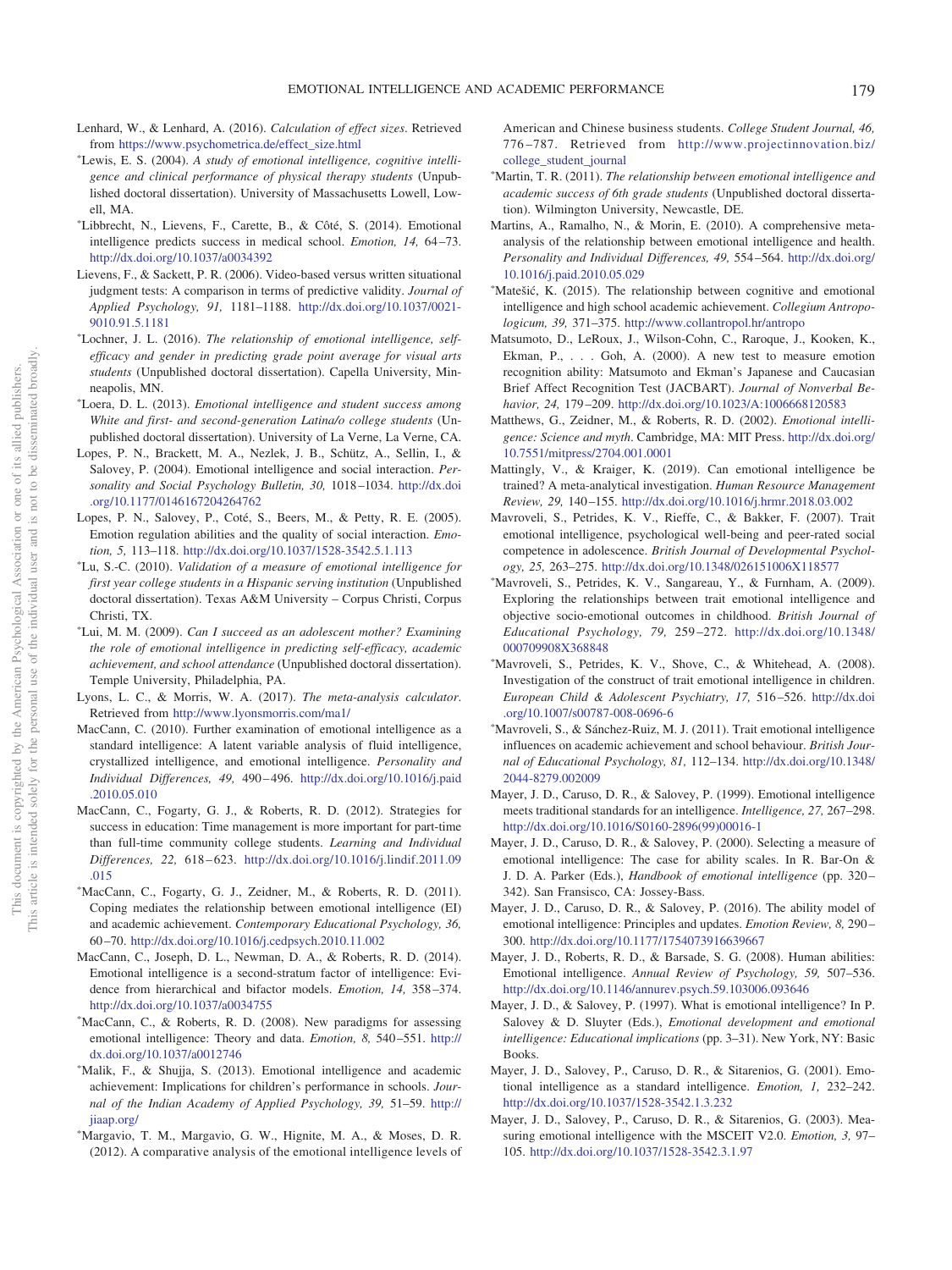Lenhard, W., & Lenhard, A. (2016). *Calculation of effect sizes*. Retrieved from https://www.psychometrica.de/effect_size.html

*Lewis, E. S. (2004). *A study of emotional intelligence, cognitive intelligence and clinical performance of physical therapy students* (Unpublished doctoral dissertation). University of Massachusetts Lowell, Lowell, MA.

*Libbrecht, N., Lievens, F., Carette, B., & Côté, S. (2014). Emotional intelligence predicts success in medical school. *Emotion, 14,* 64–73. http://dx.doi.org/10.1037/a0034392

Lievens, F., & Sackett, P. R. (2006). Video-based versus written situational judgment tests: A comparison in terms of predictive validity. *Journal of Applied Psychology, 91,* 1181–1188. http://dx.doi.org/10.1037/0021-9010.91.5.1181

*Lochner, J. L. (2016). *The relationship of emotional intelligence, self-efficacy and gender in predicting grade point average for visual arts students* (Unpublished doctoral dissertation). Capella University, Minneapolis, MN.

*Loera, D. L. (2013). *Emotional intelligence and student success among White and first- and second-generation Latina/o college students* (Unpublished doctoral dissertation). University of La Verne, La Verne, CA.

Lopes, P. N., Brackett, M. A., Nezlek, J. B., Schütz, A., Sellin, I., & Salovey, P. (2004). Emotional intelligence and social interaction. *Personality and Social Psychology Bulletin, 30,* 1018–1034. http://dx.doi.org/10.1177/0146167204264762

Lopes, P. N., Salovey, P., Coté, S., Beers, M., & Petty, R. E. (2005). Emotion regulation abilities and the quality of social interaction. *Emotion, 5,* 113–118. http://dx.doi.org/10.1037/1528-3542.5.1.113

*Lu, S.-C. (2010). *Validation of a measure of emotional intelligence for first year college students in a Hispanic serving institution* (Unpublished doctoral dissertation). Texas A&M University – Corpus Christi, Corpus Christi, TX.

*Lui, M. M. (2009). *Can I succeed as an adolescent mother? Examining the role of emotional intelligence in predicting self-efficacy, academic achievement, and school attendance* (Unpublished doctoral dissertation). Temple University, Philadelphia, PA.

Lyons, L. C., & Morris, W. A. (2017). *The meta-analysis calculator*. Retrieved from http://www.lyonsmorris.com/ma1/

MacCann, C. (2010). Further examination of emotional intelligence as a standard intelligence: A latent variable analysis of fluid intelligence, crystallized intelligence, and emotional intelligence. *Personality and Individual Differences, 49,* 490–496. http://dx.doi.org/10.1016/j.paid.2010.05.010

MacCann, C., Fogarty, G. J., & Roberts, R. D. (2012). Strategies for success in education: Time management is more important for part-time than full-time community college students. *Learning and Individual Differences, 22,* 618–623. http://dx.doi.org/10.1016/j.lindif.2011.09.015

*MacCann, C., Fogarty, G. J., Zeidner, M., & Roberts, R. D. (2011). Coping mediates the relationship between emotional intelligence (EI) and academic achievement. *Contemporary Educational Psychology, 36,* 60–70. http://dx.doi.org/10.1016/j.cedpsych.2010.11.002

MacCann, C., Joseph, D. L., Newman, D. A., & Roberts, R. D. (2014). Emotional intelligence is a second-stratum factor of intelligence: Evidence from hierarchical and bifactor models. *Emotion, 14,* 358–374. http://dx.doi.org/10.1037/a0034755

*MacCann, C., & Roberts, R. D. (2008). New paradigms for assessing emotional intelligence: Theory and data. *Emotion, 8,* 540–551. http://dx.doi.org/10.1037/a0012746

*Malik, F., & Shujja, S. (2013). Emotional intelligence and academic achievement: Implications for children's performance in schools. *Journal of the Indian Academy of Applied Psychology, 39,* 51–59. http://jiaap.org/

*Margavio, T. M., Margavio, G. W., Hignite, M. A., & Moses, D. R. (2012). A comparative analysis of the emotional intelligence levels of American and Chinese business students. *College Student Journal, 46,* 776–787. Retrieved from http://www.projectinnovation.biz/college_student_journal

*Martin, T. R. (2011). *The relationship between emotional intelligence and academic success of 6th grade students* (Unpublished doctoral dissertation). Wilmington University, Newcastle, DE.

Martins, A., Ramalho, N., & Morin, E. (2010). A comprehensive meta-analysis of the relationship between emotional intelligence and health. *Personality and Individual Differences, 49,* 554–564. http://dx.doi.org/10.1016/j.paid.2010.05.029

*Matešić, K. (2015). The relationship between cognitive and emotional intelligence and high school academic achievement. *Collegium Antropologicum, 39,* 371–375. http://www.collantropol.hr/antropo

Matsumoto, D., LeRoux, J., Wilson-Cohn, C., Raroque, J., Kooken, K., Ekman, P., . . . Goh, A. (2000). A new test to measure emotion recognition ability: Matsumoto and Ekman's Japanese and Caucasian Brief Affect Recognition Test (JACBART). *Journal of Nonverbal Behavior, 24,* 179–209. http://dx.doi.org/10.1023/A:1006668120583

Matthews, G., Zeidner, M., & Roberts, R. D. (2002). *Emotional intelligence: Science and myth*. Cambridge, MA: MIT Press. http://dx.doi.org/10.7551/mitpress/2704.001.0001

Mattingly, V., & Kraiger, K. (2019). Can emotional intelligence be trained? A meta-analytical investigation. *Human Resource Management Review, 29,* 140–155. http://dx.doi.org/10.1016/j.hrmr.2018.03.002

Mavroveli, S., Petrides, K. V., Rieffe, C., & Bakker, F. (2007). Trait emotional intelligence, psychological well-being and peer-rated social competence in adolescence. *British Journal of Developmental Psychology, 25,* 263–275. http://dx.doi.org/10.1348/026151006X118577

*Mavroveli, S., Petrides, K. V., Sangareau, Y., & Furnham, A. (2009). Exploring the relationships between trait emotional intelligence and objective socio-emotional outcomes in childhood. *British Journal of Educational Psychology, 79,* 259–272. http://dx.doi.org/10.1348/000709908X368848

*Mavroveli, S., Petrides, K. V., Shove, C., & Whitehead, A. (2008). Investigation of the construct of trait emotional intelligence in children. *European Child & Adolescent Psychiatry, 17,* 516–526. http://dx.doi.org/10.1007/s00787-008-0696-6

*Mavroveli, S., & Sánchez-Ruiz, M. J. (2011). Trait emotional intelligence influences on academic achievement and school behaviour. *British Journal of Educational Psychology, 81,* 112–134. http://dx.doi.org/10.1348/2044-8279.002009

Mayer, J. D., Caruso, D. R., & Salovey, P. (1999). Emotional intelligence meets traditional standards for an intelligence. *Intelligence, 27,* 267–298. http://dx.doi.org/10.1016/S0160-2896(99)00016-1

Mayer, J. D., Caruso, D. R., & Salovey, P. (2000). Selecting a measure of emotional intelligence: The case for ability scales. In R. Bar-On & J. D. A. Parker (Eds.), *Handbook of emotional intelligence* (pp. 320–342). San Fransisco, CA: Jossey-Bass.

Mayer, J. D., Caruso, D. R., & Salovey, P. (2016). The ability model of emotional intelligence: Principles and updates. *Emotion Review, 8,* 290–300. http://dx.doi.org/10.1177/1754073916639667

Mayer, J. D., Roberts, R. D., & Barsade, S. G. (2008). Human abilities: Emotional intelligence. *Annual Review of Psychology, 59,* 507–536. http://dx.doi.org/10.1146/annurev.psych.59.103006.093646

Mayer, J. D., & Salovey, P. (1997). What is emotional intelligence? In P. Salovey & D. Sluyter (Eds.), *Emotional development and emotional intelligence: Educational implications* (pp. 3–31). New York, NY: Basic Books.

Mayer, J. D., Salovey, P., Caruso, D. R., & Sitarenios, G. (2001). Emotional intelligence as a standard intelligence. *Emotion, 1,* 232–242. http://dx.doi.org/10.1037/1528-3542.1.3.232

Mayer, J. D., Salovey, P., Caruso, D. R., & Sitarenios, G. (2003). Measuring emotional intelligence with the MSCEIT V2.0. *Emotion, 3,* 97–105. http://dx.doi.org/10.1037/1528-3542.3.1.97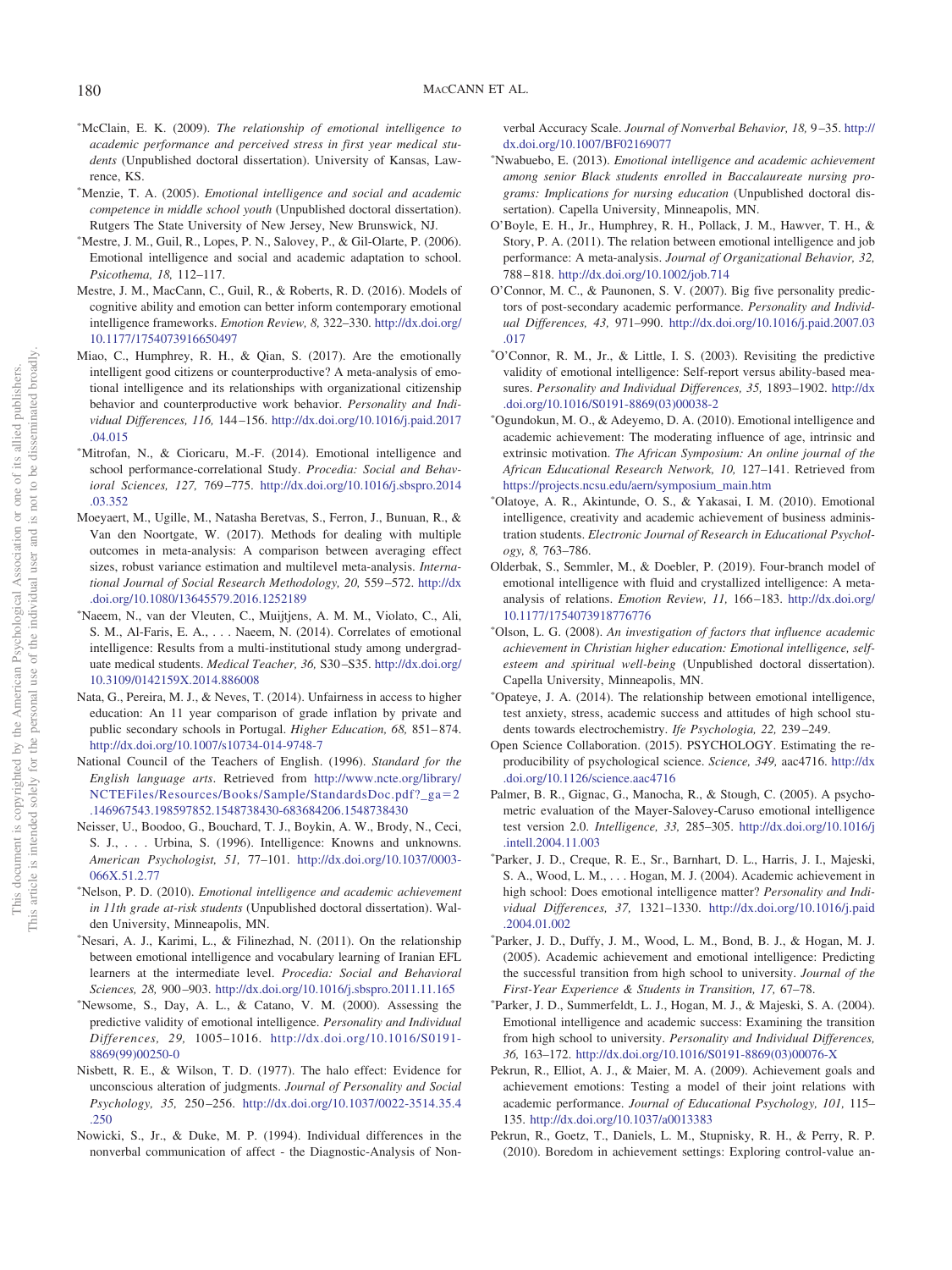*McClain, E. K. (2009). *The relationship of emotional intelligence to academic performance and perceived stress in first year medical students* (Unpublished doctoral dissertation). University of Kansas, Lawrence, KS.

*Menzie, T. A. (2005). *Emotional intelligence and social and academic competence in middle school youth* (Unpublished doctoral dissertation). Rutgers The State University of New Jersey, New Brunswick, NJ.

*Mestre, J. M., Guil, R., Lopes, P. N., Salovey, P., & Gil-Olarte, P. (2006). Emotional intelligence and social and academic adaptation to school. *Psicothema, 18,* 112–117.

Mestre, J. M., MacCann, C., Guil, R., & Roberts, R. D. (2016). Models of cognitive ability and emotion can better inform contemporary emotional intelligence frameworks. *Emotion Review, 8,* 322–330. http://dx.doi.org/10.1177/1754073916650497

Miao, C., Humphrey, R. H., & Qian, S. (2017). Are the emotionally intelligent good citizens or counterproductive? A meta-analysis of emotional intelligence and its relationships with organizational citizenship behavior and counterproductive work behavior. *Personality and Individual Differences, 116,* 144–156. http://dx.doi.org/10.1016/j.paid.2017.04.015

*Mitrofan, N., & Ciorícaru, M.-F. (2014). Emotional intelligence and school performance-correlational Study. *Procedia: Social and Behavioral Sciences, 127,* 769–775. http://dx.doi.org/10.1016/j.sbspro.2014.03.352

Moeyaert, M., Ugille, M., Natasha Beretvas, S., Ferron, J., Bunuan, R., & Van den Noortgate, W. (2017). Methods for dealing with multiple outcomes in meta-analysis: A comparison between averaging effect sizes, robust variance estimation and multilevel meta-analysis. *International Journal of Social Research Methodology, 20,* 559–572. http://dx.doi.org/10.1080/13645579.2016.1252189

*Naeem, N., van der Vleuten, C., Muijtjens, A. M. M., Violato, C., Ali, S. M., Al-Faris, E. A., . . . Naeem, N. (2014). Correlates of emotional intelligence: Results from a multi-institutional study among undergraduate medical students. *Medical Teacher, 36,* S30–S35. http://dx.doi.org/10.3109/0142159X.2014.886008

Nata, G., Pereira, M. J., & Neves, T. (2014). Unfairness in access to higher education: An 11 year comparison of grade inflation by private and public secondary schools in Portugal. *Higher Education, 68,* 851–874. http://dx.doi.org/10.1007/s10734-014-9748-7

National Council of the Teachers of English. (1996). *Standard for the English language arts*. Retrieved from http://www.ncte.org/library/NCTEFiles/Resources/Books/Sample/StandardsDoc.pdf?_ga=2.146967543.198597852.1548738430-683684206.1548738430

Neisser, U., Boodoo, G., Bouchard, T. J., Boykin, A. W., Brody, N., Ceci, S. J., . . . Urbina, S. (1996). Intelligence: Knowns and unknowns. *American Psychologist, 51,* 77–101. http://dx.doi.org/10.1037/0003-066X.51.2.77

*Nelson, P. D. (2010). *Emotional intelligence and academic achievement in 11th grade at-risk students* (Unpublished doctoral dissertation). Walden University, Minneapolis, MN.

*Nesari, A. J., Karimi, L., & Filinezhad, N. (2011). On the relationship between emotional intelligence and vocabulary learning of Iranian EFL learners at the intermediate level. *Procedia: Social and Behavioral Sciences, 28,* 900–903. http://dx.doi.org/10.1016/j.sbspro.2011.11.165

*Newsome, S., Day, A. L., & Catano, V. M. (2000). Assessing the predictive validity of emotional intelligence. *Personality and Individual Differences, 29,* 1005–1016. http://dx.doi.org/10.1016/S0191-8869(99)00250-0

Nisbett, R. E., & Wilson, T. D. (1977). The halo effect: Evidence for unconscious alteration of judgments. *Journal of Personality and Social Psychology, 35,* 250–256. http://dx.doi.org/10.1037/0022-3514.35.4.250

Nowicki, S., Jr., & Duke, M. P. (1994). Individual differences in the nonverbal communication of affect - the Diagnostic-Analysis of Nonverbal Accuracy Scale. *Journal of Nonverbal Behavior, 18,* 9–35. http://dx.doi.org/10.1007/BF02169077

*Nwabuebo, E. (2013). *Emotional intelligence and academic achievement among senior Black students enrolled in Baccalaureate nursing programs: Implications for nursing education* (Unpublished doctoral dissertation). Capella University, Minneapolis, MN.

O'Boyle, E. H., Jr., Humphrey, R. H., Pollack, J. M., Hawver, T. H., & Story, P. A. (2011). The relation between emotional intelligence and job performance: A meta-analysis. *Journal of Organizational Behavior, 32,* 788–818. http://dx.doi.org/10.1002/job.714

O'Connor, M. C., & Paunonen, S. V. (2007). Big five personality predictors of post-secondary academic performance. *Personality and Individual Differences, 43,* 971–990. http://dx.doi.org/10.1016/j.paid.2007.03.017

*O'Connor, R. M., Jr., & Little, I. S. (2003). Revisiting the predictive validity of emotional intelligence: Self-report versus ability-based measures. *Personality and Individual Differences, 35,* 1893–1902. http://dx.doi.org/10.1016/S0191-8869(03)00038-2

*Ogundokun, M. O., & Adeyemo, D. A. (2010). Emotional intelligence and academic achievement: The moderating influence of age, intrinsic and extrinsic motivation. *The African Symposium: An online journal of the African Educational Research Network, 10,* 127–141. Retrieved from https://projects.ncsu.edu/aern/symposium_main.htm

*Olatoye, A. R., Akintunde, O. S., & Yakasai, I. M. (2010). Emotional intelligence, creativity and academic achievement of business administration students. *Electronic Journal of Research in Educational Psychology, 8,* 763–786.

Olderbak, S., Semmler, M., & Doebler, P. (2019). Four-branch model of emotional intelligence with fluid and crystallized intelligence: A meta-analysis of relations. *Emotion Review, 11,* 166–183. http://dx.doi.org/10.1177/1754073918776776

*Olson, L. G. (2008). *An investigation of factors that influence academic achievement in Christian higher education: Emotional intelligence, self-esteem and spiritual well-being* (Unpublished doctoral dissertation). Capella University, Minneapolis, MN.

*Opateye, J. A. (2014). The relationship between emotional intelligence, test anxiety, stress, academic success and attitudes of high school students towards electrochemistry. *Ife Psychologia, 22,* 239–249.

Open Science Collaboration. (2015). PSYCHOLOGY. Estimating the reproducibility of psychological science. *Science, 349,* aac4716. http://dx.doi.org/10.1126/science.aac4716

Palmer, B. R., Gignac, G., Manocha, R., & Stough, C. (2005). A psychometric evaluation of the Mayer-Salovey-Caruso emotional intelligence test version 2.0. *Intelligence, 33,* 285–305. http://dx.doi.org/10.1016/j.intell.2004.11.003

*Parker, J. D., Creque, R. E., Sr., Barnhart, D. L., Harris, J. I., Majeski, S. A., Wood, L. M., . . . Hogan, M. J. (2004). Academic achievement in high school: Does emotional intelligence matter? *Personality and Individual Differences, 37,* 1321–1330. http://dx.doi.org/10.1016/j.paid.2004.01.002

*Parker, J. D., Duffy, J. M., Wood, L. M., Bond, B. J., & Hogan, M. J. (2005). Academic achievement and emotional intelligence: Predicting the successful transition from high school to university. *Journal of the First-Year Experience & Students in Transition, 17,* 67–78.

*Parker, J. D., Summerfeldt, L. J., Hogan, M. J., & Majeski, S. A. (2004). Emotional intelligence and academic success: Examining the transition from high school to university. *Personality and Individual Differences, 36,* 163–172. http://dx.doi.org/10.1016/S0191-8869(03)00076-X

Pekrun, R., Elliot, A. J., & Maier, M. A. (2009). Achievement goals and achievement emotions: Testing a model of their joint relations with academic performance. *Journal of Educational Psychology, 101,* 115–135. http://dx.doi.org/10.1037/a0013383

Pekrun, R., Goetz, T., Daniels, L. M., Stupnisky, R. H., & Perry, R. P. (2010). Boredom in achievement settings: Exploring control-value an-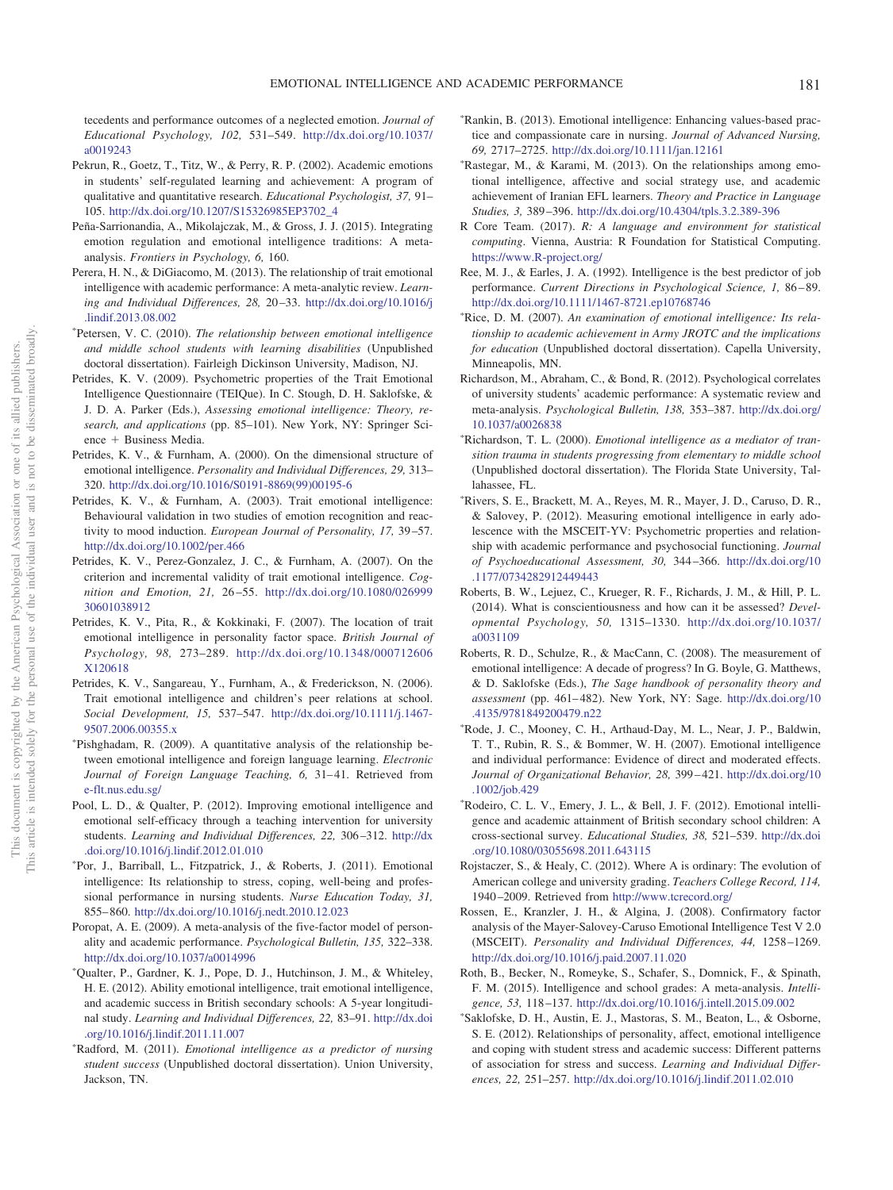tecedents and performance outcomes of a neglected emotion. *Journal of Educational Psychology, 102,* 531–549. http://dx.doi.org/10.1037/a0019243

Pekrun, R., Goetz, T., Titz, W., & Perry, R. P. (2002). Academic emotions in students' self-regulated learning and achievement: A program of qualitative and quantitative research. *Educational Psychologist, 37,* 91–105. http://dx.doi.org/10.1207/S15326985EP3702_4

Peña-Sarrionandia, A., Mikolajczak, M., & Gross, J. J. (2015). Integrating emotion regulation and emotional intelligence traditions: A meta-analysis. *Frontiers in Psychology, 6,* 160.

Perera, H. N., & DiGiacomo, M. (2013). The relationship of trait emotional intelligence with academic performance: A meta-analytic review. *Learning and Individual Differences, 28,* 20–33. http://dx.doi.org/10.1016/j.lindif.2013.08.002

*Petersen, V. C. (2010). *The relationship between emotional intelligence and middle school students with learning disabilities* (Unpublished doctoral dissertation). Fairleigh Dickinson University, Madison, NJ.

Petrides, K. V. (2009). Psychometric properties of the Trait Emotional Intelligence Questionnaire (TEIQue). In C. Stough, D. H. Saklofske, & J. D. A. Parker (Eds.), *Assessing emotional intelligence: Theory, research, and applications* (pp. 85–101). New York, NY: Springer Science + Business Media.

Petrides, K. V., & Furnham, A. (2000). On the dimensional structure of emotional intelligence. *Personality and Individual Differences, 29,* 313–320. http://dx.doi.org/10.1016/S0191-8869(99)00195-6

Petrides, K. V., & Furnham, A. (2003). Trait emotional intelligence: Behavioural validation in two studies of emotion recognition and reactivity to mood induction. *European Journal of Personality, 17,* 39–57. http://dx.doi.org/10.1002/per.466

Petrides, K. V., Perez-Gonzalez, J. C., & Furnham, A. (2007). On the criterion and incremental validity of trait emotional intelligence. *Cognition and Emotion, 21,* 26–55. http://dx.doi.org/10.1080/02699930601038912

Petrides, K. V., Pita, R., & Kokkinaki, F. (2007). The location of trait emotional intelligence in personality factor space. *British Journal of Psychology, 98,* 273–289. http://dx.doi.org/10.1348/000712606X120618

Petrides, K. V., Sangareau, Y., Furnham, A., & Frederickson, N. (2006). Trait emotional intelligence and children's peer relations at school. *Social Development, 15,* 537–547. http://dx.doi.org/10.1111/j.1467-9507.2006.00355.x

*Pishghadam, R. (2009). A quantitative analysis of the relationship between emotional intelligence and foreign language learning. *Electronic Journal of Foreign Language Teaching, 6,* 31–41. Retrieved from e-flt.nus.edu.sg/

Pool, L. D., & Qualter, P. (2012). Improving emotional intelligence and emotional self-efficacy through a teaching intervention for university students. *Learning and Individual Differences, 22,* 306–312. http://dx.doi.org/10.1016/j.lindif.2012.01.010

*Por, J., Barriball, L., Fitzpatrick, J., & Roberts, J. (2011). Emotional intelligence: Its relationship to stress, coping, well-being and professional performance in nursing students. *Nurse Education Today, 31,* 855–860. http://dx.doi.org/10.1016/j.nedt.2010.12.023

Poropat, A. E. (2009). A meta-analysis of the five-factor model of personality and academic performance. *Psychological Bulletin, 135,* 322–338. http://dx.doi.org/10.1037/a0014996

*Qualter, P., Gardner, K. J., Pope, D. J., Hutchinson, J. M., & Whiteley, H. E. (2012). Ability emotional intelligence, trait emotional intelligence, and academic success in British secondary schools: A 5-year longitudinal study. *Learning and Individual Differences, 22,* 83–91. http://dx.doi.org/10.1016/j.lindif.2011.11.007

*Radford, M. (2011). *Emotional intelligence as a predictor of nursing student success* (Unpublished doctoral dissertation). Union University, Jackson, TN.

*Rankin, B. (2013). Emotional intelligence: Enhancing values-based practice and compassionate care in nursing. *Journal of Advanced Nursing, 69,* 2717–2725. http://dx.doi.org/10.1111/jan.12161

*Rastegar, M., & Karami, M. (2013). On the relationships among emotional intelligence, affective and social strategy use, and academic achievement of Iranian EFL learners. *Theory and Practice in Language Studies, 3,* 389–396. http://dx.doi.org/10.4304/tpls.3.2.389-396

R Core Team. (2017). *R: A language and environment for statistical computing*. Vienna, Austria: R Foundation for Statistical Computing. https://www.R-project.org/

Ree, M. J., & Earles, J. A. (1992). Intelligence is the best predictor of job performance. *Current Directions in Psychological Science, 1,* 86–89. http://dx.doi.org/10.1111/1467-8721.ep10768746

*Rice, D. M. (2007). *An examination of emotional intelligence: Its relationship to academic achievement in Army JROTC and the implications for education* (Unpublished doctoral dissertation). Capella University, Minneapolis, MN.

Richardson, M., Abraham, C., & Bond, R. (2012). Psychological correlates of university students' academic performance: A systematic review and meta-analysis. *Psychological Bulletin, 138,* 353–387. http://dx.doi.org/10.1037/a0026838

*Richardson, T. L. (2000). *Emotional intelligence as a mediator of transition trauma in students progressing from elementary to middle school* (Unpublished doctoral dissertation). The Florida State University, Tallahassee, FL.

*Rivers, S. E., Brackett, M. A., Reyes, M. R., Mayer, J. D., Caruso, D. R., & Salovey, P. (2012). Measuring emotional intelligence in early adolescence with the MSCEIT-YV: Psychometric properties and relationship with academic performance and psychosocial functioning. *Journal of Psychoeducational Assessment, 30,* 344–366. http://dx.doi.org/10.1177/0734282912449443

Roberts, B. W., Lejuez, C., Krueger, R. F., Richards, J. M., & Hill, P. L. (2014). What is conscientiousness and how can it be assessed? *Developmental Psychology, 50,* 1315–1330. http://dx.doi.org/10.1037/a0031109

Roberts, R. D., Schulze, R., & MacCann, C. (2008). The measurement of emotional intelligence: A decade of progress? In G. Boyle, G. Matthews, & D. Saklofske (Eds.), *The Sage handbook of personality theory and assessment* (pp. 461–482). New York, NY: Sage. http://dx.doi.org/10.4135/9781849200479.n22

*Rode, J. C., Mooney, C. H., Arthaud-Day, M. L., Near, J. P., Baldwin, T. T., Rubin, R. S., & Bommer, W. H. (2007). Emotional intelligence and individual performance: Evidence of direct and moderated effects. *Journal of Organizational Behavior, 28,* 399–421. http://dx.doi.org/10.1002/job.429

*Rodeiro, C. L. V., Emery, J. L., & Bell, J. F. (2012). Emotional intelligence and academic attainment of British secondary school children: A cross-sectional survey. *Educational Studies, 38,* 521–539. http://dx.doi.org/10.1080/03055698.2011.643115

Rojstaczer, S., & Healy, C. (2012). Where A is ordinary: The evolution of American college and university grading. *Teachers College Record, 114,* 1940–2009. Retrieved from http://www.tcrecord.org/

Rossen, E., Kranzler, J. H., & Algina, J. (2008). Confirmatory factor analysis of the Mayer-Salovey-Caruso Emotional Intelligence Test V 2.0 (MSCEIT). *Personality and Individual Differences, 44,* 1258–1269. http://dx.doi.org/10.1016/j.paid.2007.11.020

Roth, B., Becker, N., Romeyke, S., Schafer, S., Domnick, F., & Spinath, F. M. (2015). Intelligence and school grades: A meta-analysis. *Intelligence, 53,* 118–137. http://dx.doi.org/10.1016/j.intell.2015.09.002

*Saklofske, D. H., Austin, E. J., Mastoras, S. M., Beaton, L., & Osborne, S. E. (2012). Relationships of personality, affect, emotional intelligence and coping with student stress and academic success: Different patterns of association for stress and success. *Learning and Individual Differences, 22,* 251–257. http://dx.doi.org/10.1016/j.lindif.2011.02.010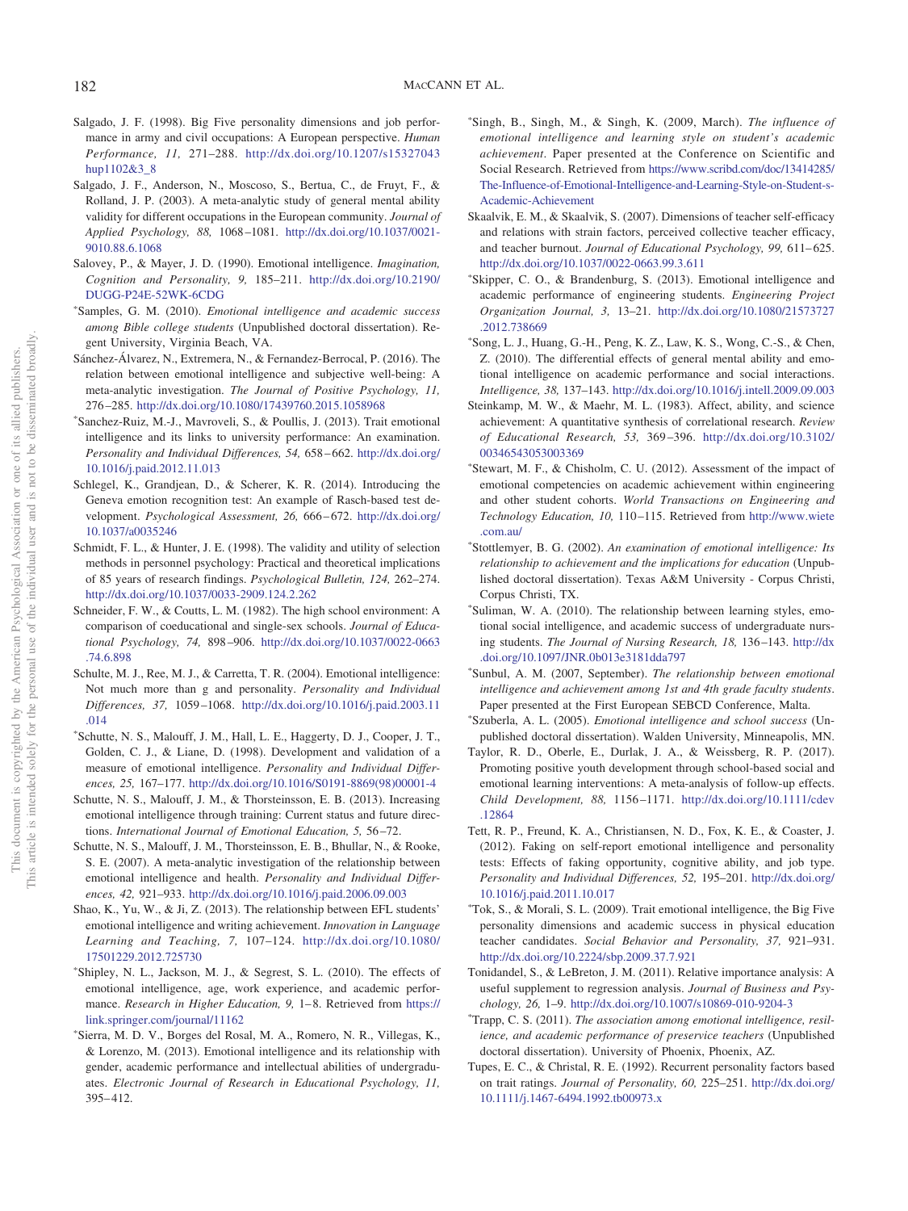Salgado, J. F. (1998). Big Five personality dimensions and job performance in army and civil occupations: A European perspective. *Human Performance, 11,* 271–288. http://dx.doi.org/10.1207/s15327043hup1102&3_8

Salgado, J. F., Anderson, N., Moscoso, S., Bertua, C., de Fruyt, F., & Rolland, J. P. (2003). A meta-analytic study of general mental ability validity for different occupations in the European community. *Journal of Applied Psychology, 88,* 1068–1081. http://dx.doi.org/10.1037/0021-9010.88.6.1068

Salovey, P., & Mayer, J. D. (1990). Emotional intelligence. *Imagination, Cognition and Personality, 9,* 185–211. http://dx.doi.org/10.2190/DUGG-P24E-52WK-6CDG

*Samples, G. M. (2010). *Emotional intelligence and academic success among Bible college students* (Unpublished doctoral dissertation). Regent University, Virginia Beach, VA.

Sánchez-Álvarez, N., Extremera, N., & Fernandez-Berrocal, P. (2016). The relation between emotional intelligence and subjective well-being: A meta-analytic investigation. *The Journal of Positive Psychology, 11,* 276–285. http://dx.doi.org/10.1080/17439760.2015.1058968

*Sanchez-Ruiz, M.-J., Mavroveli, S., & Poullis, J. (2013). Trait emotional intelligence and its links to university performance: An examination. *Personality and Individual Differences, 54,* 658–662. http://dx.doi.org/10.1016/j.paid.2012.11.013

Schlegel, K., Grandjean, D., & Scherer, K. R. (2014). Introducing the Geneva emotion recognition test: An example of Rasch-based test development. *Psychological Assessment, 26,* 666–672. http://dx.doi.org/10.1037/a0035246

Schmidt, F. L., & Hunter, J. E. (1998). The validity and utility of selection methods in personnel psychology: Practical and theoretical implications of 85 years of research findings. *Psychological Bulletin, 124,* 262–274. http://dx.doi.org/10.1037/0033-2909.124.2.262

Schneider, F. W., & Coutts, L. M. (1982). The high school environment: A comparison of coeducational and single-sex schools. *Journal of Educational Psychology, 74,* 898–906. http://dx.doi.org/10.1037/0022-0663.74.6.898

Schulte, M. J., Ree, M. J., & Carretta, T. R. (2004). Emotional intelligence: Not much more than g and personality. *Personality and Individual Differences, 37,* 1059–1068. http://dx.doi.org/10.1016/j.paid.2003.11.014

*Schutte, N. S., Malouff, J. M., Hall, L. E., Haggerty, D. J., Cooper, J. T., Golden, C. J., & Liane, D. (1998). Development and validation of a measure of emotional intelligence. *Personality and Individual Differences, 25,* 167–177. http://dx.doi.org/10.1016/S0191-8869(98)00001-4

Schutte, N. S., Malouff, J. M., & Thorsteinsson, E. B. (2013). Increasing emotional intelligence through training: Current status and future directions. *International Journal of Emotional Education, 5,* 56–72.

Schutte, N. S., Malouff, J. M., Thorsteinsson, E. B., Bhullar, N., & Rooke, S. E. (2007). A meta-analytic investigation of the relationship between emotional intelligence and health. *Personality and Individual Differences, 42,* 921–933. http://dx.doi.org/10.1016/j.paid.2006.09.003

Shao, K., Yu, W., & Ji, Z. (2013). The relationship between EFL students' emotional intelligence and writing achievement. *Innovation in Language Learning and Teaching, 7,* 107–124. http://dx.doi.org/10.1080/17501229.2012.725730

*Shipley, N. L., Jackson, M. J., & Segrest, S. L. (2010). The effects of emotional intelligence, age, work experience, and academic performance. *Research in Higher Education, 9,* 1–8. Retrieved from https://link.springer.com/journal/11162

*Sierra, M. D. V., Borges del Rosal, M. A., Romero, N. R., Villegas, K., & Lorenzo, M. (2013). Emotional intelligence and its relationship with gender, academic performance and intellectual abilities of undergraduates. *Electronic Journal of Research in Educational Psychology, 11,* 395–412.

*Singh, B., Singh, M., & Singh, K. (2009, March). *The influence of emotional intelligence and learning style on student's academic achievement*. Paper presented at the Conference on Scientific and Social Research. Retrieved from https://www.scribd.com/doc/13414285/The-Influence-of-Emotional-Intelligence-and-Learning-Style-on-Student-s-Academic-Achievement

Skaalvik, E. M., & Skaalvik, S. (2007). Dimensions of teacher self-efficacy and relations with strain factors, perceived collective teacher efficacy, and teacher burnout. *Journal of Educational Psychology, 99,* 611–625. http://dx.doi.org/10.1037/0022-0663.99.3.611

*Skipper, C. O., & Brandenburg, S. (2013). Emotional intelligence and academic performance of engineering students. *Engineering Project Organization Journal, 3,* 13–21. http://dx.doi.org/10.1080/21573727.2012.738669

*Song, L. J., Huang, G.-H., Peng, K. Z., Law, K. S., Wong, C.-S., & Chen, Z. (2010). The differential effects of general mental ability and emotional intelligence on academic performance and social interactions. *Intelligence, 38,* 137–143. http://dx.doi.org/10.1016/j.intell.2009.09.003

Steinkamp, M. W., & Maehr, M. L. (1983). Affect, ability, and science achievement: A quantitative synthesis of correlational research. *Review of Educational Research, 53,* 369–396. http://dx.doi.org/10.3102/00346543053003369

*Stewart, M. F., & Chisholm, C. U. (2012). Assessment of the impact of emotional competencies on academic achievement within engineering and other student cohorts. *World Transactions on Engineering and Technology Education, 10,* 110–115. Retrieved from http://www.wiete.com.au/

*Stottlemyer, B. G. (2002). *An examination of emotional intelligence: Its relationship to achievement and the implications for education* (Unpublished doctoral dissertation). Texas A&M University - Corpus Christi, Corpus Christi, TX.

*Suliman, W. A. (2010). The relationship between learning styles, emotional social intelligence, and academic success of undergraduate nursing students. *The Journal of Nursing Research, 18,* 136–143. http://dx.doi.org/10.1097/JNR.0b013e3181dda797

*Sunbul, A. M. (2007, September). *The relationship between emotional intelligence and achievement among 1st and 4th grade faculty students*. Paper presented at the First European SEBCD Conference, Malta.

*Szuberla, A. L. (2005). *Emotional intelligence and school success* (Unpublished doctoral dissertation). Walden University, Minneapolis, MN.

Taylor, R. D., Oberle, E., Durlak, J. A., & Weissberg, R. P. (2017). Promoting positive youth development through school-based social and emotional learning interventions: A meta-analysis of follow-up effects. *Child Development, 88,* 1156–1171. http://dx.doi.org/10.1111/cdev.12864

Tett, R. P., Freund, K. A., Christiansen, N. D., Fox, K. E., & Coaster, J. (2012). Faking on self-report emotional intelligence and personality tests: Effects of faking opportunity, cognitive ability, and job type. *Personality and Individual Differences, 52,* 195–201. http://dx.doi.org/10.1016/j.paid.2011.10.017

*Tok, S., & Morali, S. L. (2009). Trait emotional intelligence, the Big Five personality dimensions and academic success in physical education teacher candidates. *Social Behavior and Personality, 37,* 921–931. http://dx.doi.org/10.2224/sbp.2009.37.7.921

Tonidandel, S., & LeBreton, J. M. (2011). Relative importance analysis: A useful supplement to regression analysis. *Journal of Business and Psychology, 26,* 1–9. http://dx.doi.org/10.1007/s10869-010-9204-3

*Trapp, C. S. (2011). *The association among emotional intelligence, resilience, and academic performance of preservice teachers* (Unpublished doctoral dissertation). University of Phoenix, Phoenix, AZ.

Tupes, E. C., & Christal, R. E. (1992). Recurrent personality factors based on trait ratings. *Journal of Personality, 60,* 225–251. http://dx.doi.org/10.1111/j.1467-6494.1992.tb00973.x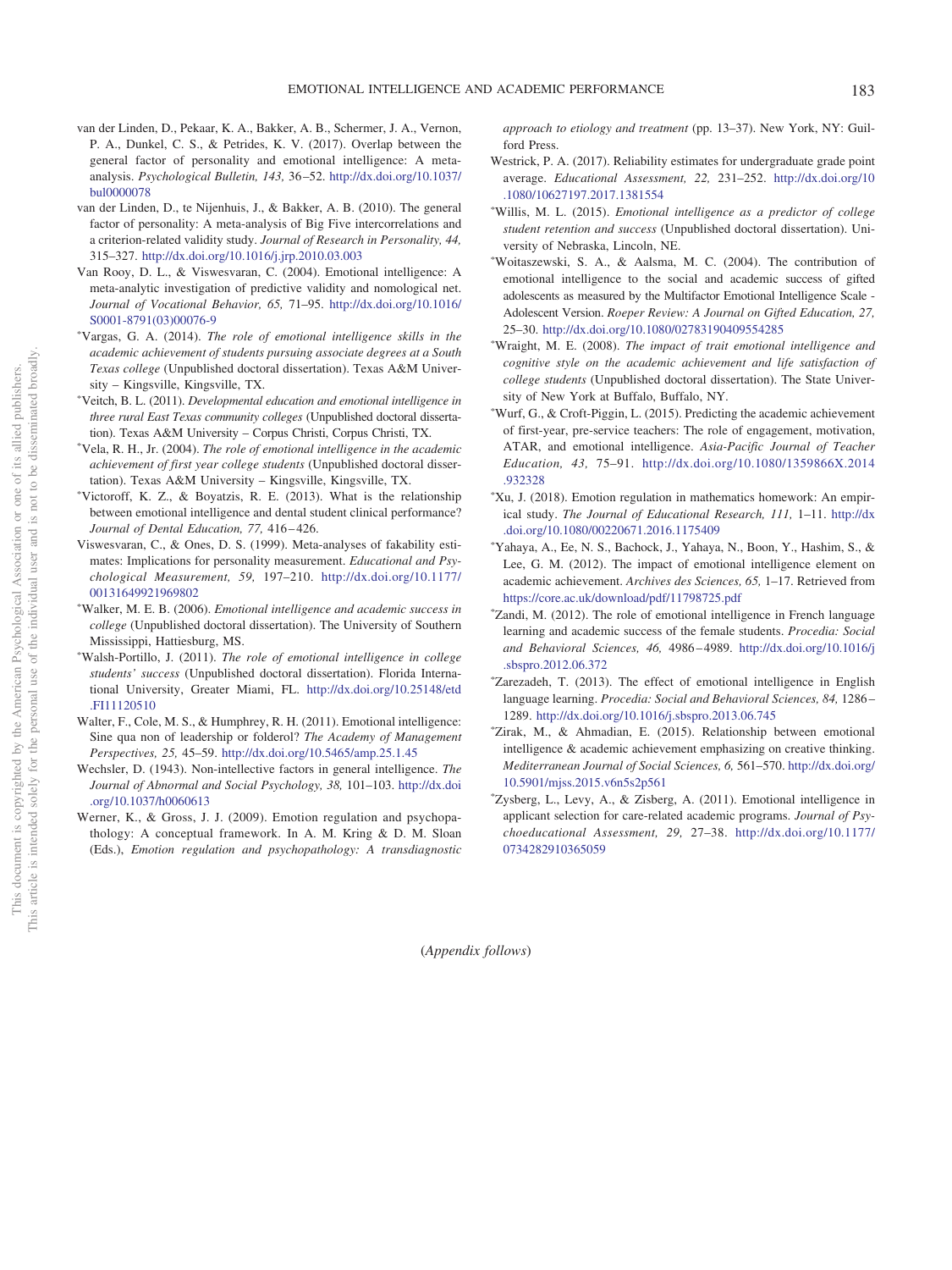van der Linden, D., Pekaar, K. A., Bakker, A. B., Schermer, J. A., Vernon, P. A., Dunkel, C. S., & Petrides, K. V. (2017). Overlap between the general factor of personality and emotional intelligence: A meta-analysis. *Psychological Bulletin, 143,* 36–52. http://dx.doi.org/10.1037/bul0000078

van der Linden, D., te Nijenhuis, J., & Bakker, A. B. (2010). The general factor of personality: A meta-analysis of Big Five intercorrelations and a criterion-related validity study. *Journal of Research in Personality, 44,* 315–327. http://dx.doi.org/10.1016/j.jrp.2010.03.003

Van Rooy, D. L., & Viswesvaran, C. (2004). Emotional intelligence: A meta-analytic investigation of predictive validity and nomological net. *Journal of Vocational Behavior, 65,* 71–95. http://dx.doi.org/10.1016/S0001-8791(03)00076-9

*Vargas, G. A. (2014). *The role of emotional intelligence skills in the academic achievement of students pursuing associate degrees at a South Texas college* (Unpublished doctoral dissertation). Texas A&M University – Kingsville, Kingsville, TX.

*Veitch, B. L. (2011). *Developmental education and emotional intelligence in three rural East Texas community colleges* (Unpublished doctoral dissertation). Texas A&M University – Corpus Christi, Corpus Christi, TX.

*Vela, R. H., Jr. (2004). *The role of emotional intelligence in the academic achievement of first year college students* (Unpublished doctoral dissertation). Texas A&M University – Kingsville, Kingsville, TX.

*Victoroff, K. Z., & Boyatzis, R. E. (2013). What is the relationship between emotional intelligence and dental student clinical performance? *Journal of Dental Education, 77,* 416–426.

Viswesvaran, C., & Ones, D. S. (1999). Meta-analyses of fakability estimates: Implications for personality measurement. *Educational and Psychological Measurement, 59,* 197–210. http://dx.doi.org/10.1177/00131649921969802

*Walker, M. E. B. (2006). *Emotional intelligence and academic success in college* (Unpublished doctoral dissertation). The University of Southern Mississippi, Hattiesburg, MS.

*Walsh-Portillo, J. (2011). *The role of emotional intelligence in college students' success* (Unpublished doctoral dissertation). Florida International University, Greater Miami, FL. http://dx.doi.org/10.25148/etd.FI11120510

Walter, F., Cole, M. S., & Humphrey, R. H. (2011). Emotional intelligence: Sine qua non of leadership or folderol? *The Academy of Management Perspectives, 25,* 45–59. http://dx.doi.org/10.5465/amp.25.1.45

Wechsler, D. (1943). Non-intellective factors in general intelligence. *The Journal of Abnormal and Social Psychology, 38,* 101–103. http://dx.doi.org/10.1037/h0060613

Werner, K., & Gross, J. J. (2009). Emotion regulation and psychopathology: A conceptual framework. In A. M. Kring & D. M. Sloan (Eds.), *Emotion regulation and psychopathology: A transdiagnostic approach to etiology and treatment* (pp. 13–37). New York, NY: Guilford Press.

Westrick, P. A. (2017). Reliability estimates for undergraduate grade point average. *Educational Assessment, 22,* 231–252. http://dx.doi.org/10.1080/10627197.2017.1381554

*Willis, M. L. (2015). *Emotional intelligence as a predictor of college student retention and success* (Unpublished doctoral dissertation). University of Nebraska, Lincoln, NE.

*Woitaszewski, S. A., & Aalsma, M. C. (2004). The contribution of emotional intelligence to the social and academic success of gifted adolescents as measured by the Multifactor Emotional Intelligence Scale - Adolescent Version. *Roeper Review: A Journal on Gifted Education, 27,* 25–30. http://dx.doi.org/10.1080/02783190409554285

*Wraight, M. E. (2008). *The impact of trait emotional intelligence and cognitive style on the academic achievement and life satisfaction of college students* (Unpublished doctoral dissertation). The State University of New York at Buffalo, Buffalo, NY.

*Wurf, G., & Croft-Piggin, L. (2015). Predicting the academic achievement of first-year, pre-service teachers: The role of engagement, motivation, ATAR, and emotional intelligence. *Asia-Pacific Journal of Teacher Education, 43,* 75–91. http://dx.doi.org/10.1080/1359866X.2014.932328

*Xu, J. (2018). Emotion regulation in mathematics homework: An empirical study. *The Journal of Educational Research, 111,* 1–11. http://dx.doi.org/10.1080/00220671.2016.1175409

*Yahaya, A., Ee, N. S., Bachock, J., Yahaya, N., Boon, Y., Hashim, S., & Lee, G. M. (2012). The impact of emotional intelligence element on academic achievement. *Archives des Sciences, 65,* 1–17. Retrieved from https://core.ac.uk/download/pdf/11798725.pdf

*Zandi, M. (2012). The role of emotional intelligence in French language learning and academic success of the female students. *Procedia: Social and Behavioral Sciences, 46,* 4986–4989. http://dx.doi.org/10.1016/j.sbspro.2012.06.372

*Zarezadeh, T. (2013). The effect of emotional intelligence in English language learning. *Procedia: Social and Behavioral Sciences, 84,* 1286–1289. http://dx.doi.org/10.1016/j.sbspro.2013.06.745

*Zirak, M., & Ahmadian, E. (2015). Relationship between emotional intelligence & academic achievement emphasizing on creative thinking. *Mediterranean Journal of Social Sciences, 6,* 561–570. http://dx.doi.org/10.5901/mjss.2015.v6n5s2p561

*Zysberg, L., Levy, A., & Zisberg, A. (2011). Emotional intelligence in applicant selection for care-related academic programs. *Journal of Psychoeducational Assessment, 29,* 27–38. http://dx.doi.org/10.1177/0734282910365059

(*Appendix follows*)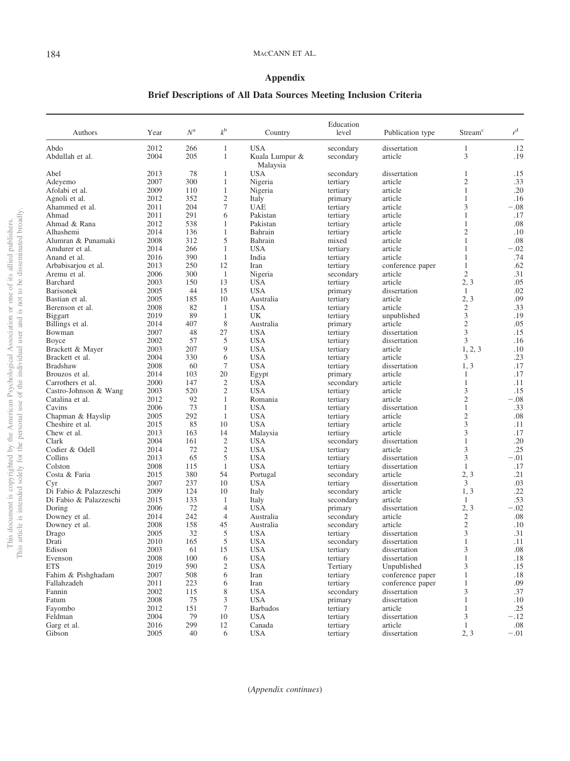## Appendix

### Brief Descriptions of All Data Sources Meeting Inclusion Criteria

| Authors | Year | $N$[a] | $k$[b] | Country | Education level | Publication type | Stream[c] | $r$[d] |
|---|---|---|---|---|---|---|---|---|
| Abdo | 2012 | 266 | 1 | USA | secondary | dissertation | 1 | .12 |
| Abdullah et al. | 2004 | 205 | 1 | Kuala Lumpur & Malaysia | secondary | article | 3 | .19 |
| Abel | 2013 | 78 | 1 | USA | secondary | dissertation | 1 | .15 |
| Adeyemo | 2007 | 300 | 1 | Nigeria | tertiary | article | 2 | .33 |
| Afolabi et al. | 2009 | 110 | 1 | Nigeria | tertiary | article | 1 | .20 |
| Agnoli et al. | 2012 | 352 | 2 | Italy | primary | article | 1 | .16 |
| Ahammed et al. | 2011 | 204 | 7 | UAE | tertiary | article | 3 | −.08 |
| Ahmad | 2011 | 291 | 6 | Pakistan | tertiary | article | 1 | .17 |
| Ahmad & Rana | 2012 | 538 | 1 | Pakistan | tertiary | article | 1 | .08 |
| Alhashemi | 2014 | 136 | 1 | Bahrain | tertiary | article | 2 | .10 |
| Alumran & Punamaki | 2008 | 312 | 5 | Bahrain | mixed | article | 1 | .08 |
| Amdurer et al. | 2014 | 266 | 1 | USA | tertiary | article | 1 | −.02 |
| Anand et al. | 2016 | 390 | 1 | India | tertiary | article | 1 | .74 |
| Arbabisarjou et al. | 2013 | 250 | 12 | Iran | tertiary | conference paper | 1 | .62 |
| Aremu et al. | 2006 | 300 | 1 | Nigeria | secondary | article | 2 | .31 |
| Barchard | 2003 | 150 | 13 | USA | tertiary | article | 2, 3 | .05 |
| Barisonek | 2005 | 44 | 15 | USA | primary | dissertation | 1 | .02 |
| Bastian et al. | 2005 | 185 | 10 | Australia | tertiary | article | 2, 3 | .09 |
| Berenson et al. | 2008 | 82 | 1 | USA | tertiary | article | 2 | .33 |
| Biggart | 2019 | 89 | 1 | UK | tertiary | unpublished | 3 | .19 |
| Billings et al. | 2014 | 407 | 8 | Australia | primary | article | 2 | .05 |
| Bowman | 2007 | 48 | 27 | USA | tertiary | dissertation | 3 | .15 |
| Boyce | 2002 | 57 | 5 | USA | tertiary | dissertation | 3 | .16 |
| Brackett & Mayer | 2003 | 207 | 9 | USA | tertiary | article | 1, 2, 3 | .10 |
| Brackett et al. | 2004 | 330 | 6 | USA | tertiary | article | 3 | .23 |
| Bradshaw | 2008 | 60 | 7 | USA | tertiary | dissertation | 1, 3 | .17 |
| Brouzos et al. | 2014 | 103 | 20 | Egypt | primary | article | 1 | .17 |
| Carrothers et al. | 2000 | 147 | 2 | USA | secondary | article | 1 | .11 |
| Castro-Johnson & Wang | 2003 | 520 | 2 | USA | tertiary | article | 3 | .15 |
| Catalina et al. | 2012 | 92 | 1 | Romania | tertiary | article | 2 | −.08 |
| Cavins | 2006 | 73 | 1 | USA | tertiary | dissertation | 1 | .33 |
| Chapman & Hayslip | 2005 | 292 | 1 | USA | tertiary | article | 2 | .08 |
| Cheshire et al. | 2015 | 85 | 10 | USA | tertiary | article | 3 | .11 |
| Chew et al. | 2013 | 163 | 14 | Malaysia | tertiary | article | 3 | .17 |
| Clark | 2004 | 161 | 2 | USA | secondary | dissertation | 1 | .20 |
| Codier & Odell | 2014 | 72 | 2 | USA | tertiary | article | 3 | .25 |
| Collins | 2013 | 65 | 5 | USA | tertiary | dissertation | 3 | −.01 |
| Colston | 2008 | 115 | 1 | USA | tertiary | dissertation | 1 | .17 |
| Costa & Faria | 2015 | 380 | 54 | Portugal | secondary | article | 2, 3 | .21 |
| Cyr | 2007 | 237 | 10 | USA | tertiary | dissertation | 3 | .03 |
| Di Fabio & Palazzeschi | 2009 | 124 | 10 | Italy | secondary | article | 1, 3 | .22 |
| Di Fabio & Palazzeschi | 2015 | 133 | 1 | Italy | secondary | article | 1 | .53 |
| Doring | 2006 | 72 | 4 | USA | primary | dissertation | 2, 3 | −.02 |
| Downey et al. | 2014 | 242 | 4 | Australia | secondary | article | 2 | .08 |
| Downey et al. | 2008 | 158 | 45 | Australia | secondary | article | 2 | .10 |
| Drago | 2005 | 32 | 5 | USA | tertiary | dissertation | 3 | .31 |
| Drati | 2010 | 165 | 5 | USA | secondary | dissertation | 1 | .11 |
| Edison | 2003 | 61 | 15 | USA | tertiary | dissertation | 3 | .08 |
| Evenson | 2008 | 100 | 6 | USA | tertiary | dissertation | 1 | .18 |
| ETS | 2019 | 590 | 2 | USA | Tertiary | Unpublished | 3 | .15 |
| Fahim & Pishghadam | 2007 | 508 | 6 | Iran | tertiary | conference paper | 1 | .18 |
| Fallahzadeh | 2011 | 223 | 6 | Iran | tertiary | conference paper | 1 | .09 |
| Fannin | 2002 | 115 | 8 | USA | secondary | dissertation | 3 | .37 |
| Fatum | 2008 | 75 | 3 | USA | primary | dissertation | 1 | .10 |
| Fayombo | 2012 | 151 | 7 | Barbados | tertiary | article | 1 | .25 |
| Feldman | 2004 | 79 | 10 | USA | tertiary | dissertation | 3 | −.12 |
| Garg et al. | 2016 | 299 | 12 | Canada | tertiary | article | 1 | .08 |
| Gibson | 2005 | 40 | 6 | USA | tertiary | dissertation | 2, 3 | −.01 |

(*Appendix continues*)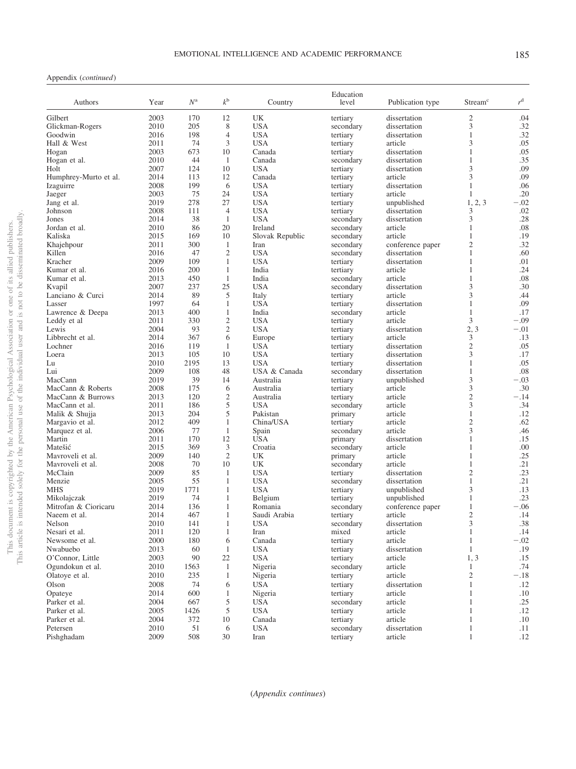Appendix (*continued*)

| Authors | Year | $N$[a] | $k$[b] | Country | Education level | Publication type | Stream[c] | $r$[d] |
|---|---|---|---|---|---|---|---|---|
| Gilbert | 2003 | 170 | 12 | UK | tertiary | dissertation | 2 | .04 |
| Glickman-Rogers | 2010 | 205 | 8 | USA | secondary | dissertation | 3 | .32 |
| Goodwin | 2016 | 198 | 4 | USA | tertiary | dissertation | 1 | .32 |
| Hall & West | 2011 | 74 | 3 | USA | tertiary | article | 3 | .05 |
| Hogan | 2003 | 673 | 10 | Canada | tertiary | dissertation | 1 | .05 |
| Hogan et al. | 2010 | 44 | 1 | Canada | secondary | dissertation | 1 | .35 |
| Holt | 2007 | 124 | 10 | USA | tertiary | dissertation | 3 | .09 |
| Humphrey-Murto et al. | 2014 | 113 | 12 | Canada | tertiary | article | 3 | .09 |
| Izaguirre | 2008 | 199 | 6 | USA | tertiary | dissertation | 1 | .06 |
| Jaeger | 2003 | 75 | 24 | USA | tertiary | article | 1 | .20 |
| Jang et al. | 2019 | 278 | 27 | USA | tertiary | unpublished | 1, 2, 3 | −.02 |
| Johnson | 2008 | 111 | 4 | USA | tertiary | dissertation | 3 | .02 |
| Jones | 2014 | 38 | 1 | USA | secondary | dissertation | 3 | .28 |
| Jordan et al. | 2010 | 86 | 20 | Ireland | secondary | article | 1 | .08 |
| Kaliska | 2015 | 169 | 10 | Slovak Republic | secondary | article | 1 | .19 |
| Khajehpour | 2011 | 300 | 1 | Iran | secondary | conference paper | 2 | .32 |
| Killen | 2016 | 47 | 2 | USA | secondary | dissertation | 1 | .60 |
| Kracher | 2009 | 109 | 1 | USA | tertiary | dissertation | 1 | .01 |
| Kumar et al. | 2016 | 200 | 1 | India | tertiary | article | 1 | .24 |
| Kumar et al. | 2013 | 450 | 1 | India | secondary | article | 1 | .08 |
| Kvapil | 2007 | 237 | 25 | USA | secondary | dissertation | 3 | .30 |
| Lanciano & Curci | 2014 | 89 | 5 | Italy | tertiary | article | 3 | .44 |
| Lasser | 1997 | 64 | 1 | USA | tertiary | dissertation | 1 | .09 |
| Lawrence & Deepa | 2013 | 400 | 1 | India | secondary | article | 1 | .17 |
| Leddy et al | 2011 | 330 | 2 | USA | tertiary | article | 3 | −.09 |
| Lewis | 2004 | 93 | 2 | USA | tertiary | dissertation | 2, 3 | −.01 |
| Libbrecht et al. | 2014 | 367 | 6 | Europe | tertiary | article | 3 | .13 |
| Lochner | 2016 | 119 | 1 | USA | tertiary | dissertation | 2 | .05 |
| Loera | 2013 | 105 | 10 | USA | tertiary | dissertation | 3 | .17 |
| Lu | 2010 | 2195 | 13 | USA | tertiary | dissertation | 1 | .05 |
| Lui | 2009 | 108 | 48 | USA & Canada | secondary | dissertation | 1 | .08 |
| MacCann | 2019 | 39 | 14 | Australia | tertiary | unpublished | 3 | −.03 |
| MacCann & Roberts | 2008 | 175 | 6 | Australia | tertiary | article | 3 | .30 |
| MacCann & Burrows | 2013 | 120 | 2 | Australia | tertiary | article | 2 | −.14 |
| MacCann et al. | 2011 | 186 | 5 | USA | secondary | article | 3 | .34 |
| Malik & Shujja | 2013 | 204 | 5 | Pakistan | primary | article | 1 | .12 |
| Margavio et al. | 2012 | 409 | 1 | China/USA | tertiary | article | 2 | .62 |
| Marquez et al. | 2006 | 77 | 1 | Spain | secondary | article | 3 | .46 |
| Martin | 2011 | 170 | 12 | USA | primary | dissertation | 1 | .15 |
| Matešić | 2015 | 369 | 3 | Croatia | secondary | article | 1 | .00 |
| Mavroveli et al. | 2009 | 140 | 2 | UK | primary | article | 1 | .25 |
| Mavroveli et al. | 2008 | 70 | 10 | UK | secondary | article | 1 | .21 |
| McClain | 2009 | 85 | 1 | USA | tertiary | dissertation | 2 | .23 |
| Menzie | 2005 | 55 | 1 | USA | secondary | dissertation | 1 | .21 |
| MHS | 2019 | 1771 | 1 | USA | tertiary | unpublished | 3 | .13 |
| Mikolajczak | 2019 | 74 | 1 | Belgium | tertiary | unpublished | 1 | .23 |
| Mitrofan & Cioricaru | 2014 | 136 | 1 | Romania | secondary | conference paper | 1 | −.06 |
| Naeem et al. | 2014 | 467 | 1 | Saudi Arabia | tertiary | article | 2 | .14 |
| Nelson | 2010 | 141 | 1 | USA | secondary | dissertation | 3 | .38 |
| Nesari et al. | 2011 | 120 | 1 | Iran | mixed | article | 1 | .14 |
| Newsome et al. | 2000 | 180 | 6 | Canada | tertiary | article | 1 | −.02 |
| Nwabuebo | 2013 | 60 | 1 | USA | tertiary | dissertation | 1 | .19 |
| O'Connor, Little | 2003 | 90 | 22 | USA | tertiary | article | 1, 3 | .15 |
| Ogundokun et al. | 2010 | 1563 | 1 | Nigeria | secondary | article | 1 | .74 |
| Olatoye et al. | 2010 | 235 | 1 | Nigeria | tertiary | article | 2 | −.18 |
| Olson | 2008 | 74 | 6 | USA | tertiary | dissertation | 1 | .12 |
| Opateye | 2014 | 600 | 1 | Nigeria | tertiary | article | 1 | .10 |
| Parker et al. | 2004 | 667 | 5 | USA | secondary | article | 1 | .25 |
| Parker et al. | 2005 | 1426 | 5 | USA | tertiary | article | 1 | .12 |
| Parker et al. | 2004 | 372 | 10 | Canada | tertiary | article | 1 | .10 |
| Petersen | 2010 | 51 | 6 | USA | secondary | dissertation | 1 | .11 |
| Pishghadam | 2009 | 508 | 30 | Iran | tertiary | article | 1 | .12 |

(*Appendix continues*)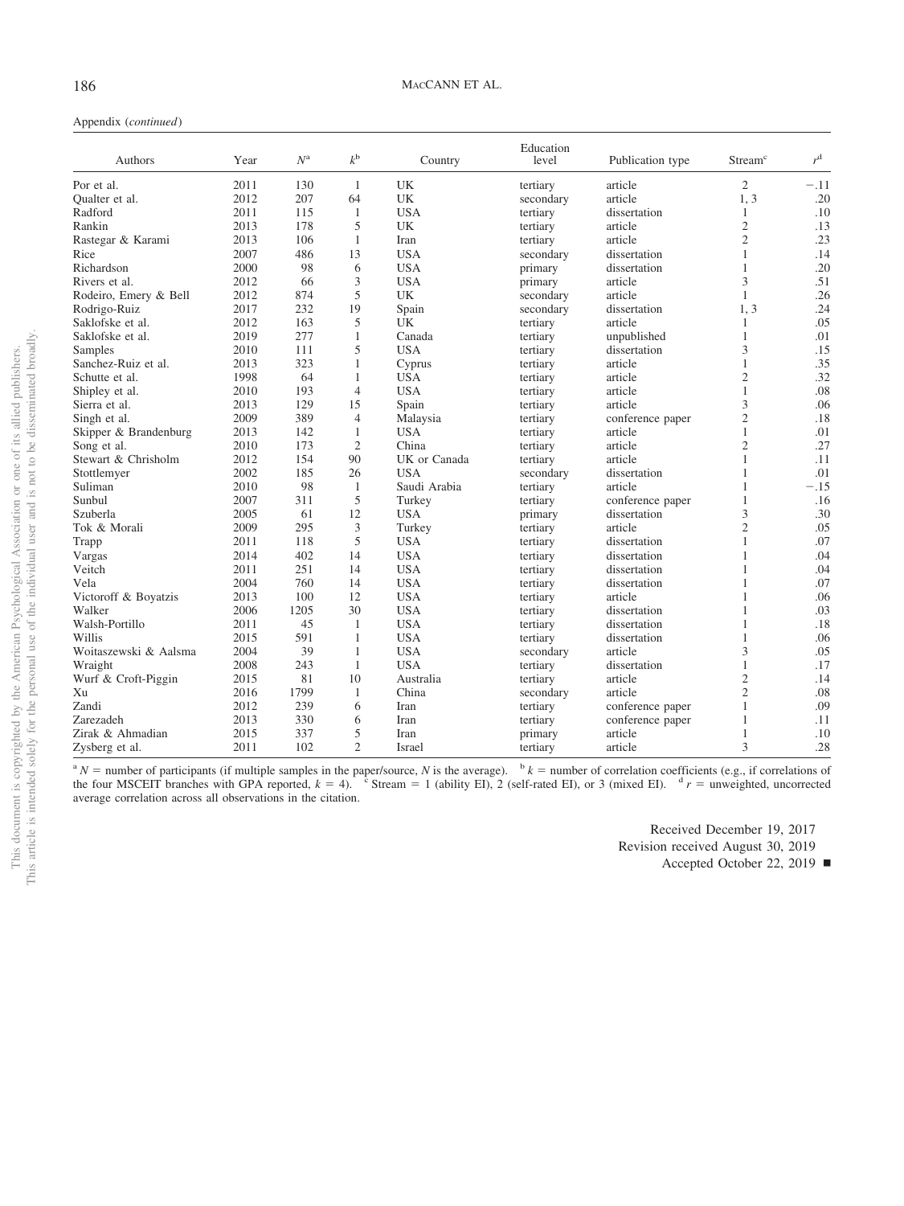Appendix (*continued*)

| Authors | Year | $N$[a] | $k$[b] | Country | Education level | Publication type | Stream[c] | $r$[d] |
|---|---|---|---|---|---|---|---|---|
| Por et al. | 2011 | 130 | 1 | UK | tertiary | article | 2 | −.11 |
| Qualter et al. | 2012 | 207 | 64 | UK | secondary | article | 1, 3 | .20 |
| Radford | 2011 | 115 | 1 | USA | tertiary | dissertation | 1 | .10 |
| Rankin | 2013 | 178 | 5 | UK | tertiary | article | 2 | .13 |
| Rastegar & Karami | 2013 | 106 | 1 | Iran | tertiary | article | 2 | .23 |
| Rice | 2007 | 486 | 13 | USA | secondary | dissertation | 1 | .14 |
| Richardson | 2000 | 98 | 6 | USA | primary | dissertation | 1 | .20 |
| Rivers et al. | 2012 | 66 | 3 | USA | primary | article | 3 | .51 |
| Rodeiro, Emery & Bell | 2012 | 874 | 5 | UK | secondary | article | 1 | .26 |
| Rodrigo-Ruiz | 2017 | 232 | 19 | Spain | secondary | dissertation | 1, 3 | .24 |
| Saklofske et al. | 2012 | 163 | 5 | UK | tertiary | article | 1 | .05 |
| Saklofske et al. | 2019 | 277 | 1 | Canada | tertiary | unpublished | 1 | .01 |
| Samples | 2010 | 111 | 5 | USA | tertiary | dissertation | 3 | .15 |
| Sanchez-Ruiz et al. | 2013 | 323 | 1 | Cyprus | tertiary | article | 1 | .35 |
| Schutte et al. | 1998 | 64 | 1 | USA | tertiary | article | 2 | .32 |
| Shipley et al. | 2010 | 193 | 4 | USA | tertiary | article | 1 | .08 |
| Sierra et al. | 2013 | 129 | 15 | Spain | tertiary | article | 3 | .06 |
| Singh et al. | 2009 | 389 | 4 | Malaysia | tertiary | conference paper | 2 | .18 |
| Skipper & Brandenburg | 2013 | 142 | 1 | USA | tertiary | article | 1 | .01 |
| Song et al. | 2010 | 173 | 2 | China | tertiary | article | 2 | .27 |
| Stewart & Chrisholm | 2012 | 154 | 90 | UK or Canada | tertiary | article | 1 | .11 |
| Stottlemyer | 2002 | 185 | 26 | USA | secondary | dissertation | 1 | .01 |
| Suliman | 2010 | 98 | 1 | Saudi Arabia | tertiary | article | 1 | −.15 |
| Sunbul | 2007 | 311 | 5 | Turkey | tertiary | conference paper | 1 | .16 |
| Szuberla | 2005 | 61 | 12 | USA | primary | dissertation | 3 | .30 |
| Tok & Morali | 2009 | 295 | 3 | Turkey | tertiary | article | 2 | .05 |
| Trapp | 2011 | 118 | 5 | USA | tertiary | dissertation | 1 | .07 |
| Vargas | 2014 | 402 | 14 | USA | tertiary | dissertation | 1 | .04 |
| Veitch | 2011 | 251 | 14 | USA | tertiary | dissertation | 1 | .04 |
| Vela | 2004 | 760 | 14 | USA | tertiary | dissertation | 1 | .07 |
| Victoroff & Boyatzis | 2013 | 100 | 12 | USA | tertiary | article | 1 | .06 |
| Walker | 2006 | 1205 | 30 | USA | tertiary | dissertation | 1 | .03 |
| Walsh-Portillo | 2011 | 45 | 1 | USA | tertiary | dissertation | 1 | .18 |
| Willis | 2015 | 591 | 1 | USA | tertiary | dissertation | 1 | .06 |
| Woitaszewski & Aalsma | 2004 | 39 | 1 | USA | secondary | article | 3 | .05 |
| Wraight | 2008 | 243 | 1 | USA | tertiary | dissertation | 1 | .17 |
| Wurf & Croft-Piggin | 2015 | 81 | 10 | Australia | tertiary | article | 2 | .14 |
| Xu | 2016 | 1799 | 1 | China | secondary | article | 2 | .08 |
| Zandi | 2012 | 239 | 6 | Iran | tertiary | conference paper | 1 | .09 |
| Zarezadeh | 2013 | 330 | 6 | Iran | tertiary | conference paper | 1 | .11 |
| Zirak & Ahmadian | 2015 | 337 | 5 | Iran | primary | article | 1 | .10 |
| Zysberg et al. | 2011 | 102 | 2 | Israel | tertiary | article | 3 | .28 |

[a] $N$ = number of participants (if multiple samples in the paper/source, $N$ is the average). [b] $k$ = number of correlation coefficients (e.g., if correlations of the four MSCEIT branches with GPA reported, $k = 4$). [c] Stream = 1 (ability EI), 2 (self-rated EI), or 3 (mixed EI). [d] $r$ = unweighted, uncorrected average correlation across all observations in the citation.

Received December 19, 2017
Revision received August 30, 2019
Accepted October 22, 2019 ■